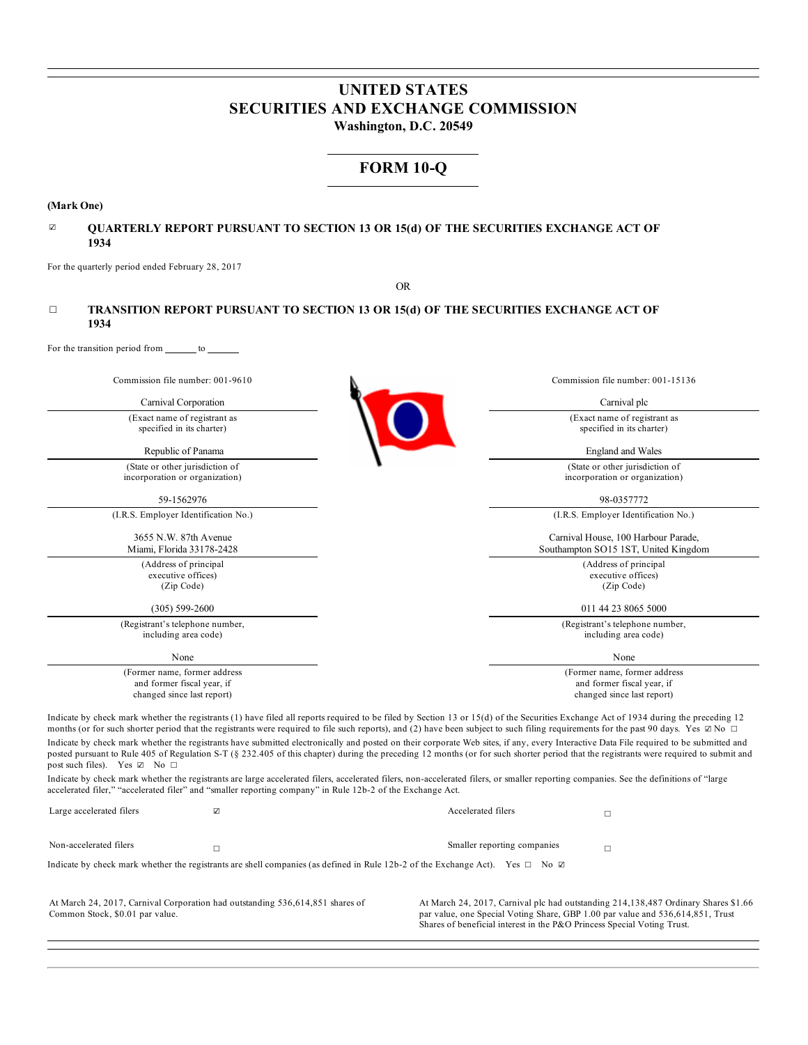# UNITED STATES
# SECURITIES AND EXCHANGE COMMISSION
**Washington, D.C. 20549**

## FORM 10-Q

**(Mark One)**

☑ **QUARTERLY REPORT PURSUANT TO SECTION 13 OR 15(d) OF THE SECURITIES EXCHANGE ACT OF 1934**

For the quarterly period ended February 28, 2017

OR

☐ **TRANSITION REPORT PURSUANT TO SECTION 13 OR 15(d) OF THE SECURITIES EXCHANGE ACT OF 1934**

For the transition period from _______ to _______

| Commission file number: 001-9610 | Commission file number: 001-15136 |
|---|---|
| Carnival Corporation | Carnival plc |
| (Exact name of registrant as specified in its charter) | (Exact name of registrant as specified in its charter) |
| Republic of Panama | England and Wales |
| (State or other jurisdiction of incorporation or organization) | (State or other jurisdiction of incorporation or organization) |
| 59-1562976 | 98-0357772 |
| (I.R.S. Employer Identification No.) | (I.R.S. Employer Identification No.) |
| 3655 N.W. 87th Avenue Miami, Florida 33178-2428 | Carnival House, 100 Harbour Parade, Southampton SO15 1ST, United Kingdom |
| (Address of principal executive offices) (Zip Code) | (Address of principal executive offices) (Zip Code) |
| (305) 599-2600 | 011 44 23 8065 5000 |
| (Registrant's telephone number, including area code) | (Registrant's telephone number, including area code) |
| None | None |
| (Former name, former address and former fiscal year, if changed since last report) | (Former name, former address and former fiscal year, if changed since last report) |

Indicate by check mark whether the registrants (1) have filed all reports required to be filed by Section 13 or 15(d) of the Securities Exchange Act of 1934 during the preceding 12 months (or for such shorter period that the registrants were required to file such reports), and (2) have been subject to such filing requirements for the past 90 days. Yes ☑ No ☐

Indicate by check mark whether the registrants have submitted electronically and posted on their corporate Web sites, if any, every Interactive Data File required to be submitted and posted pursuant to Rule 405 of Regulation S-T (§ 232.405 of this chapter) during the preceding 12 months (or for such shorter period that the registrants were required to submit and post such files). Yes ☑ No ☐

Indicate by check mark whether the registrants are large accelerated filers, accelerated filers, non-accelerated filers, or smaller reporting companies. See the definitions of "large accelerated filer," "accelerated filer" and "smaller reporting company" in Rule 12b-2 of the Exchange Act.

| | | | |
|---|---|---|---|
| Large accelerated filers | ☑ | Accelerated filers | ☐ |
| Non-accelerated filers | ☐ | Smaller reporting companies | ☐ |

Indicate by check mark whether the registrants are shell companies (as defined in Rule 12b-2 of the Exchange Act). Yes ☐ No ☑

At March 24, 2017, Carnival Corporation had outstanding 536,614,851 shares of Common Stock, $0.01 par value.

At March 24, 2017, Carnival plc had outstanding 214,138,487 Ordinary Shares $1.66 par value, one Special Voting Share, GBP 1.00 par value and 536,614,851, Trust Shares of beneficial interest in the P&O Princess Special Voting Trust.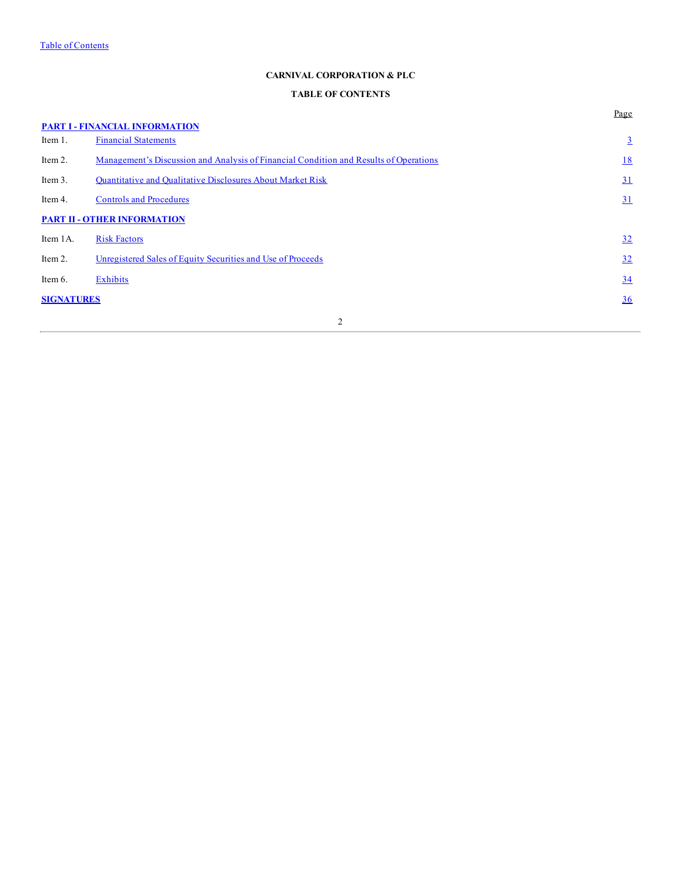**CARNIVAL CORPORATION & PLC**

**TABLE OF CONTENTS**

| | | Page |
|---|---|---|
| **PART I - FINANCIAL INFORMATION** | | |
| Item 1. | Financial Statements | 3 |
| Item 2. | Management's Discussion and Analysis of Financial Condition and Results of Operations | 18 |
| Item 3. | Quantitative and Qualitative Disclosures About Market Risk | 31 |
| Item 4. | Controls and Procedures | 31 |
| **PART II - OTHER INFORMATION** | | |
| Item 1A. | Risk Factors | 32 |
| Item 2. | Unregistered Sales of Equity Securities and Use of Proceeds | 32 |
| Item 6. | Exhibits | 34 |
| **SIGNATURES** | | 36 |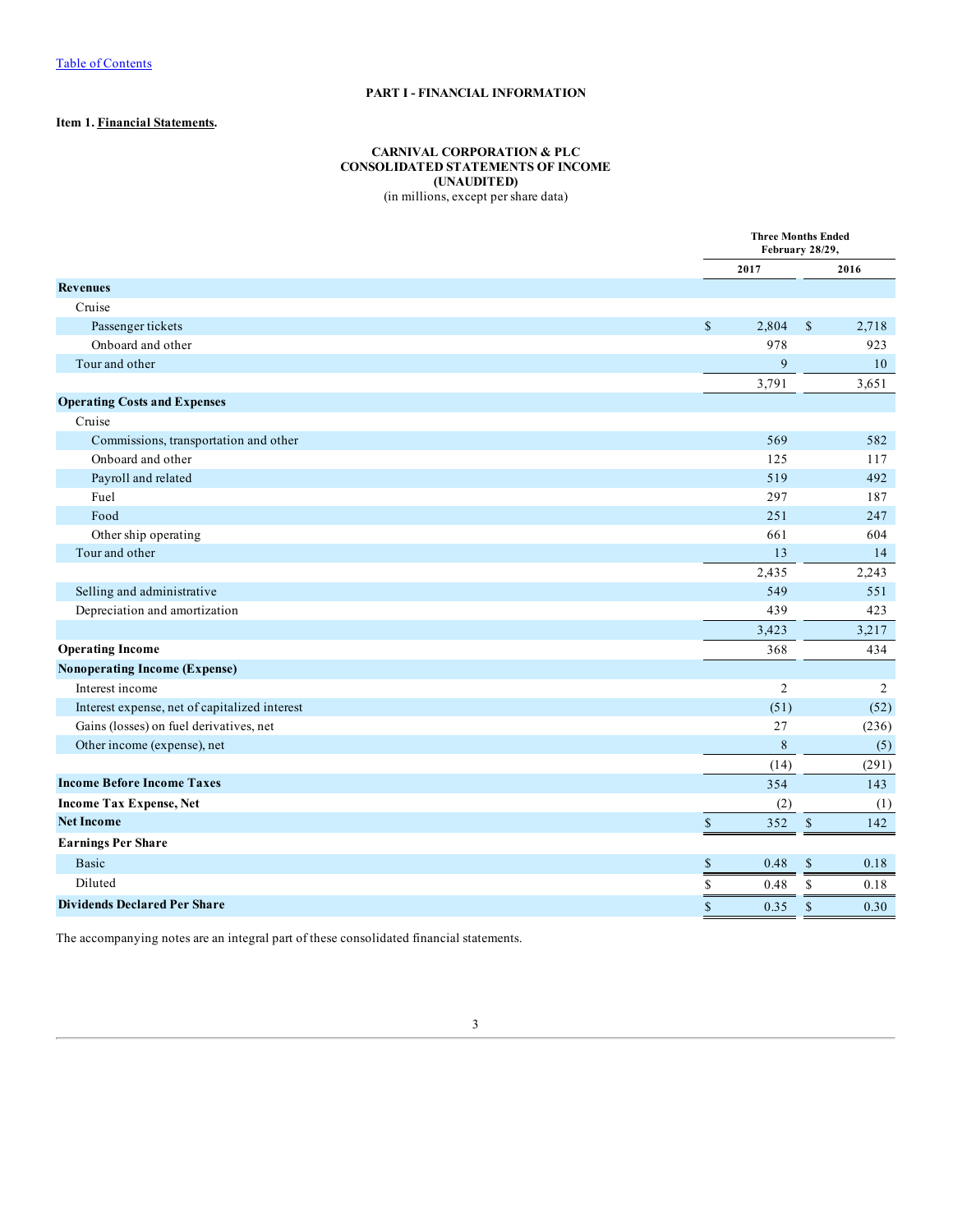[Table of Contents](#)

**PART I - FINANCIAL INFORMATION**

**Item 1. Financial Statements.**

**CARNIVAL CORPORATION & PLC**
**CONSOLIDATED STATEMENTS OF INCOME**
**(UNAUDITED)**
(in millions, except per share data)

| | Three Months Ended February 28/29, | |
|---|---|---|
| | **2017** | **2016** |
| **Revenues** | | |
| Cruise | | |
| Passenger tickets | $ 2,804 | $ 2,718 |
| Onboard and other | 978 | 923 |
| Tour and other | 9 | 10 |
| | 3,791 | 3,651 |
| **Operating Costs and Expenses** | | |
| Cruise | | |
| Commissions, transportation and other | 569 | 582 |
| Onboard and other | 125 | 117 |
| Payroll and related | 519 | 492 |
| Fuel | 297 | 187 |
| Food | 251 | 247 |
| Other ship operating | 661 | 604 |
| Tour and other | 13 | 14 |
| | 2,435 | 2,243 |
| Selling and administrative | 549 | 551 |
| Depreciation and amortization | 439 | 423 |
| | 3,423 | 3,217 |
| **Operating Income** | 368 | 434 |
| **Nonoperating Income (Expense)** | | |
| Interest income | 2 | 2 |
| Interest expense, net of capitalized interest | (51) | (52) |
| Gains (losses) on fuel derivatives, net | 27 | (236) |
| Other income (expense), net | 8 | (5) |
| | (14) | (291) |
| **Income Before Income Taxes** | 354 | 143 |
| **Income Tax Expense, Net** | (2) | (1) |
| **Net Income** | $ 352 | $ 142 |
| **Earnings Per Share** | | |
| Basic | $ 0.48 | $ 0.18 |
| Diluted | $ 0.48 | $ 0.18 |
| **Dividends Declared Per Share** | $ 0.35 | $ 0.30 |

The accompanying notes are an integral part of these consolidated financial statements.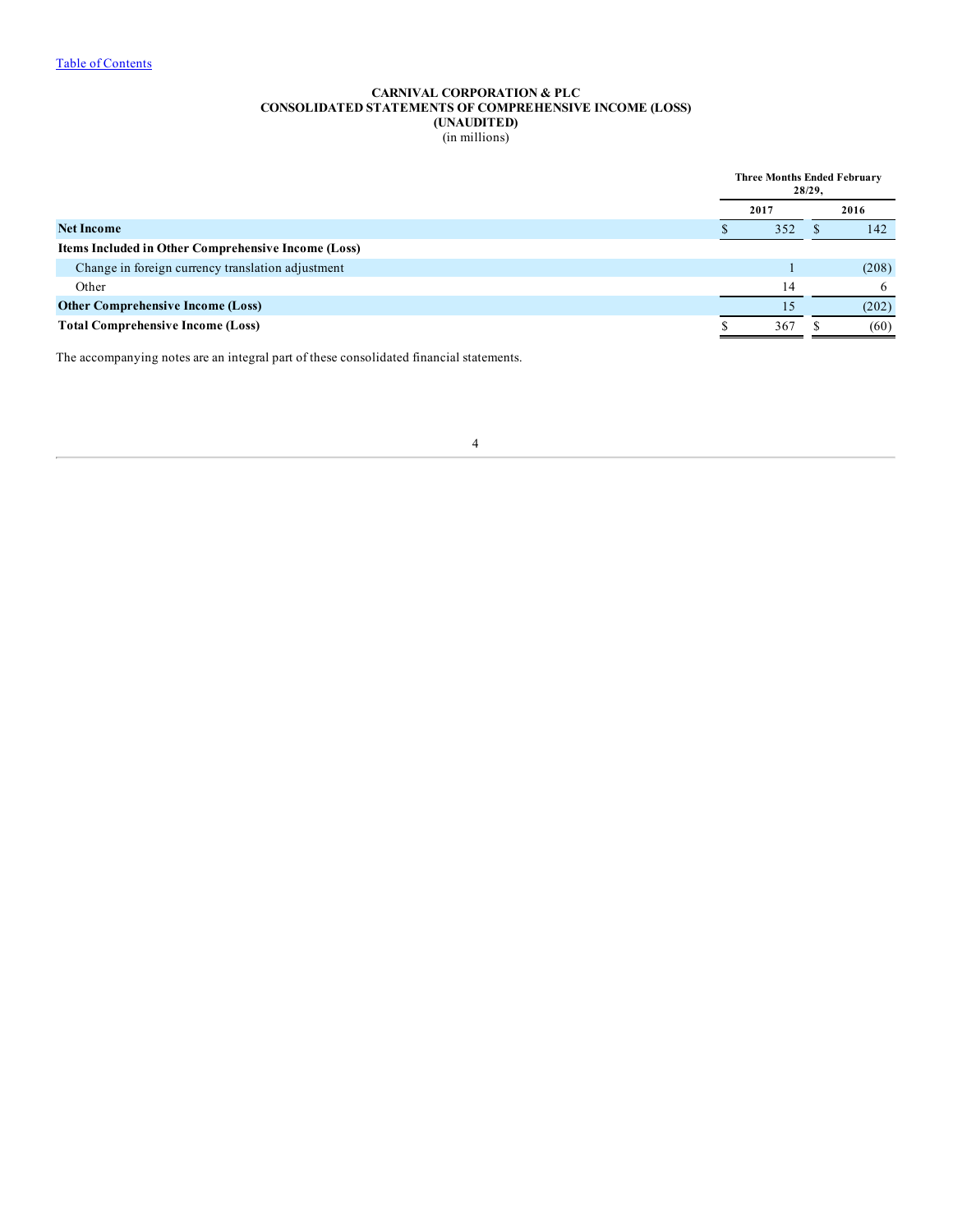# CARNIVAL CORPORATION & PLC
## CONSOLIDATED STATEMENTS OF COMPREHENSIVE INCOME (LOSS)
## (UNAUDITED)
(in millions)

| | Three Months Ended February 28/29, | |
|---|---|---|
| | 2017 | 2016 |
| **Net Income** | $ 352 | $ 142 |
| **Items Included in Other Comprehensive Income (Loss)** | | |
| Change in foreign currency translation adjustment | 1 | (208) |
| Other | 14 | 6 |
| **Other Comprehensive Income (Loss)** | 15 | (202) |
| **Total Comprehensive Income (Loss)** | $ 367 | $ (60) |

The accompanying notes are an integral part of these consolidated financial statements.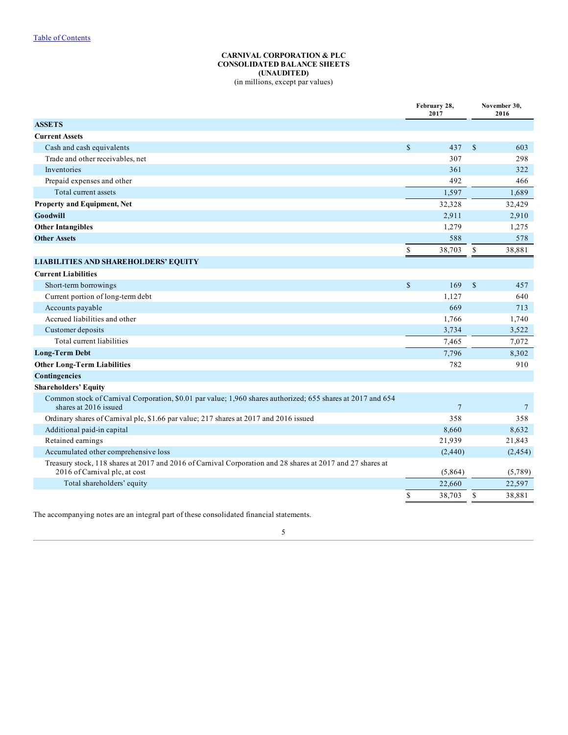Table of Contents

**CARNIVAL CORPORATION & PLC**
**CONSOLIDATED BALANCE SHEETS**
**(UNAUDITED)**
(in millions, except par values)

| | February 28, 2017 | November 30, 2016 |
|---|---|---|
| **ASSETS** | | |
| **Current Assets** | | |
| Cash and cash equivalents | $ 437 | $ 603 |
| Trade and other receivables, net | 307 | 298 |
| Inventories | 361 | 322 |
| Prepaid expenses and other | 492 | 466 |
| Total current assets | 1,597 | 1,689 |
| **Property and Equipment, Net** | 32,328 | 32,429 |
| **Goodwill** | 2,911 | 2,910 |
| **Other Intangibles** | 1,279 | 1,275 |
| **Other Assets** | 588 | 578 |
| | $ 38,703 | $ 38,881 |
| **LIABILITIES AND SHAREHOLDERS' EQUITY** | | |
| **Current Liabilities** | | |
| Short-term borrowings | $ 169 | $ 457 |
| Current portion of long-term debt | 1,127 | 640 |
| Accounts payable | 669 | 713 |
| Accrued liabilities and other | 1,766 | 1,740 |
| Customer deposits | 3,734 | 3,522 |
| Total current liabilities | 7,465 | 7,072 |
| **Long-Term Debt** | 7,796 | 8,302 |
| **Other Long-Term Liabilities** | 782 | 910 |
| **Contingencies** | | |
| **Shareholders' Equity** | | |
| Common stock of Carnival Corporation, $0.01 par value; 1,960 shares authorized; 655 shares at 2017 and 654 shares at 2016 issued | 7 | 7 |
| Ordinary shares of Carnival plc, $1.66 par value; 217 shares at 2017 and 2016 issued | 358 | 358 |
| Additional paid-in capital | 8,660 | 8,632 |
| Retained earnings | 21,939 | 21,843 |
| Accumulated other comprehensive loss | (2,440) | (2,454) |
| Treasury stock, 118 shares at 2017 and 2016 of Carnival Corporation and 28 shares at 2017 and 27 shares at 2016 of Carnival plc, at cost | (5,864) | (5,789) |
| Total shareholders' equity | 22,660 | 22,597 |
| | $ 38,703 | $ 38,881 |

The accompanying notes are an integral part of these consolidated financial statements.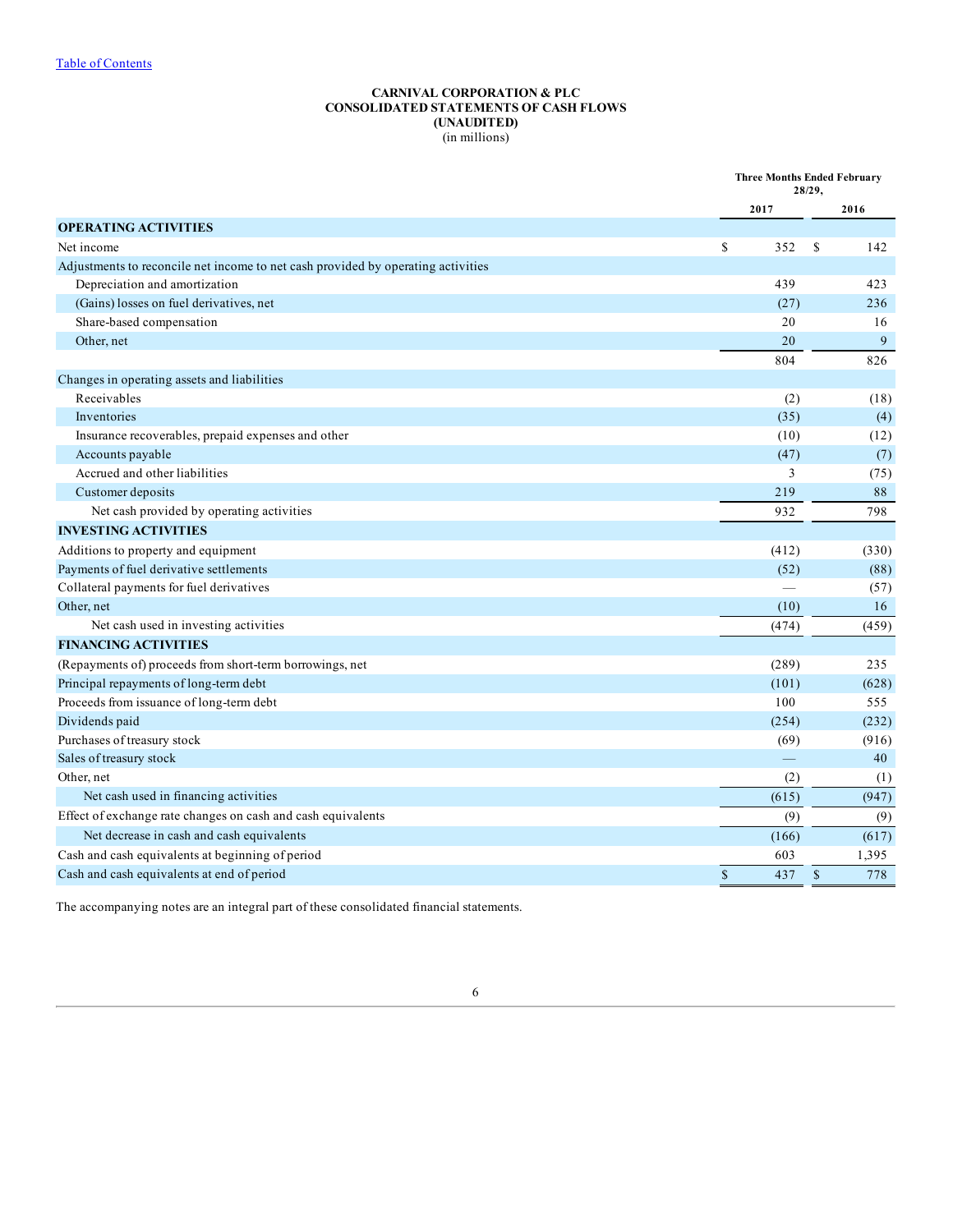Table of Contents

# CARNIVAL CORPORATION & PLC
## CONSOLIDATED STATEMENTS OF CASH FLOWS
## (UNAUDITED)
(in millions)

| | Three Months Ended February 28/29, | |
|---|---|---|
| | 2017 | 2016 |
| **OPERATING ACTIVITIES** | | |
| Net income | $ 352 | $ 142 |
| Adjustments to reconcile net income to net cash provided by operating activities | | |
| Depreciation and amortization | 439 | 423 |
| (Gains) losses on fuel derivatives, net | (27) | 236 |
| Share-based compensation | 20 | 16 |
| Other, net | 20 | 9 |
| | 804 | 826 |
| Changes in operating assets and liabilities | | |
| Receivables | (2) | (18) |
| Inventories | (35) | (4) |
| Insurance recoverables, prepaid expenses and other | (10) | (12) |
| Accounts payable | (47) | (7) |
| Accrued and other liabilities | 3 | (75) |
| Customer deposits | 219 | 88 |
| Net cash provided by operating activities | 932 | 798 |
| **INVESTING ACTIVITIES** | | |
| Additions to property and equipment | (412) | (330) |
| Payments of fuel derivative settlements | (52) | (88) |
| Collateral payments for fuel derivatives | — | (57) |
| Other, net | (10) | 16 |
| Net cash used in investing activities | (474) | (459) |
| **FINANCING ACTIVITIES** | | |
| (Repayments of) proceeds from short-term borrowings, net | (289) | 235 |
| Principal repayments of long-term debt | (101) | (628) |
| Proceeds from issuance of long-term debt | 100 | 555 |
| Dividends paid | (254) | (232) |
| Purchases of treasury stock | (69) | (916) |
| Sales of treasury stock | — | 40 |
| Other, net | (2) | (1) |
| Net cash used in financing activities | (615) | (947) |
| Effect of exchange rate changes on cash and cash equivalents | (9) | (9) |
| Net decrease in cash and cash equivalents | (166) | (617) |
| Cash and cash equivalents at beginning of period | 603 | 1,395 |
| Cash and cash equivalents at end of period | $ 437 | $ 778 |

The accompanying notes are an integral part of these consolidated financial statements.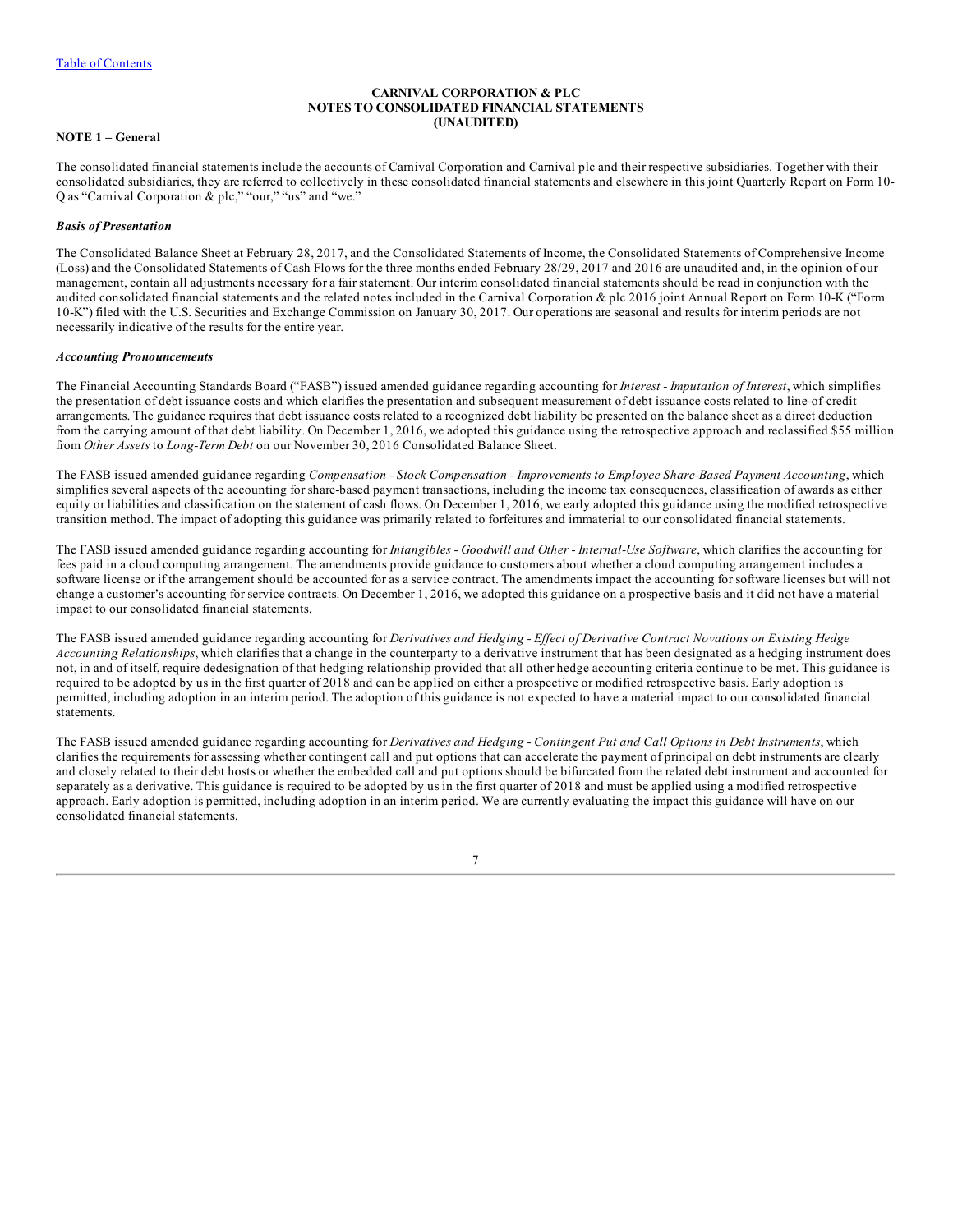**CARNIVAL CORPORATION & PLC**
**NOTES TO CONSOLIDATED FINANCIAL STATEMENTS**
**(UNAUDITED)**

**NOTE 1 – General**

The consolidated financial statements include the accounts of Carnival Corporation and Carnival plc and their respective subsidiaries. Together with their consolidated subsidiaries, they are referred to collectively in these consolidated financial statements and elsewhere in this joint Quarterly Report on Form 10-Q as "Carnival Corporation & plc," "our," "us" and "we."

***Basis of Presentation***

The Consolidated Balance Sheet at February 28, 2017, and the Consolidated Statements of Income, the Consolidated Statements of Comprehensive Income (Loss) and the Consolidated Statements of Cash Flows for the three months ended February 28/29, 2017 and 2016 are unaudited and, in the opinion of our management, contain all adjustments necessary for a fair statement. Our interim consolidated financial statements should be read in conjunction with the audited consolidated financial statements and the related notes included in the Carnival Corporation & plc 2016 joint Annual Report on Form 10-K ("Form 10-K") filed with the U.S. Securities and Exchange Commission on January 30, 2017. Our operations are seasonal and results for interim periods are not necessarily indicative of the results for the entire year.

***Accounting Pronouncements***

The Financial Accounting Standards Board ("FASB") issued amended guidance regarding accounting for *Interest - Imputation of Interest*, which simplifies the presentation of debt issuance costs and which clarifies the presentation and subsequent measurement of debt issuance costs related to line-of-credit arrangements. The guidance requires that debt issuance costs related to a recognized debt liability be presented on the balance sheet as a direct deduction from the carrying amount of that debt liability. On December 1, 2016, we adopted this guidance using the retrospective approach and reclassified $55 million from *Other Assets* to *Long-Term Debt* on our November 30, 2016 Consolidated Balance Sheet.

The FASB issued amended guidance regarding *Compensation - Stock Compensation - Improvements to Employee Share-Based Payment Accounting*, which simplifies several aspects of the accounting for share-based payment transactions, including the income tax consequences, classification of awards as either equity or liabilities and classification on the statement of cash flows. On December 1, 2016, we early adopted this guidance using the modified retrospective transition method. The impact of adopting this guidance was primarily related to forfeitures and immaterial to our consolidated financial statements.

The FASB issued amended guidance regarding accounting for *Intangibles - Goodwill and Other - Internal-Use Software*, which clarifies the accounting for fees paid in a cloud computing arrangement. The amendments provide guidance to customers about whether a cloud computing arrangement includes a software license or if the arrangement should be accounted for as a service contract. The amendments impact the accounting for software licenses but will not change a customer's accounting for service contracts. On December 1, 2016, we adopted this guidance on a prospective basis and it did not have a material impact to our consolidated financial statements.

The FASB issued amended guidance regarding accounting for *Derivatives and Hedging - Effect of Derivative Contract Novations on Existing Hedge Accounting Relationships*, which clarifies that a change in the counterparty to a derivative instrument that has been designated as a hedging instrument does not, in and of itself, require dedesignation of that hedging relationship provided that all other hedge accounting criteria continue to be met. This guidance is required to be adopted by us in the first quarter of 2018 and can be applied on either a prospective or modified retrospective basis. Early adoption is permitted, including adoption in an interim period. The adoption of this guidance is not expected to have a material impact to our consolidated financial statements.

The FASB issued amended guidance regarding accounting for *Derivatives and Hedging - Contingent Put and Call Options in Debt Instruments*, which clarifies the requirements for assessing whether contingent call and put options that can accelerate the payment of principal on debt instruments are clearly and closely related to their debt hosts or whether the embedded call and put options should be bifurcated from the related debt instrument and accounted for separately as a derivative. This guidance is required to be adopted by us in the first quarter of 2018 and must be applied using a modified retrospective approach. Early adoption is permitted, including adoption in an interim period. We are currently evaluating the impact this guidance will have on our consolidated financial statements.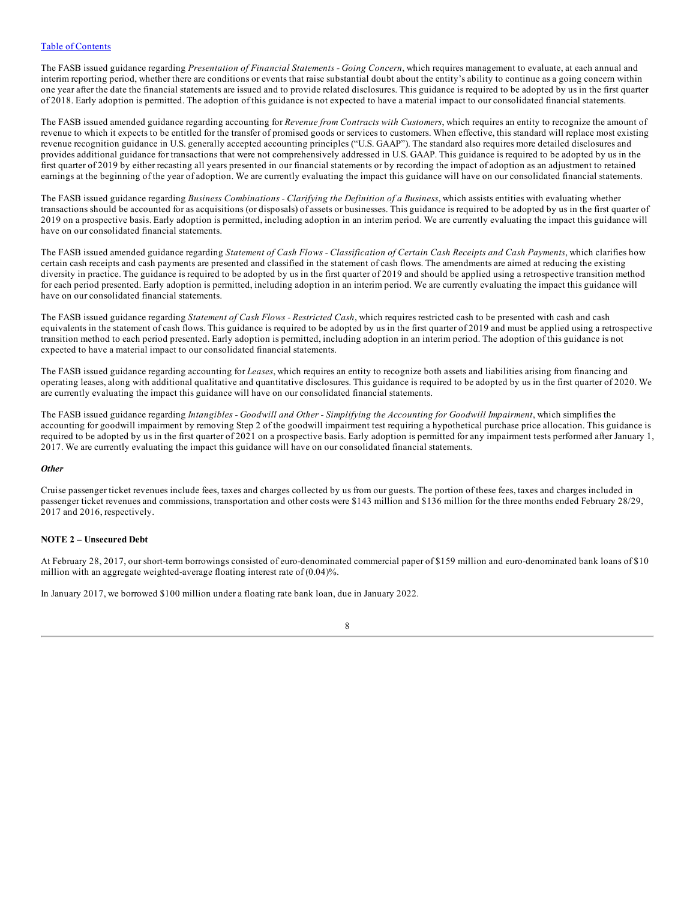The FASB issued guidance regarding *Presentation of Financial Statements - Going Concern*, which requires management to evaluate, at each annual and interim reporting period, whether there are conditions or events that raise substantial doubt about the entity's ability to continue as a going concern within one year after the date the financial statements are issued and to provide related disclosures. This guidance is required to be adopted by us in the first quarter of 2018. Early adoption is permitted. The adoption of this guidance is not expected to have a material impact to our consolidated financial statements.

The FASB issued amended guidance regarding accounting for *Revenue from Contracts with Customers*, which requires an entity to recognize the amount of revenue to which it expects to be entitled for the transfer of promised goods or services to customers. When effective, this standard will replace most existing revenue recognition guidance in U.S. generally accepted accounting principles ("U.S. GAAP"). The standard also requires more detailed disclosures and provides additional guidance for transactions that were not comprehensively addressed in U.S. GAAP. This guidance is required to be adopted by us in the first quarter of 2019 by either recasting all years presented in our financial statements or by recording the impact of adoption as an adjustment to retained earnings at the beginning of the year of adoption. We are currently evaluating the impact this guidance will have on our consolidated financial statements.

The FASB issued guidance regarding *Business Combinations - Clarifying the Definition of a Business*, which assists entities with evaluating whether transactions should be accounted for as acquisitions (or disposals) of assets or businesses. This guidance is required to be adopted by us in the first quarter of 2019 on a prospective basis. Early adoption is permitted, including adoption in an interim period. We are currently evaluating the impact this guidance will have on our consolidated financial statements.

The FASB issued amended guidance regarding *Statement of Cash Flows - Classification of Certain Cash Receipts and Cash Payments*, which clarifies how certain cash receipts and cash payments are presented and classified in the statement of cash flows. The amendments are aimed at reducing the existing diversity in practice. The guidance is required to be adopted by us in the first quarter of 2019 and should be applied using a retrospective transition method for each period presented. Early adoption is permitted, including adoption in an interim period. We are currently evaluating the impact this guidance will have on our consolidated financial statements.

The FASB issued guidance regarding *Statement of Cash Flows - Restricted Cash*, which requires restricted cash to be presented with cash and cash equivalents in the statement of cash flows. This guidance is required to be adopted by us in the first quarter of 2019 and must be applied using a retrospective transition method to each period presented. Early adoption is permitted, including adoption in an interim period. The adoption of this guidance is not expected to have a material impact to our consolidated financial statements.

The FASB issued guidance regarding accounting for *Leases*, which requires an entity to recognize both assets and liabilities arising from financing and operating leases, along with additional qualitative and quantitative disclosures. This guidance is required to be adopted by us in the first quarter of 2020. We are currently evaluating the impact this guidance will have on our consolidated financial statements.

The FASB issued guidance regarding *Intangibles - Goodwill and Other - Simplifying the Accounting for Goodwill Impairment*, which simplifies the accounting for goodwill impairment by removing Step 2 of the goodwill impairment test requiring a hypothetical purchase price allocation. This guidance is required to be adopted by us in the first quarter of 2021 on a prospective basis. Early adoption is permitted for any impairment tests performed after January 1, 2017. We are currently evaluating the impact this guidance will have on our consolidated financial statements.

***Other***

Cruise passenger ticket revenues include fees, taxes and charges collected by us from our guests. The portion of these fees, taxes and charges included in passenger ticket revenues and commissions, transportation and other costs were $143 million and $136 million for the three months ended February 28/29, 2017 and 2016, respectively.

**NOTE 2 – Unsecured Debt**

At February 28, 2017, our short-term borrowings consisted of euro-denominated commercial paper of $159 million and euro-denominated bank loans of $10 million with an aggregate weighted-average floating interest rate of (0.04)%.

In January 2017, we borrowed $100 million under a floating rate bank loan, due in January 2022.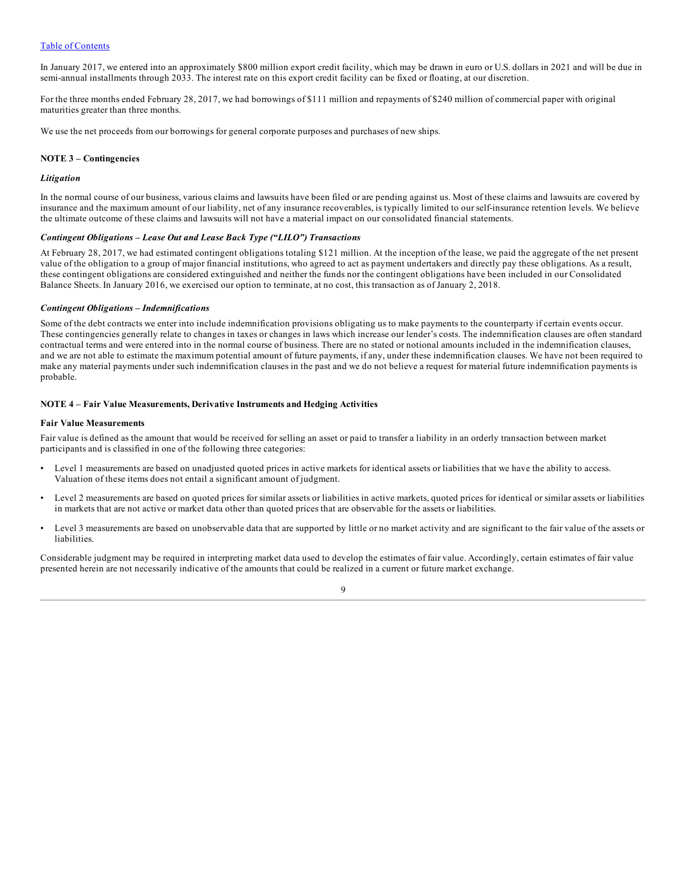In January 2017, we entered into an approximately \$800 million export credit facility, which may be drawn in euro or U.S. dollars in 2021 and will be due in semi-annual installments through 2033. The interest rate on this export credit facility can be fixed or floating, at our discretion.

For the three months ended February 28, 2017, we had borrowings of \$111 million and repayments of \$240 million of commercial paper with original maturities greater than three months.

We use the net proceeds from our borrowings for general corporate purposes and purchases of new ships.

## NOTE 3 – Contingencies

### *Litigation*

In the normal course of our business, various claims and lawsuits have been filed or are pending against us. Most of these claims and lawsuits are covered by insurance and the maximum amount of our liability, net of any insurance recoverables, is typically limited to our self-insurance retention levels. We believe the ultimate outcome of these claims and lawsuits will not have a material impact on our consolidated financial statements.

### *Contingent Obligations – Lease Out and Lease Back Type ("LILO") Transactions*

At February 28, 2017, we had estimated contingent obligations totaling \$121 million. At the inception of the lease, we paid the aggregate of the net present value of the obligation to a group of major financial institutions, who agreed to act as payment undertakers and directly pay these obligations. As a result, these contingent obligations are considered extinguished and neither the funds nor the contingent obligations have been included in our Consolidated Balance Sheets. In January 2016, we exercised our option to terminate, at no cost, this transaction as of January 2, 2018.

### *Contingent Obligations – Indemnifications*

Some of the debt contracts we enter into include indemnification provisions obligating us to make payments to the counterparty if certain events occur. These contingencies generally relate to changes in taxes or changes in laws which increase our lender's costs. The indemnification clauses are often standard contractual terms and were entered into in the normal course of business. There are no stated or notional amounts included in the indemnification clauses, and we are not able to estimate the maximum potential amount of future payments, if any, under these indemnification clauses. We have not been required to make any material payments under such indemnification clauses in the past and we do not believe a request for material future indemnification payments is probable.

## NOTE 4 – Fair Value Measurements, Derivative Instruments and Hedging Activities

### Fair Value Measurements

Fair value is defined as the amount that would be received for selling an asset or paid to transfer a liability in an orderly transaction between market participants and is classified in one of the following three categories:

- Level 1 measurements are based on unadjusted quoted prices in active markets for identical assets or liabilities that we have the ability to access. Valuation of these items does not entail a significant amount of judgment.
- Level 2 measurements are based on quoted prices for similar assets or liabilities in active markets, quoted prices for identical or similar assets or liabilities in markets that are not active or market data other than quoted prices that are observable for the assets or liabilities.
- Level 3 measurements are based on unobservable data that are supported by little or no market activity and are significant to the fair value of the assets or liabilities.

Considerable judgment may be required in interpreting market data used to develop the estimates of fair value. Accordingly, certain estimates of fair value presented herein are not necessarily indicative of the amounts that could be realized in a current or future market exchange.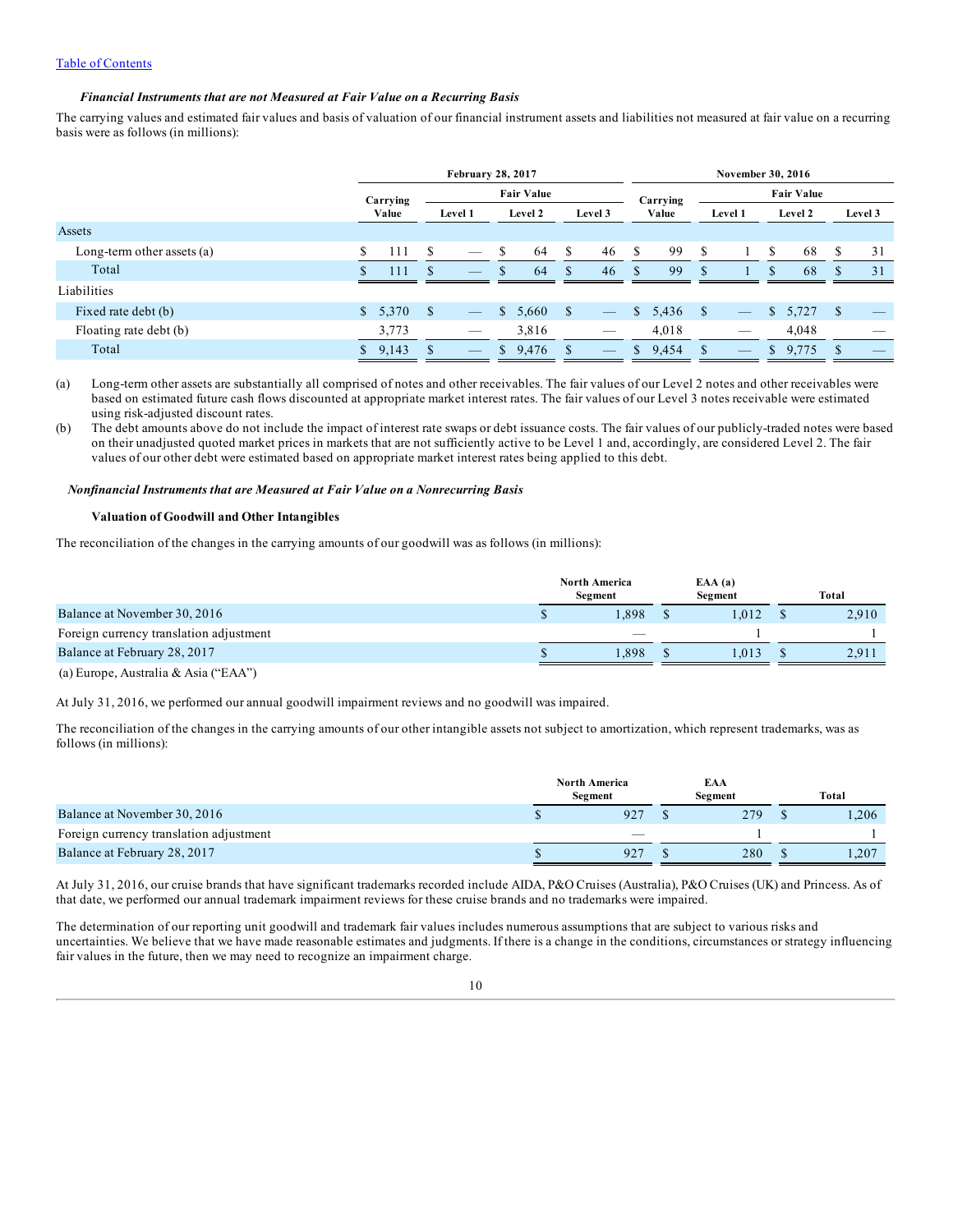### *Financial Instruments that are not Measured at Fair Value on a Recurring Basis*

The carrying values and estimated fair values and basis of valuation of our financial instrument assets and liabilities not measured at fair value on a recurring basis were as follows (in millions):

| | February 28, 2017 | | | | November 30, 2016 | | | |
|---|---|---|---|---|---|---|---|---|
| | Carrying Value | Fair Value | | | Carrying Value | Fair Value | | |
| | | Level 1 | Level 2 | Level 3 | | Level 1 | Level 2 | Level 3 |
| Assets | | | | | | | | |
| Long-term other assets (a) | $ 111 | $ — | $ 64 | $ 46 | $ 99 | $ 1 | $ 68 | $ 31 |
| Total | $ 111 | $ — | $ 64 | $ 46 | $ 99 | $ 1 | $ 68 | $ 31 |
| Liabilities | | | | | | | | |
| Fixed rate debt (b) | $ 5,370 | $ — | $ 5,660 | $ — | $ 5,436 | $ — | $ 5,727 | $ — |
| Floating rate debt (b) | 3,773 | — | 3,816 | — | 4,018 | — | 4,048 | — |
| Total | $ 9,143 | $ — | $ 9,476 | $ — | $ 9,454 | $ — | $ 9,775 | $ — |

(a) Long-term other assets are substantially all comprised of notes and other receivables. The fair values of our Level 2 notes and other receivables were based on estimated future cash flows discounted at appropriate market interest rates. The fair values of our Level 3 notes receivable were estimated using risk-adjusted discount rates.

(b) The debt amounts above do not include the impact of interest rate swaps or debt issuance costs. The fair values of our publicly-traded notes were based on their unadjusted quoted market prices in markets that are not sufficiently active to be Level 1 and, accordingly, are considered Level 2. The fair values of our other debt were estimated based on appropriate market interest rates being applied to this debt.

### *Nonfinancial Instruments that are Measured at Fair Value on a Nonrecurring Basis*

#### **Valuation of Goodwill and Other Intangibles**

The reconciliation of the changes in the carrying amounts of our goodwill was as follows (in millions):

| | North America Segment | EAA (a) Segment | Total |
|---|---|---|---|
| Balance at November 30, 2016 | $ 1,898 | $ 1,012 | $ 2,910 |
| Foreign currency translation adjustment | — | 1 | 1 |
| Balance at February 28, 2017 | $ 1,898 | $ 1,013 | $ 2,911 |

(a) Europe, Australia & Asia ("EAA")

At July 31, 2016, we performed our annual goodwill impairment reviews and no goodwill was impaired.

The reconciliation of the changes in the carrying amounts of our other intangible assets not subject to amortization, which represent trademarks, was as follows (in millions):

| | North America Segment | EAA Segment | Total |
|---|---|---|---|
| Balance at November 30, 2016 | $ 927 | $ 279 | $ 1,206 |
| Foreign currency translation adjustment | — | 1 | 1 |
| Balance at February 28, 2017 | $ 927 | $ 280 | $ 1,207 |

At July 31, 2016, our cruise brands that have significant trademarks recorded include AIDA, P&O Cruises (Australia), P&O Cruises (UK) and Princess. As of that date, we performed our annual trademark impairment reviews for these cruise brands and no trademarks were impaired.

The determination of our reporting unit goodwill and trademark fair values includes numerous assumptions that are subject to various risks and uncertainties. We believe that we have made reasonable estimates and judgments. If there is a change in the conditions, circumstances or strategy influencing fair values in the future, then we may need to recognize an impairment charge.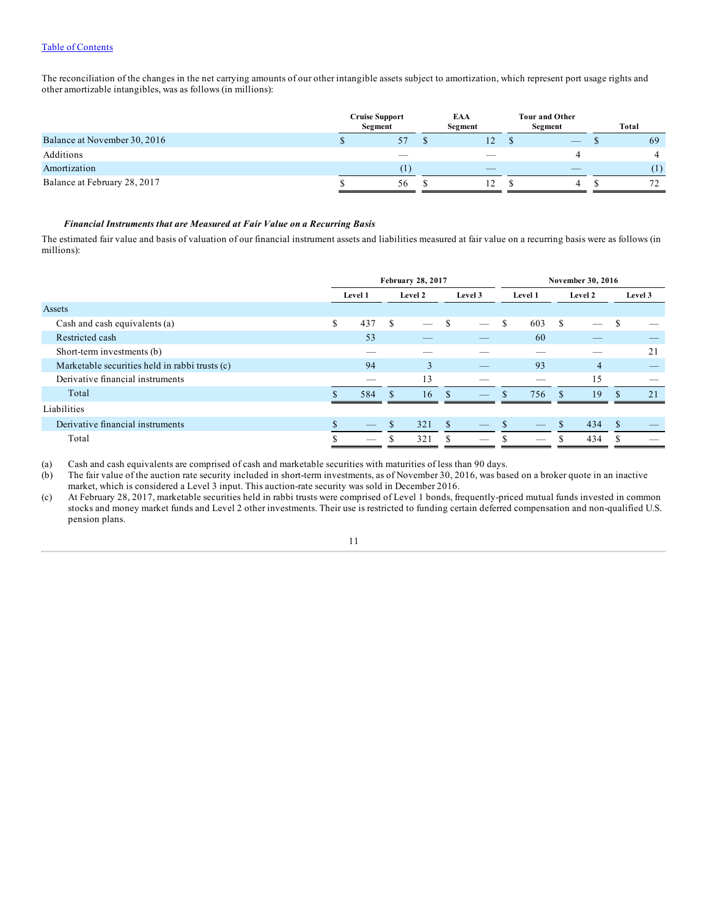The reconciliation of the changes in the net carrying amounts of our other intangible assets subject to amortization, which represent port usage rights and other amortizable intangibles, was as follows (in millions):

| | Cruise Support Segment | EAA Segment | Tour and Other Segment | Total |
|---|---|---|---|---|
| Balance at November 30, 2016 | $ 57 | $ 12 | $ — | $ 69 |
| Additions | — | — | 4 | 4 |
| Amortization | (1) | — | — | (1) |
| Balance at February 28, 2017 | $ 56 | $ 12 | $ 4 | $ 72 |

***Financial Instruments that are Measured at Fair Value on a Recurring Basis***

The estimated fair value and basis of valuation of our financial instrument assets and liabilities measured at fair value on a recurring basis were as follows (in millions):

| | February 28, 2017 | | | November 30, 2016 | | |
|---|---|---|---|---|---|---|
| | Level 1 | Level 2 | Level 3 | Level 1 | Level 2 | Level 3 |
| Assets | | | | | | |
| Cash and cash equivalents (a) | $ 437 | $ — | $ — | $ 603 | $ — | $ — |
| Restricted cash | 53 | — | — | 60 | — | — |
| Short-term investments (b) | — | — | — | — | — | 21 |
| Marketable securities held in rabbi trusts (c) | 94 | 3 | — | 93 | 4 | — |
| Derivative financial instruments | — | 13 | — | — | 15 | — |
| Total | $ 584 | $ 16 | $ — | $ 756 | $ 19 | $ 21 |
| Liabilities | | | | | | |
| Derivative financial instruments | $ — | $ 321 | $ — | $ — | $ 434 | $ — |
| Total | $ — | $ 321 | $ — | $ — | $ 434 | $ — |

(a) Cash and cash equivalents are comprised of cash and marketable securities with maturities of less than 90 days.

(b) The fair value of the auction rate security included in short-term investments, as of November 30, 2016, was based on a broker quote in an inactive market, which is considered a Level 3 input. This auction-rate security was sold in December 2016.

(c) At February 28, 2017, marketable securities held in rabbi trusts were comprised of Level 1 bonds, frequently-priced mutual funds invested in common stocks and money market funds and Level 2 other investments. Their use is restricted to funding certain deferred compensation and non-qualified U.S. pension plans.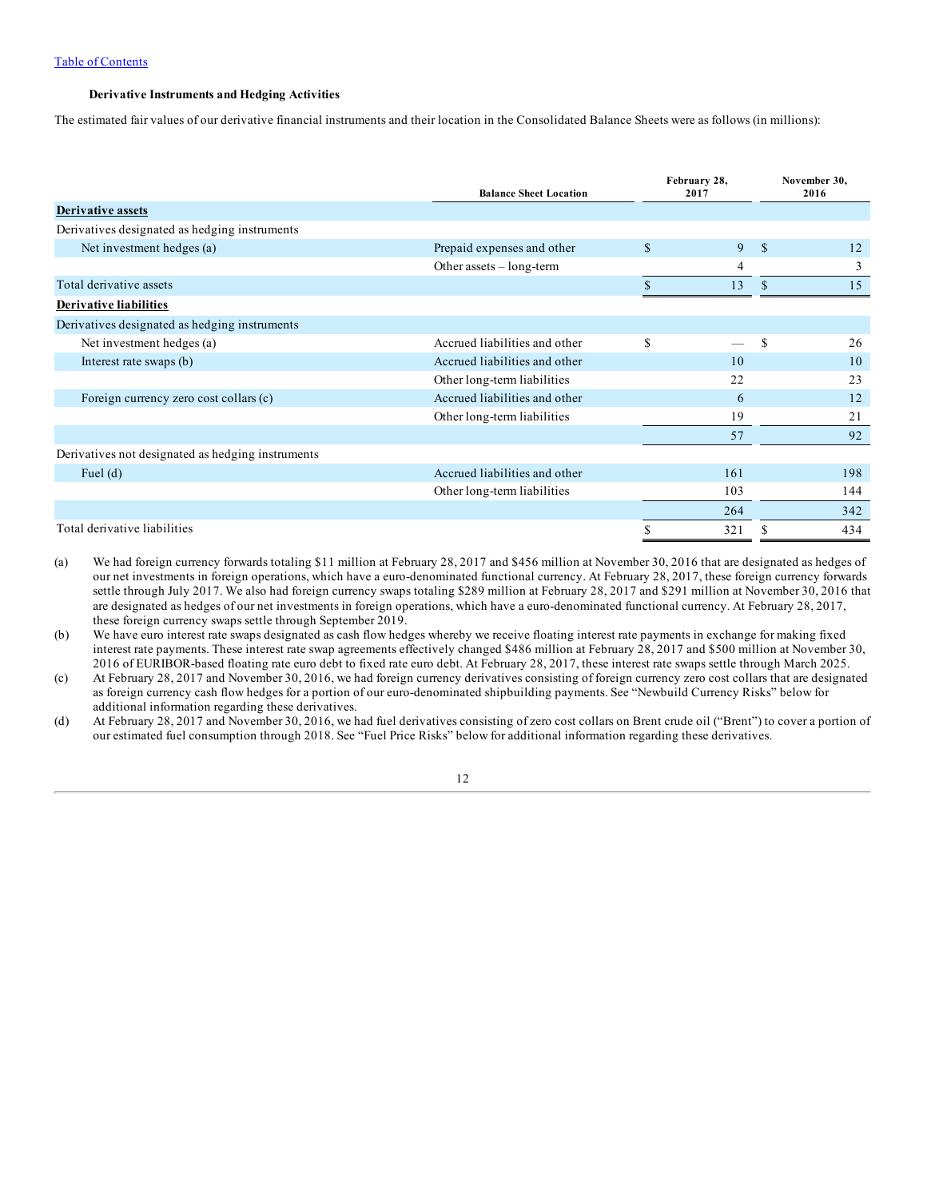#### Derivative Instruments and Hedging Activities

The estimated fair values of our derivative financial instruments and their location in the Consolidated Balance Sheets were as follows (in millions):

| | Balance Sheet Location | February 28, 2017 | November 30, 2016 |
|---|---|---|---|
| **Derivative assets** | | | |
| Derivatives designated as hedging instruments | | | |
| Net investment hedges (a) | Prepaid expenses and other | $ 9 | $ 12 |
| | Other assets – long-term | 4 | 3 |
| Total derivative assets | | $ 13 | $ 15 |
| **Derivative liabilities** | | | |
| Derivatives designated as hedging instruments | | | |
| Net investment hedges (a) | Accrued liabilities and other | $ — | $ 26 |
| Interest rate swaps (b) | Accrued liabilities and other | 10 | 10 |
| | Other long-term liabilities | 22 | 23 |
| Foreign currency zero cost collars (c) | Accrued liabilities and other | 6 | 12 |
| | Other long-term liabilities | 19 | 21 |
| | | 57 | 92 |
| Derivatives not designated as hedging instruments | | | |
| Fuel (d) | Accrued liabilities and other | 161 | 198 |
| | Other long-term liabilities | 103 | 144 |
| | | 264 | 342 |
| Total derivative liabilities | | $ 321 | $ 434 |

(a) We had foreign currency forwards totaling $11 million at February 28, 2017 and $456 million at November 30, 2016 that are designated as hedges of our net investments in foreign operations, which have a euro-denominated functional currency. At February 28, 2017, these foreign currency forwards settle through July 2017. We also had foreign currency swaps totaling $289 million at February 28, 2017 and $291 million at November 30, 2016 that are designated as hedges of our net investments in foreign operations, which have a euro-denominated functional currency. At February 28, 2017, these foreign currency swaps settle through September 2019.

(b) We have euro interest rate swaps designated as cash flow hedges whereby we receive floating interest rate payments in exchange for making fixed interest rate payments. These interest rate swap agreements effectively changed $486 million at February 28, 2017 and $500 million at November 30, 2016 of EURIBOR-based floating rate euro debt to fixed rate euro debt. At February 28, 2017, these interest rate swaps settle through March 2025.

(c) At February 28, 2017 and November 30, 2016, we had foreign currency derivatives consisting of foreign currency zero cost collars that are designated as foreign currency cash flow hedges for a portion of our euro-denominated shipbuilding payments. See "Newbuild Currency Risks" below for additional information regarding these derivatives.

(d) At February 28, 2017 and November 30, 2016, we had fuel derivatives consisting of zero cost collars on Brent crude oil ("Brent") to cover a portion of our estimated fuel consumption through 2018. See "Fuel Price Risks" below for additional information regarding these derivatives.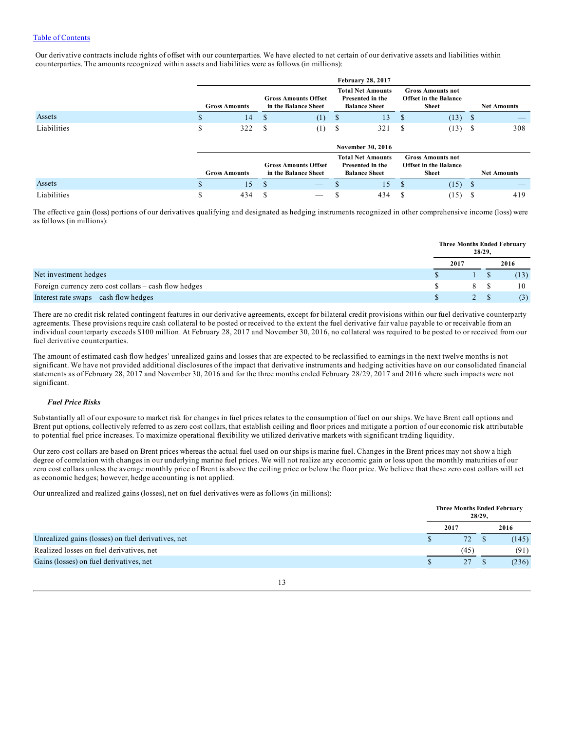Our derivative contracts include rights of offset with our counterparties. We have elected to net certain of our derivative assets and liabilities within counterparties. The amounts recognized within assets and liabilities were as follows (in millions):

| | February 28, 2017 | | | | |
|---|---|---|---|---|---|
| | Gross Amounts | Gross Amounts Offset in the Balance Sheet | Total Net Amounts Presented in the Balance Sheet | Gross Amounts not Offset in the Balance Sheet | Net Amounts |
| Assets | $ 14 | $ (1) | $ 13 | $ (13) | $ — |
| Liabilities | $ 322 | $ (1) | $ 321 | $ (13) | $ 308 |

| | November 30, 2016 | | | | |
|---|---|---|---|---|---|
| | Gross Amounts | Gross Amounts Offset in the Balance Sheet | Total Net Amounts Presented in the Balance Sheet | Gross Amounts not Offset in the Balance Sheet | Net Amounts |
| Assets | $ 15 | $ — | $ 15 | $ (15) | $ — |
| Liabilities | $ 434 | $ — | $ 434 | $ (15) | $ 419 |

The effective gain (loss) portions of our derivatives qualifying and designated as hedging instruments recognized in other comprehensive income (loss) were as follows (in millions):

| | Three Months Ended February 28/29, | |
|---|---|---|
| | 2017 | 2016 |
| Net investment hedges | $ 1 | $ (13) |
| Foreign currency zero cost collars – cash flow hedges | $ 8 | $ 10 |
| Interest rate swaps – cash flow hedges | $ 2 | $ (3) |

There are no credit risk related contingent features in our derivative agreements, except for bilateral credit provisions within our fuel derivative counterparty agreements. These provisions require cash collateral to be posted or received to the extent the fuel derivative fair value payable to or receivable from an individual counterparty exceeds $100 million. At February 28, 2017 and November 30, 2016, no collateral was required to be posted to or received from our fuel derivative counterparties.

The amount of estimated cash flow hedges' unrealized gains and losses that are expected to be reclassified to earnings in the next twelve months is not significant. We have not provided additional disclosures of the impact that derivative instruments and hedging activities have on our consolidated financial statements as of February 28, 2017 and November 30, 2016 and for the three months ended February 28/29, 2017 and 2016 where such impacts were not significant.

***Fuel Price Risks***

Substantially all of our exposure to market risk for changes in fuel prices relates to the consumption of fuel on our ships. We have Brent call options and Brent put options, collectively referred to as zero cost collars, that establish ceiling and floor prices and mitigate a portion of our economic risk attributable to potential fuel price increases. To maximize operational flexibility we utilized derivative markets with significant trading liquidity.

Our zero cost collars are based on Brent prices whereas the actual fuel used on our ships is marine fuel. Changes in the Brent prices may not show a high degree of correlation with changes in our underlying marine fuel prices. We will not realize any economic gain or loss upon the monthly maturities of our zero cost collars unless the average monthly price of Brent is above the ceiling price or below the floor price. We believe that these zero cost collars will act as economic hedges; however, hedge accounting is not applied.

Our unrealized and realized gains (losses), net on fuel derivatives were as follows (in millions):

| | Three Months Ended February 28/29, | |
|---|---|---|
| | 2017 | 2016 |
| Unrealized gains (losses) on fuel derivatives, net | $ 72 | $ (145) |
| Realized losses on fuel derivatives, net | (45) | (91) |
| Gains (losses) on fuel derivatives, net | $ 27 | $ (236) |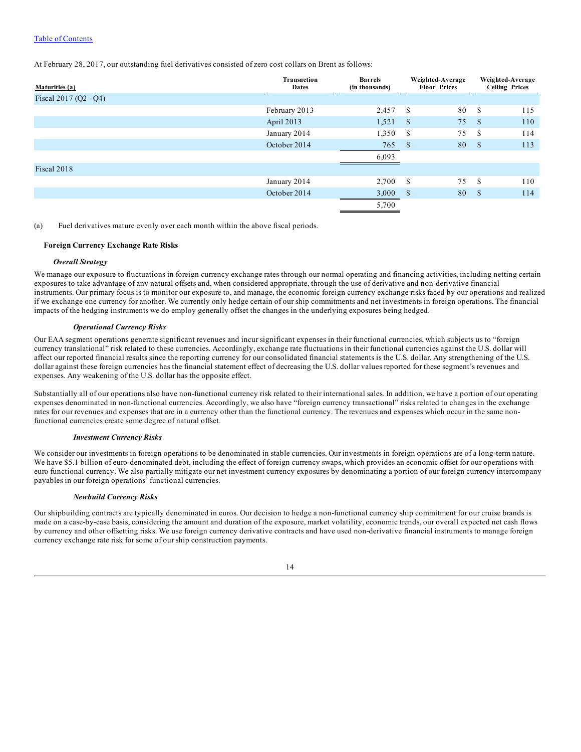At February 28, 2017, our outstanding fuel derivatives consisted of zero cost collars on Brent as follows:

| Maturities (a) | Transaction Dates | Barrels (in thousands) | Weighted-Average Floor Prices | Weighted-Average Ceiling Prices |
|---|---|---|---|---|
| Fiscal 2017 (Q2 - Q4) | | | | |
| | February 2013 | 2,457 | $ 80 | $ 115 |
| | April 2013 | 1,521 | $ 75 | $ 110 |
| | January 2014 | 1,350 | $ 75 | $ 114 |
| | October 2014 | 765 | $ 80 | $ 113 |
| | | 6,093 | | |
| Fiscal 2018 | | | | |
| | January 2014 | 2,700 | $ 75 | $ 110 |
| | October 2014 | 3,000 | $ 80 | $ 114 |
| | | 5,700 | | |

(a) Fuel derivatives mature evenly over each month within the above fiscal periods.

**Foreign Currency Exchange Rate Risks**

***Overall Strategy***

We manage our exposure to fluctuations in foreign currency exchange rates through our normal operating and financing activities, including netting certain exposures to take advantage of any natural offsets and, when considered appropriate, through the use of derivative and non-derivative financial instruments. Our primary focus is to monitor our exposure to, and manage, the economic foreign currency exchange risks faced by our operations and realized if we exchange one currency for another. We currently only hedge certain of our ship commitments and net investments in foreign operations. The financial impacts of the hedging instruments we do employ generally offset the changes in the underlying exposures being hedged.

***Operational Currency Risks***

Our EAA segment operations generate significant revenues and incur significant expenses in their functional currencies, which subjects us to "foreign currency translational" risk related to these currencies. Accordingly, exchange rate fluctuations in their functional currencies against the U.S. dollar will affect our reported financial results since the reporting currency for our consolidated financial statements is the U.S. dollar. Any strengthening of the U.S. dollar against these foreign currencies has the financial statement effect of decreasing the U.S. dollar values reported for these segment's revenues and expenses. Any weakening of the U.S. dollar has the opposite effect.

Substantially all of our operations also have non-functional currency risk related to their international sales. In addition, we have a portion of our operating expenses denominated in non-functional currencies. Accordingly, we also have "foreign currency transactional" risks related to changes in the exchange rates for our revenues and expenses that are in a currency other than the functional currency. The revenues and expenses which occur in the same non-functional currencies create some degree of natural offset.

***Investment Currency Risks***

We consider our investments in foreign operations to be denominated in stable currencies. Our investments in foreign operations are of a long-term nature. We have $5.1 billion of euro-denominated debt, including the effect of foreign currency swaps, which provides an economic offset for our operations with euro functional currency. We also partially mitigate our net investment currency exposures by denominating a portion of our foreign currency intercompany payables in our foreign operations' functional currencies.

***Newbuild Currency Risks***

Our shipbuilding contracts are typically denominated in euros. Our decision to hedge a non-functional currency ship commitment for our cruise brands is made on a case-by-case basis, considering the amount and duration of the exposure, market volatility, economic trends, our overall expected net cash flows by currency and other offsetting risks. We use foreign currency derivative contracts and have used non-derivative financial instruments to manage foreign currency exchange rate risk for some of our ship construction payments.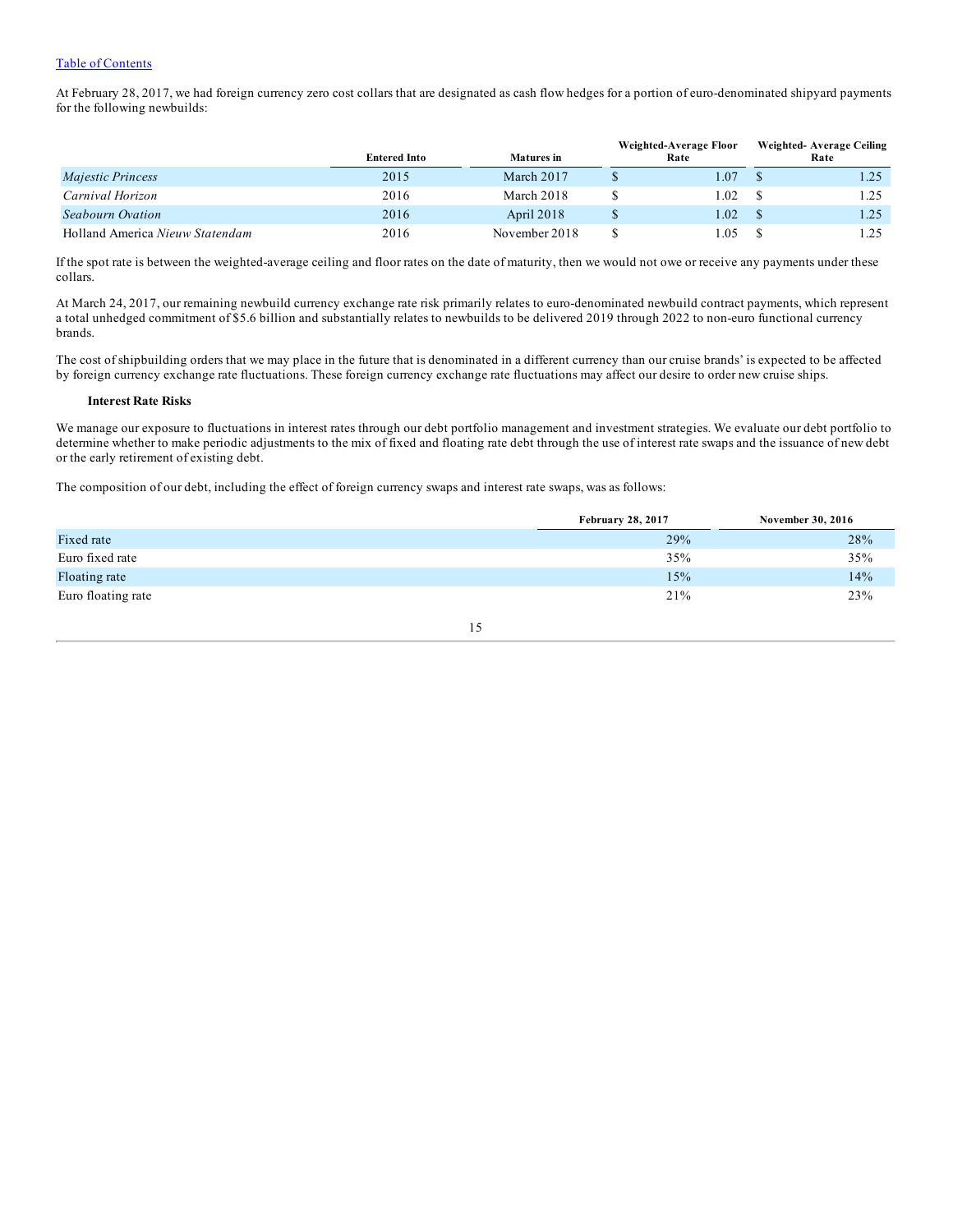At February 28, 2017, we had foreign currency zero cost collars that are designated as cash flow hedges for a portion of euro-denominated shipyard payments for the following newbuilds:

| | Entered Into | Matures in | Weighted-Average Floor Rate | Weighted- Average Ceiling Rate |
|---|---|---|---|---|
| *Majestic Princess* | 2015 | March 2017 | $ 1.07 | $ 1.25 |
| *Carnival Horizon* | 2016 | March 2018 | $ 1.02 | $ 1.25 |
| *Seabourn Ovation* | 2016 | April 2018 | $ 1.02 | $ 1.25 |
| Holland America *Nieuw Statendam* | 2016 | November 2018 | $ 1.05 | $ 1.25 |

If the spot rate is between the weighted-average ceiling and floor rates on the date of maturity, then we would not owe or receive any payments under these collars.

At March 24, 2017, our remaining newbuild currency exchange rate risk primarily relates to euro-denominated newbuild contract payments, which represent a total unhedged commitment of $5.6 billion and substantially relates to newbuilds to be delivered 2019 through 2022 to non-euro functional currency brands.

The cost of shipbuilding orders that we may place in the future that is denominated in a different currency than our cruise brands' is expected to be affected by foreign currency exchange rate fluctuations. These foreign currency exchange rate fluctuations may affect our desire to order new cruise ships.

**Interest Rate Risks**

We manage our exposure to fluctuations in interest rates through our debt portfolio management and investment strategies. We evaluate our debt portfolio to determine whether to make periodic adjustments to the mix of fixed and floating rate debt through the use of interest rate swaps and the issuance of new debt or the early retirement of existing debt.

The composition of our debt, including the effect of foreign currency swaps and interest rate swaps, was as follows:

| | February 28, 2017 | November 30, 2016 |
|---|---|---|
| Fixed rate | 29% | 28% |
| Euro fixed rate | 35% | 35% |
| Floating rate | 15% | 14% |
| Euro floating rate | 21% | 23% |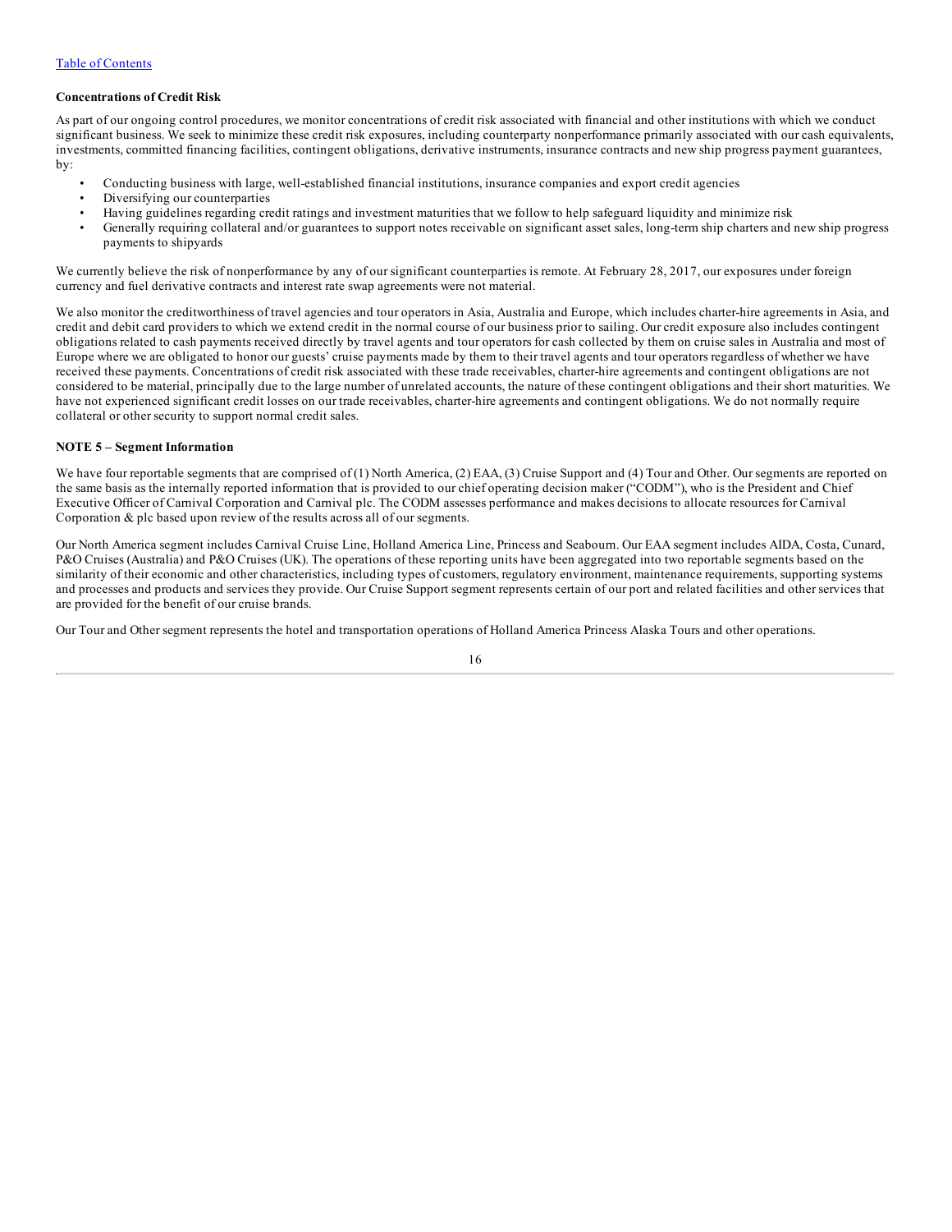**Concentrations of Credit Risk**

As part of our ongoing control procedures, we monitor concentrations of credit risk associated with financial and other institutions with which we conduct significant business. We seek to minimize these credit risk exposures, including counterparty nonperformance primarily associated with our cash equivalents, investments, committed financing facilities, contingent obligations, derivative instruments, insurance contracts and new ship progress payment guarantees, by:

- Conducting business with large, well-established financial institutions, insurance companies and export credit agencies
- Diversifying our counterparties
- Having guidelines regarding credit ratings and investment maturities that we follow to help safeguard liquidity and minimize risk
- Generally requiring collateral and/or guarantees to support notes receivable on significant asset sales, long-term ship charters and new ship progress payments to shipyards

We currently believe the risk of nonperformance by any of our significant counterparties is remote. At February 28, 2017, our exposures under foreign currency and fuel derivative contracts and interest rate swap agreements were not material.

We also monitor the creditworthiness of travel agencies and tour operators in Asia, Australia and Europe, which includes charter-hire agreements in Asia, and credit and debit card providers to which we extend credit in the normal course of our business prior to sailing. Our credit exposure also includes contingent obligations related to cash payments received directly by travel agents and tour operators for cash collected by them on cruise sales in Australia and most of Europe where we are obligated to honor our guests' cruise payments made by them to their travel agents and tour operators regardless of whether we have received these payments. Concentrations of credit risk associated with these trade receivables, charter-hire agreements and contingent obligations are not considered to be material, principally due to the large number of unrelated accounts, the nature of these contingent obligations and their short maturities. We have not experienced significant credit losses on our trade receivables, charter-hire agreements and contingent obligations. We do not normally require collateral or other security to support normal credit sales.

**NOTE 5 – Segment Information**

We have four reportable segments that are comprised of (1) North America, (2) EAA, (3) Cruise Support and (4) Tour and Other. Our segments are reported on the same basis as the internally reported information that is provided to our chief operating decision maker ("CODM"), who is the President and Chief Executive Officer of Carnival Corporation and Carnival plc. The CODM assesses performance and makes decisions to allocate resources for Carnival Corporation & plc based upon review of the results across all of our segments.

Our North America segment includes Carnival Cruise Line, Holland America Line, Princess and Seabourn. Our EAA segment includes AIDA, Costa, Cunard, P&O Cruises (Australia) and P&O Cruises (UK). The operations of these reporting units have been aggregated into two reportable segments based on the similarity of their economic and other characteristics, including types of customers, regulatory environment, maintenance requirements, supporting systems and processes and products and services they provide. Our Cruise Support segment represents certain of our port and related facilities and other services that are provided for the benefit of our cruise brands.

Our Tour and Other segment represents the hotel and transportation operations of Holland America Princess Alaska Tours and other operations.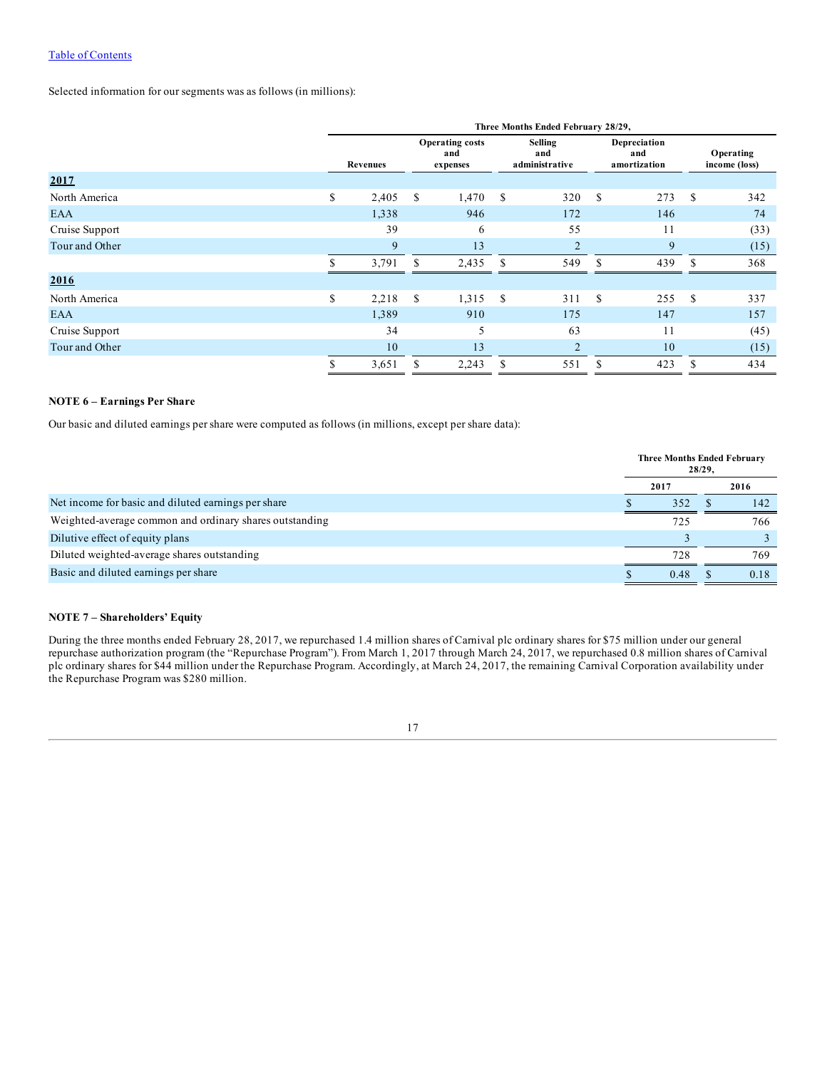[Table of Contents](#)

Selected information for our segments was as follows (in millions):

| | Three Months Ended February 28/29, | | | | |
|---|---|---|---|---|---|
| | Revenues | Operating costs and expenses | Selling and administrative | Depreciation and amortization | Operating income (loss) |
| **2017** | | | | | |
| North America | $ 2,405 | $ 1,470 | $ 320 | $ 273 | $ 342 |
| EAA | 1,338 | 946 | 172 | 146 | 74 |
| Cruise Support | 39 | 6 | 55 | 11 | (33) |
| Tour and Other | 9 | 13 | 2 | 9 | (15) |
| | $ 3,791 | $ 2,435 | $ 549 | $ 439 | $ 368 |
| **2016** | | | | | |
| North America | $ 2,218 | $ 1,315 | $ 311 | $ 255 | $ 337 |
| EAA | 1,389 | 910 | 175 | 147 | 157 |
| Cruise Support | 34 | 5 | 63 | 11 | (45) |
| Tour and Other | 10 | 13 | 2 | 10 | (15) |
| | $ 3,651 | $ 2,243 | $ 551 | $ 423 | $ 434 |

**NOTE 6 – Earnings Per Share**

Our basic and diluted earnings per share were computed as follows (in millions, except per share data):

| | Three Months Ended February 28/29, | |
|---|---|---|
| | 2017 | 2016 |
| Net income for basic and diluted earnings per share | $ 352 | $ 142 |
| Weighted-average common and ordinary shares outstanding | 725 | 766 |
| Dilutive effect of equity plans | 3 | 3 |
| Diluted weighted-average shares outstanding | 728 | 769 |
| Basic and diluted earnings per share | $ 0.48 | $ 0.18 |

**NOTE 7 – Shareholders' Equity**

During the three months ended February 28, 2017, we repurchased 1.4 million shares of Carnival plc ordinary shares for $75 million under our general repurchase authorization program (the "Repurchase Program"). From March 1, 2017 through March 24, 2017, we repurchased 0.8 million shares of Carnival plc ordinary shares for $44 million under the Repurchase Program. Accordingly, at March 24, 2017, the remaining Carnival Corporation availability under the Repurchase Program was $280 million.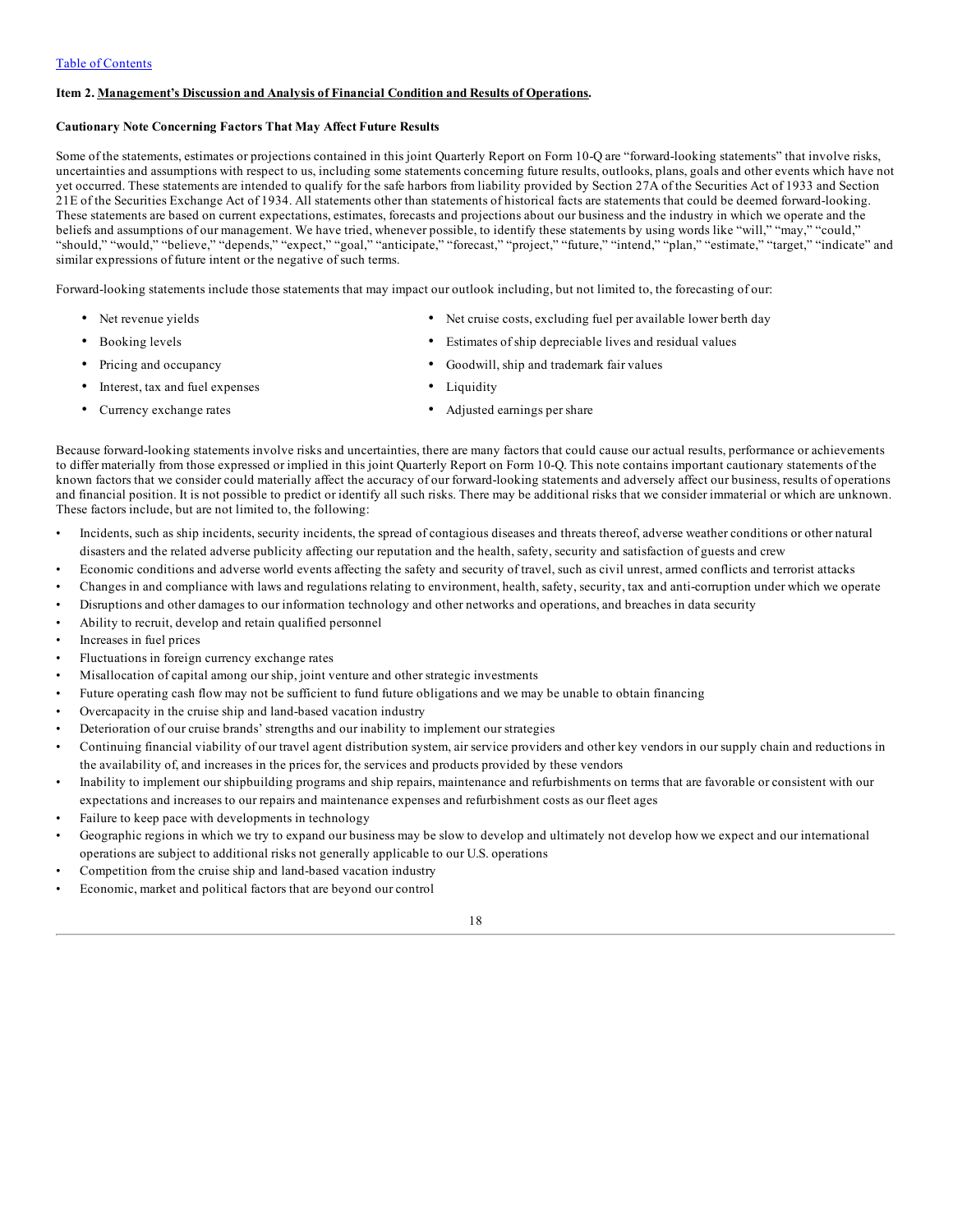Table of Contents

**Item 2. Management's Discussion and Analysis of Financial Condition and Results of Operations.**

**Cautionary Note Concerning Factors That May Affect Future Results**

Some of the statements, estimates or projections contained in this joint Quarterly Report on Form 10-Q are "forward-looking statements" that involve risks, uncertainties and assumptions with respect to us, including some statements concerning future results, outlooks, plans, goals and other events which have not yet occurred. These statements are intended to qualify for the safe harbors from liability provided by Section 27A of the Securities Act of 1933 and Section 21E of the Securities Exchange Act of 1934. All statements other than statements of historical facts are statements that could be deemed forward-looking. These statements are based on current expectations, estimates, forecasts and projections about our business and the industry in which we operate and the beliefs and assumptions of our management. We have tried, whenever possible, to identify these statements by using words like "will," "may," "could," "should," "would," "believe," "depends," "expect," "goal," "anticipate," "forecast," "project," "future," "intend," "plan," "estimate," "target," "indicate" and similar expressions of future intent or the negative of such terms.

Forward-looking statements include those statements that may impact our outlook including, but not limited to, the forecasting of our:

- Net revenue yields
- Booking levels
- Pricing and occupancy
- Interest, tax and fuel expenses
- Currency exchange rates
- Net cruise costs, excluding fuel per available lower berth day
- Estimates of ship depreciable lives and residual values
- Goodwill, ship and trademark fair values
- Liquidity
- Adjusted earnings per share

Because forward-looking statements involve risks and uncertainties, there are many factors that could cause our actual results, performance or achievements to differ materially from those expressed or implied in this joint Quarterly Report on Form 10-Q. This note contains important cautionary statements of the known factors that we consider could materially affect the accuracy of our forward-looking statements and adversely affect our business, results of operations and financial position. It is not possible to predict or identify all such risks. There may be additional risks that we consider immaterial or which are unknown. These factors include, but are not limited to, the following:

- Incidents, such as ship incidents, security incidents, the spread of contagious diseases and threats thereof, adverse weather conditions or other natural disasters and the related adverse publicity affecting our reputation and the health, safety, security and satisfaction of guests and crew
- Economic conditions and adverse world events affecting the safety and security of travel, such as civil unrest, armed conflicts and terrorist attacks
- Changes in and compliance with laws and regulations relating to environment, health, safety, security, tax and anti-corruption under which we operate
- Disruptions and other damages to our information technology and other networks and operations, and breaches in data security
- Ability to recruit, develop and retain qualified personnel
- Increases in fuel prices
- Fluctuations in foreign currency exchange rates
- Misallocation of capital among our ship, joint venture and other strategic investments
- Future operating cash flow may not be sufficient to fund future obligations and we may be unable to obtain financing
- Overcapacity in the cruise ship and land-based vacation industry
- Deterioration of our cruise brands' strengths and our inability to implement our strategies
- Continuing financial viability of our travel agent distribution system, air service providers and other key vendors in our supply chain and reductions in the availability of, and increases in the prices for, the services and products provided by these vendors
- Inability to implement our shipbuilding programs and ship repairs, maintenance and refurbishments on terms that are favorable or consistent with our expectations and increases to our repairs and maintenance expenses and refurbishment costs as our fleet ages
- Failure to keep pace with developments in technology
- Geographic regions in which we try to expand our business may be slow to develop and ultimately not develop how we expect and our international operations are subject to additional risks not generally applicable to our U.S. operations
- Competition from the cruise ship and land-based vacation industry
- Economic, market and political factors that are beyond our control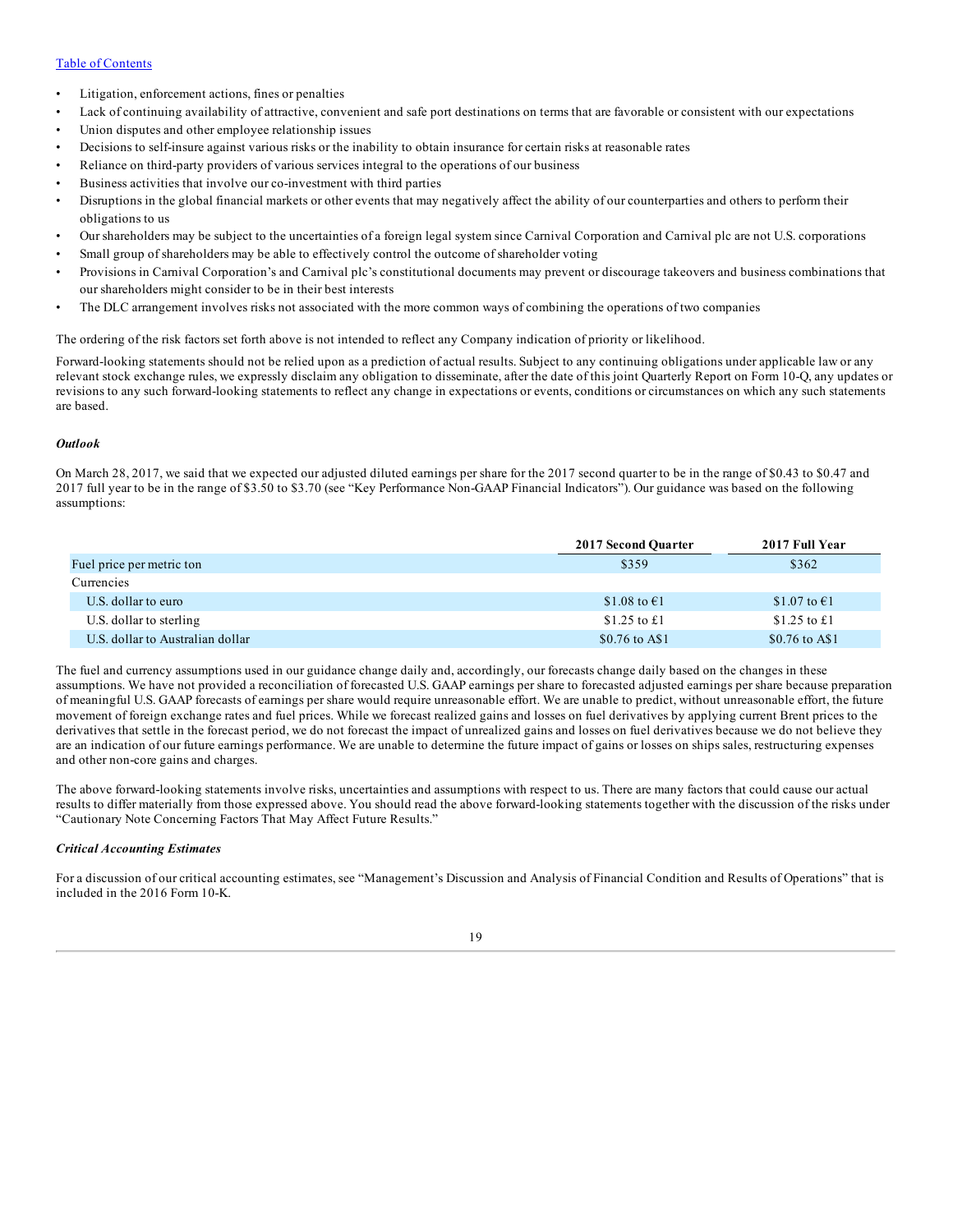- Litigation, enforcement actions, fines or penalties
- Lack of continuing availability of attractive, convenient and safe port destinations on terms that are favorable or consistent with our expectations
- Union disputes and other employee relationship issues
- Decisions to self-insure against various risks or the inability to obtain insurance for certain risks at reasonable rates
- Reliance on third-party providers of various services integral to the operations of our business
- Business activities that involve our co-investment with third parties
- Disruptions in the global financial markets or other events that may negatively affect the ability of our counterparties and others to perform their obligations to us
- Our shareholders may be subject to the uncertainties of a foreign legal system since Carnival Corporation and Carnival plc are not U.S. corporations
- Small group of shareholders may be able to effectively control the outcome of shareholder voting
- Provisions in Carnival Corporation's and Carnival plc's constitutional documents may prevent or discourage takeovers and business combinations that our shareholders might consider to be in their best interests
- The DLC arrangement involves risks not associated with the more common ways of combining the operations of two companies

The ordering of the risk factors set forth above is not intended to reflect any Company indication of priority or likelihood.

Forward-looking statements should not be relied upon as a prediction of actual results. Subject to any continuing obligations under applicable law or any relevant stock exchange rules, we expressly disclaim any obligation to disseminate, after the date of this joint Quarterly Report on Form 10-Q, any updates or revisions to any such forward-looking statements to reflect any change in expectations or events, conditions or circumstances on which any such statements are based.

***Outlook***

On March 28, 2017, we said that we expected our adjusted diluted earnings per share for the 2017 second quarter to be in the range of $0.43 to $0.47 and 2017 full year to be in the range of $3.50 to $3.70 (see "Key Performance Non-GAAP Financial Indicators"). Our guidance was based on the following assumptions:

| | 2017 Second Quarter | 2017 Full Year |
|---|---|---|
| Fuel price per metric ton | $359 | $362 |
| Currencies | | |
| U.S. dollar to euro | $1.08 to €1 | $1.07 to €1 |
| U.S. dollar to sterling | $1.25 to £1 | $1.25 to £1 |
| U.S. dollar to Australian dollar | $0.76 to A$1 | $0.76 to A$1 |

The fuel and currency assumptions used in our guidance change daily and, accordingly, our forecasts change daily based on the changes in these assumptions. We have not provided a reconciliation of forecasted U.S. GAAP earnings per share to forecasted adjusted earnings per share because preparation of meaningful U.S. GAAP forecasts of earnings per share would require unreasonable effort. We are unable to predict, without unreasonable effort, the future movement of foreign exchange rates and fuel prices. While we forecast realized gains and losses on fuel derivatives by applying current Brent prices to the derivatives that settle in the forecast period, we do not forecast the impact of unrealized gains and losses on fuel derivatives because we do not believe they are an indication of our future earnings performance. We are unable to determine the future impact of gains or losses on ships sales, restructuring expenses and other non-core gains and charges.

The above forward-looking statements involve risks, uncertainties and assumptions with respect to us. There are many factors that could cause our actual results to differ materially from those expressed above. You should read the above forward-looking statements together with the discussion of the risks under "Cautionary Note Concerning Factors That May Affect Future Results."

***Critical Accounting Estimates***

For a discussion of our critical accounting estimates, see "Management's Discussion and Analysis of Financial Condition and Results of Operations" that is included in the 2016 Form 10-K.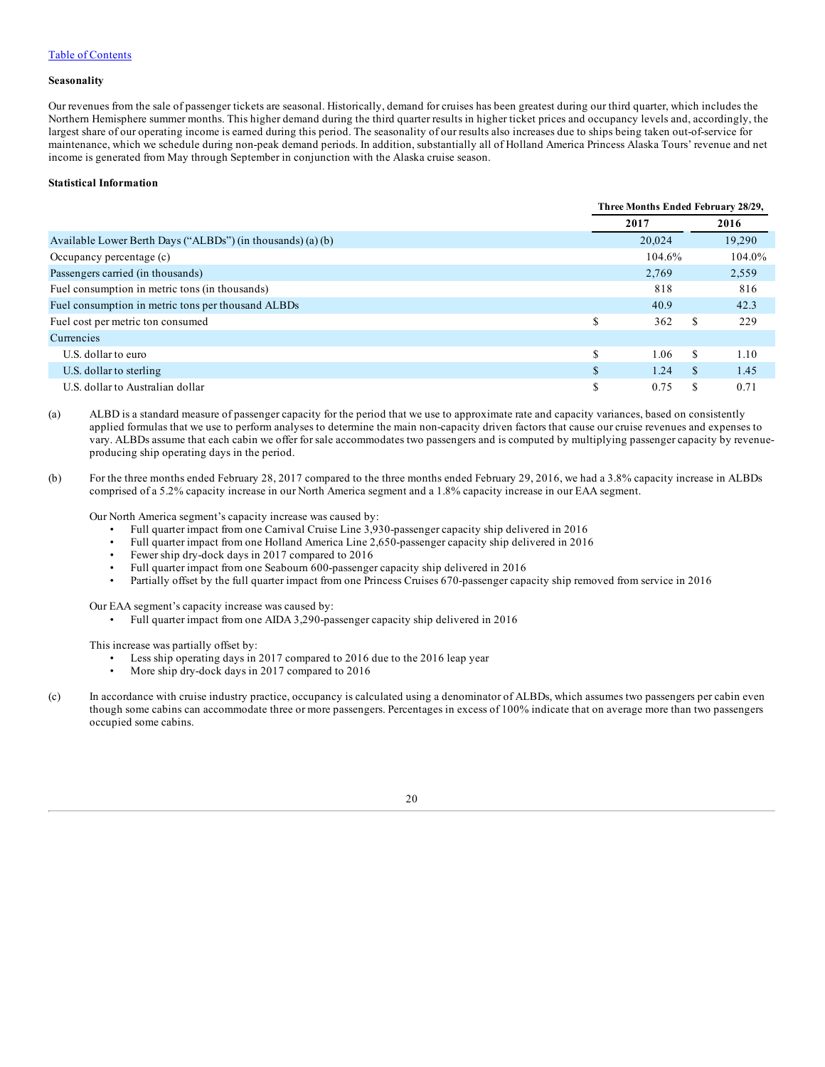[Table of Contents](#)

### Seasonality

Our revenues from the sale of passenger tickets are seasonal. Historically, demand for cruises has been greatest during our third quarter, which includes the Northern Hemisphere summer months. This higher demand during the third quarter results in higher ticket prices and occupancy levels and, accordingly, the largest share of our operating income is earned during this period. The seasonality of our results also increases due to ships being taken out-of-service for maintenance, which we schedule during non-peak demand periods. In addition, substantially all of Holland America Princess Alaska Tours' revenue and net income is generated from May through September in conjunction with the Alaska cruise season.

### Statistical Information

| | Three Months Ended February 28/29, | |
|---|---|---|
| | 2017 | 2016 |
| Available Lower Berth Days ("ALBDs") (in thousands) (a) (b) | 20,024 | 19,290 |
| Occupancy percentage (c) | 104.6% | 104.0% |
| Passengers carried (in thousands) | 2,769 | 2,559 |
| Fuel consumption in metric tons (in thousands) | 818 | 816 |
| Fuel consumption in metric tons per thousand ALBDs | 40.9 | 42.3 |
| Fuel cost per metric ton consumed | $ 362 | $ 229 |
| Currencies | | |
| U.S. dollar to euro | $ 1.06 | $ 1.10 |
| U.S. dollar to sterling | $ 1.24 | $ 1.45 |
| U.S. dollar to Australian dollar | $ 0.75 | $ 0.71 |

(a) ALBD is a standard measure of passenger capacity for the period that we use to approximate rate and capacity variances, based on consistently applied formulas that we use to perform analyses to determine the main non-capacity driven factors that cause our cruise revenues and expenses to vary. ALBDs assume that each cabin we offer for sale accommodates two passengers and is computed by multiplying passenger capacity by revenue-producing ship operating days in the period.

(b) For the three months ended February 28, 2017 compared to the three months ended February 29, 2016, we had a 3.8% capacity increase in ALBDs comprised of a 5.2% capacity increase in our North America segment and a 1.8% capacity increase in our EAA segment.

Our North America segment's capacity increase was caused by:

- Full quarter impact from one Carnival Cruise Line 3,930-passenger capacity ship delivered in 2016
- Full quarter impact from one Holland America Line 2,650-passenger capacity ship delivered in 2016
- Fewer ship dry-dock days in 2017 compared to 2016
- Full quarter impact from one Seabourn 600-passenger capacity ship delivered in 2016
- Partially offset by the full quarter impact from one Princess Cruises 670-passenger capacity ship removed from service in 2016

Our EAA segment's capacity increase was caused by:

- Full quarter impact from one AIDA 3,290-passenger capacity ship delivered in 2016

This increase was partially offset by:

- Less ship operating days in 2017 compared to 2016 due to the 2016 leap year
- More ship dry-dock days in 2017 compared to 2016

(c) In accordance with cruise industry practice, occupancy is calculated using a denominator of ALBDs, which assumes two passengers per cabin even though some cabins can accommodate three or more passengers. Percentages in excess of 100% indicate that on average more than two passengers occupied some cabins.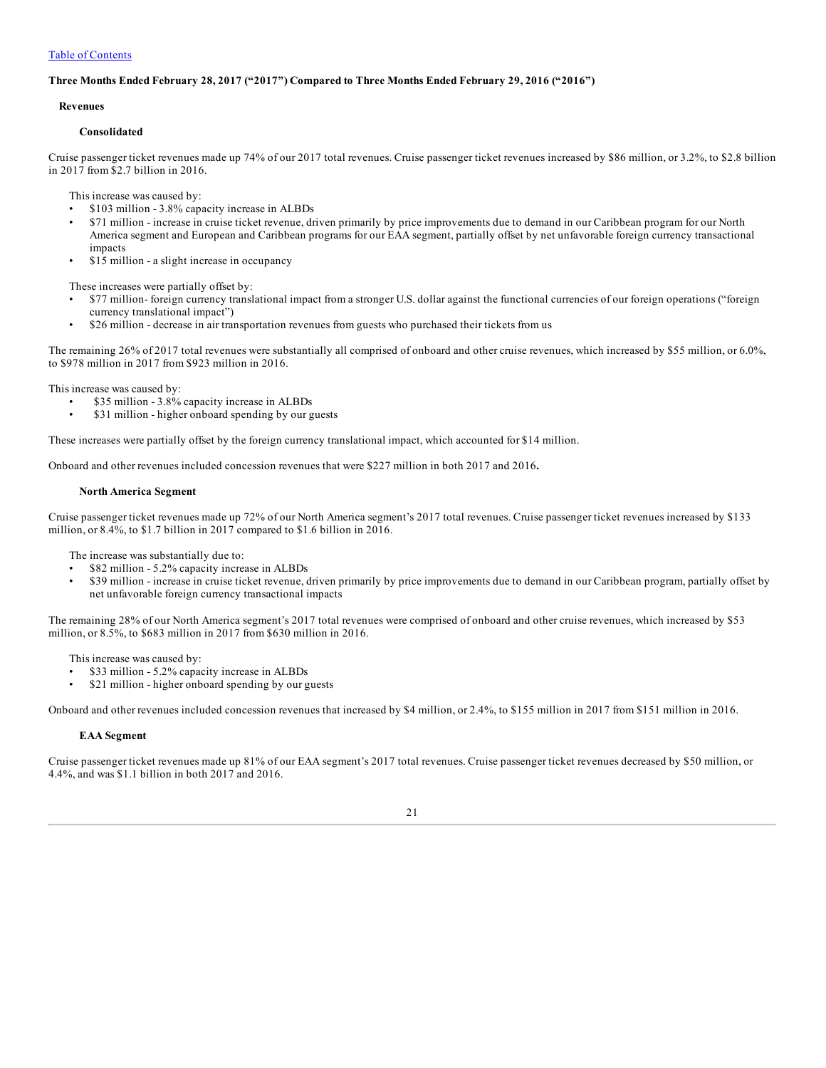[Table of Contents](#)

**Three Months Ended February 28, 2017 ("2017") Compared to Three Months Ended February 29, 2016 ("2016")**

**Revenues**

**Consolidated**

Cruise passenger ticket revenues made up 74% of our 2017 total revenues. Cruise passenger ticket revenues increased by $86 million, or 3.2%, to $2.8 billion in 2017 from $2.7 billion in 2016.

This increase was caused by:

- $103 million - 3.8% capacity increase in ALBDs
- $71 million - increase in cruise ticket revenue, driven primarily by price improvements due to demand in our Caribbean program for our North America segment and European and Caribbean programs for our EAA segment, partially offset by net unfavorable foreign currency transactional impacts
- $15 million - a slight increase in occupancy

These increases were partially offset by:

- $77 million- foreign currency translational impact from a stronger U.S. dollar against the functional currencies of our foreign operations ("foreign currency translational impact")
- $26 million - decrease in air transportation revenues from guests who purchased their tickets from us

The remaining 26% of 2017 total revenues were substantially all comprised of onboard and other cruise revenues, which increased by $55 million, or 6.0%, to $978 million in 2017 from $923 million in 2016.

This increase was caused by:

- $35 million - 3.8% capacity increase in ALBDs
- $31 million - higher onboard spending by our guests

These increases were partially offset by the foreign currency translational impact, which accounted for $14 million.

Onboard and other revenues included concession revenues that were $227 million in both 2017 and 2016**.**

**North America Segment**

Cruise passenger ticket revenues made up 72% of our North America segment's 2017 total revenues. Cruise passenger ticket revenues increased by $133 million, or 8.4%, to $1.7 billion in 2017 compared to $1.6 billion in 2016.

The increase was substantially due to:

- $82 million - 5.2% capacity increase in ALBDs
- $39 million - increase in cruise ticket revenue, driven primarily by price improvements due to demand in our Caribbean program, partially offset by net unfavorable foreign currency transactional impacts

The remaining 28% of our North America segment's 2017 total revenues were comprised of onboard and other cruise revenues, which increased by $53 million, or 8.5%, to $683 million in 2017 from $630 million in 2016.

This increase was caused by:

- $33 million - 5.2% capacity increase in ALBDs
- $21 million - higher onboard spending by our guests

Onboard and other revenues included concession revenues that increased by $4 million, or 2.4%, to $155 million in 2017 from $151 million in 2016.

**EAA Segment**

Cruise passenger ticket revenues made up 81% of our EAA segment's 2017 total revenues. Cruise passenger ticket revenues decreased by $50 million, or 4.4%, and was $1.1 billion in both 2017 and 2016.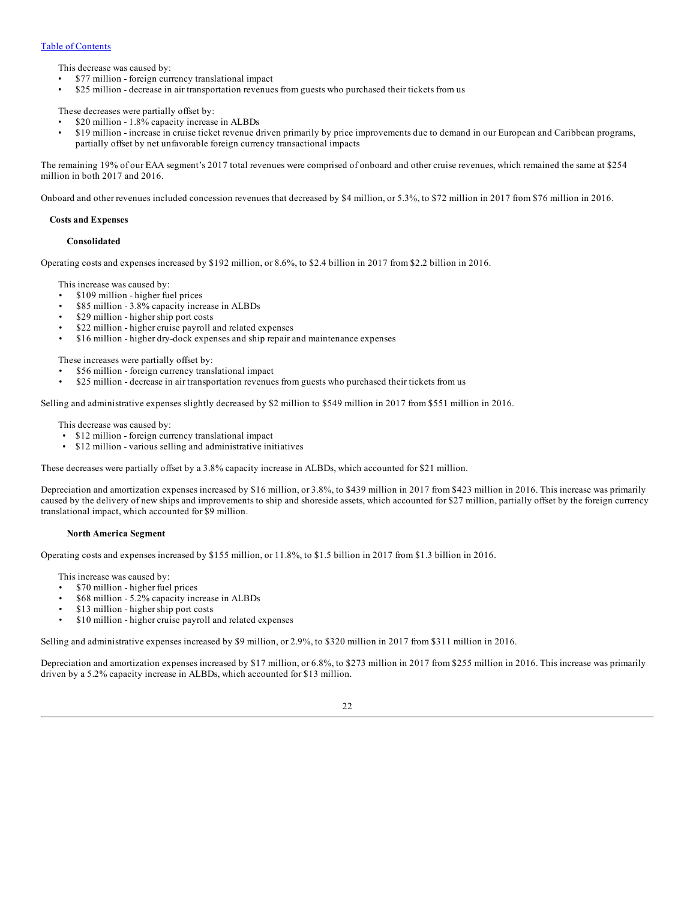This decrease was caused by:

- $77 million - foreign currency translational impact
- $25 million - decrease in air transportation revenues from guests who purchased their tickets from us

These decreases were partially offset by:

- $20 million - 1.8% capacity increase in ALBDs
- $19 million - increase in cruise ticket revenue driven primarily by price improvements due to demand in our European and Caribbean programs, partially offset by net unfavorable foreign currency transactional impacts

The remaining 19% of our EAA segment's 2017 total revenues were comprised of onboard and other cruise revenues, which remained the same at $254 million in both 2017 and 2016.

Onboard and other revenues included concession revenues that decreased by $4 million, or 5.3%, to $72 million in 2017 from $76 million in 2016.

### Costs and Expenses

#### Consolidated

Operating costs and expenses increased by $192 million, or 8.6%, to $2.4 billion in 2017 from $2.2 billion in 2016.

This increase was caused by:

- $109 million - higher fuel prices
- $85 million - 3.8% capacity increase in ALBDs
- $29 million - higher ship port costs
- $22 million - higher cruise payroll and related expenses
- $16 million - higher dry-dock expenses and ship repair and maintenance expenses

These increases were partially offset by:

- $56 million - foreign currency translational impact
- $25 million - decrease in air transportation revenues from guests who purchased their tickets from us

Selling and administrative expenses slightly decreased by $2 million to $549 million in 2017 from $551 million in 2016.

This decrease was caused by:

- $12 million - foreign currency translational impact
- $12 million - various selling and administrative initiatives

These decreases were partially offset by a 3.8% capacity increase in ALBDs, which accounted for $21 million.

Depreciation and amortization expenses increased by $16 million, or 3.8%, to $439 million in 2017 from $423 million in 2016. This increase was primarily caused by the delivery of new ships and improvements to ship and shoreside assets, which accounted for $27 million, partially offset by the foreign currency translational impact, which accounted for $9 million.

#### North America Segment

Operating costs and expenses increased by $155 million, or 11.8%, to $1.5 billion in 2017 from $1.3 billion in 2016.

This increase was caused by:

- $70 million - higher fuel prices
- $68 million - 5.2% capacity increase in ALBDs
- $13 million - higher ship port costs
- $10 million - higher cruise payroll and related expenses

Selling and administrative expenses increased by $9 million, or 2.9%, to $320 million in 2017 from $311 million in 2016.

Depreciation and amortization expenses increased by $17 million, or 6.8%, to $273 million in 2017 from $255 million in 2016. This increase was primarily driven by a 5.2% capacity increase in ALBDs, which accounted for $13 million.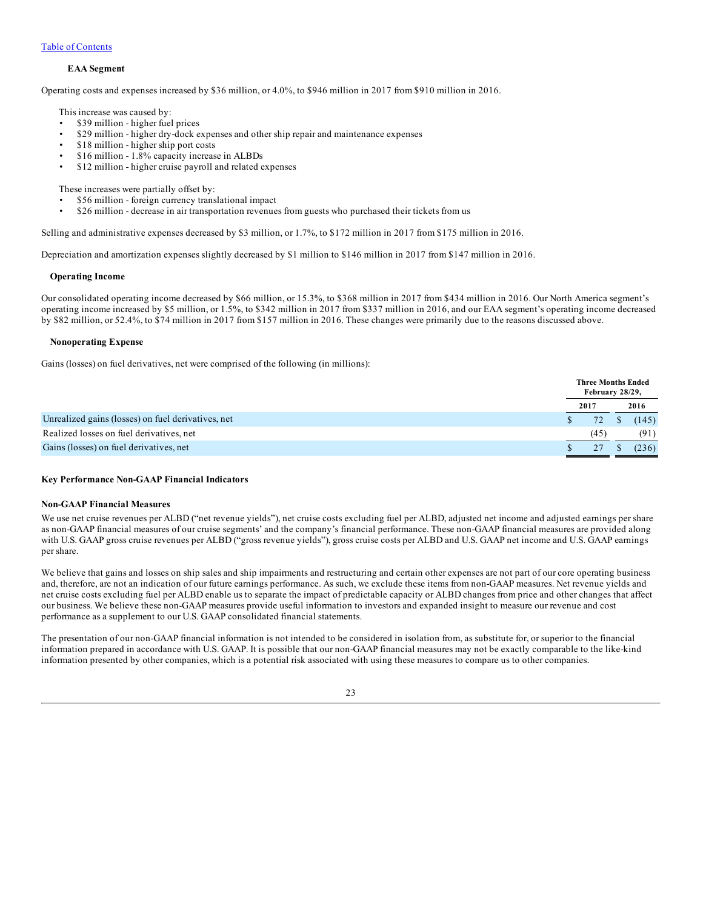[Table of Contents](#)

### EAA Segment

Operating costs and expenses increased by $36 million, or 4.0%, to $946 million in 2017 from $910 million in 2016.

This increase was caused by:

- $39 million - higher fuel prices
- $29 million - higher dry-dock expenses and other ship repair and maintenance expenses
- $18 million - higher ship port costs
- $16 million - 1.8% capacity increase in ALBDs
- $12 million - higher cruise payroll and related expenses

These increases were partially offset by:

- $56 million - foreign currency translational impact
- $26 million - decrease in air transportation revenues from guests who purchased their tickets from us

Selling and administrative expenses decreased by $3 million, or 1.7%, to $172 million in 2017 from $175 million in 2016.

Depreciation and amortization expenses slightly decreased by $1 million to $146 million in 2017 from $147 million in 2016.

### Operating Income

Our consolidated operating income decreased by $66 million, or 15.3%, to $368 million in 2017 from $434 million in 2016. Our North America segment's operating income increased by $5 million, or 1.5%, to $342 million in 2017 from $337 million in 2016, and our EAA segment's operating income decreased by $82 million, or 52.4%, to $74 million in 2017 from $157 million in 2016. These changes were primarily due to the reasons discussed above.

### Nonoperating Expense

Gains (losses) on fuel derivatives, net were comprised of the following (in millions):

| | Three Months Ended February 28/29, | |
|---|---|---|
| | 2017 | 2016 |
| Unrealized gains (losses) on fuel derivatives, net | $ 72 | $ (145) |
| Realized losses on fuel derivatives, net | (45) | (91) |
| Gains (losses) on fuel derivatives, net | $ 27 | $ (236) |

## Key Performance Non-GAAP Financial Indicators

### Non-GAAP Financial Measures

We use net cruise revenues per ALBD ("net revenue yields"), net cruise costs excluding fuel per ALBD, adjusted net income and adjusted earnings per share as non-GAAP financial measures of our cruise segments' and the company's financial performance. These non-GAAP financial measures are provided along with U.S. GAAP gross cruise revenues per ALBD ("gross revenue yields"), gross cruise costs per ALBD and U.S. GAAP net income and U.S. GAAP earnings per share.

We believe that gains and losses on ship sales and ship impairments and restructuring and certain other expenses are not part of our core operating business and, therefore, are not an indication of our future earnings performance. As such, we exclude these items from non-GAAP measures. Net revenue yields and net cruise costs excluding fuel per ALBD enable us to separate the impact of predictable capacity or ALBD changes from price and other changes that affect our business. We believe these non-GAAP measures provide useful information to investors and expanded insight to measure our revenue and cost performance as a supplement to our U.S. GAAP consolidated financial statements.

The presentation of our non-GAAP financial information is not intended to be considered in isolation from, as substitute for, or superior to the financial information prepared in accordance with U.S. GAAP. It is possible that our non-GAAP financial measures may not be exactly comparable to the like-kind information presented by other companies, which is a potential risk associated with using these measures to compare us to other companies.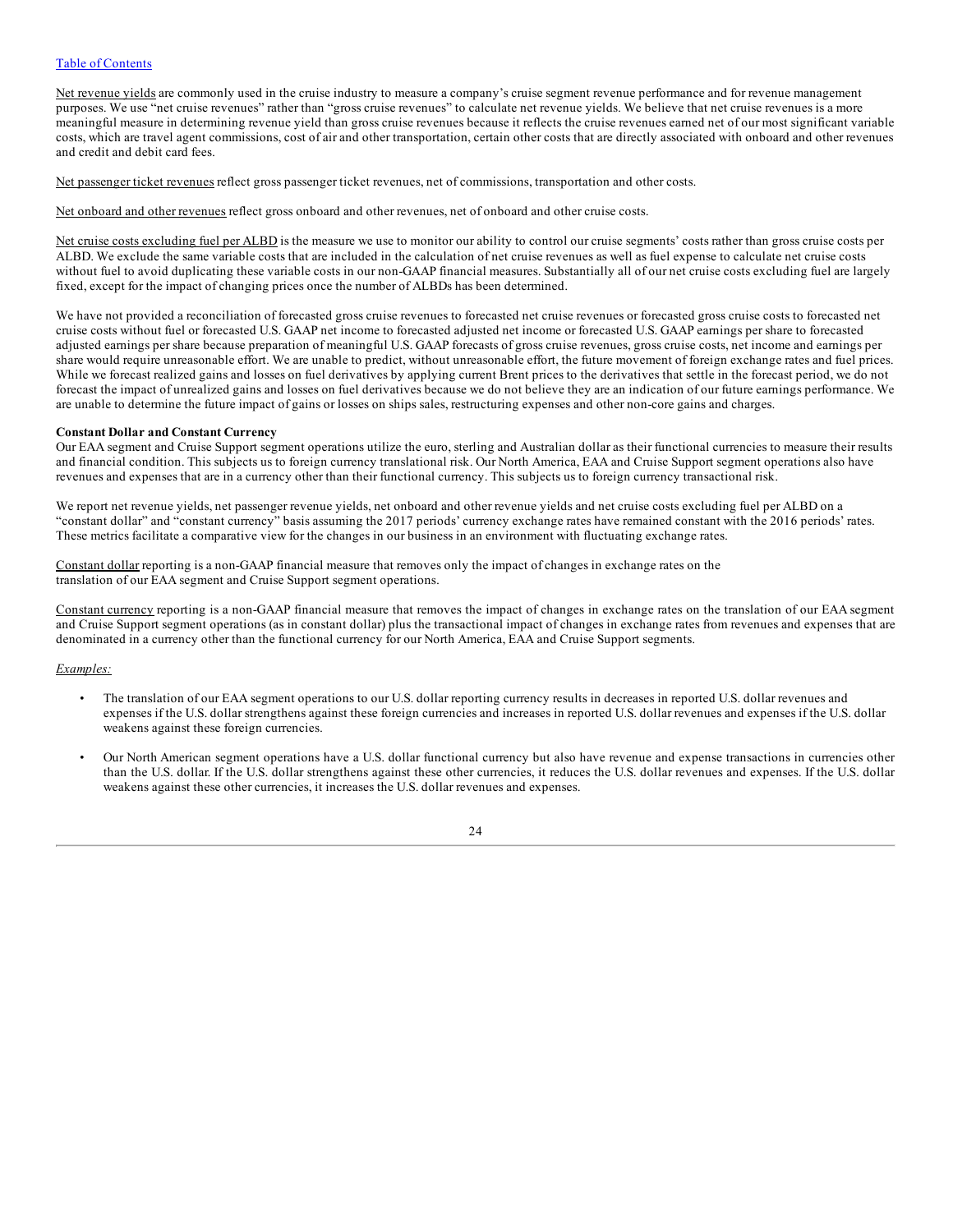Net revenue yields are commonly used in the cruise industry to measure a company's cruise segment revenue performance and for revenue management purposes. We use "net cruise revenues" rather than "gross cruise revenues" to calculate net revenue yields. We believe that net cruise revenues is a more meaningful measure in determining revenue yield than gross cruise revenues because it reflects the cruise revenues earned net of our most significant variable costs, which are travel agent commissions, cost of air and other transportation, certain other costs that are directly associated with onboard and other revenues and credit and debit card fees.

Net passenger ticket revenues reflect gross passenger ticket revenues, net of commissions, transportation and other costs.

Net onboard and other revenues reflect gross onboard and other revenues, net of onboard and other cruise costs.

Net cruise costs excluding fuel per ALBD is the measure we use to monitor our ability to control our cruise segments' costs rather than gross cruise costs per ALBD. We exclude the same variable costs that are included in the calculation of net cruise revenues as well as fuel expense to calculate net cruise costs without fuel to avoid duplicating these variable costs in our non-GAAP financial measures. Substantially all of our net cruise costs excluding fuel are largely fixed, except for the impact of changing prices once the number of ALBDs has been determined.

We have not provided a reconciliation of forecasted gross cruise revenues to forecasted net cruise revenues or forecasted gross cruise costs to forecasted net cruise costs without fuel or forecasted U.S. GAAP net income to forecasted adjusted net income or forecasted U.S. GAAP earnings per share to forecasted adjusted earnings per share because preparation of meaningful U.S. GAAP forecasts of gross cruise revenues, gross cruise costs, net income and earnings per share would require unreasonable effort. We are unable to predict, without unreasonable effort, the future movement of foreign exchange rates and fuel prices. While we forecast realized gains and losses on fuel derivatives by applying current Brent prices to the derivatives that settle in the forecast period, we do not forecast the impact of unrealized gains and losses on fuel derivatives because we do not believe they are an indication of our future earnings performance. We are unable to determine the future impact of gains or losses on ships sales, restructuring expenses and other non-core gains and charges.

**Constant Dollar and Constant Currency**

Our EAA segment and Cruise Support segment operations utilize the euro, sterling and Australian dollar as their functional currencies to measure their results and financial condition. This subjects us to foreign currency translational risk. Our North America, EAA and Cruise Support segment operations also have revenues and expenses that are in a currency other than their functional currency. This subjects us to foreign currency transactional risk.

We report net revenue yields, net passenger revenue yields, net onboard and other revenue yields and net cruise costs excluding fuel per ALBD on a "constant dollar" and "constant currency" basis assuming the 2017 periods' currency exchange rates have remained constant with the 2016 periods' rates. These metrics facilitate a comparative view for the changes in our business in an environment with fluctuating exchange rates.

Constant dollar reporting is a non-GAAP financial measure that removes only the impact of changes in exchange rates on the translation of our EAA segment and Cruise Support segment operations.

Constant currency reporting is a non-GAAP financial measure that removes the impact of changes in exchange rates on the translation of our EAA segment and Cruise Support segment operations (as in constant dollar) plus the transactional impact of changes in exchange rates from revenues and expenses that are denominated in a currency other than the functional currency for our North America, EAA and Cruise Support segments.

*Examples:*

- The translation of our EAA segment operations to our U.S. dollar reporting currency results in decreases in reported U.S. dollar revenues and expenses if the U.S. dollar strengthens against these foreign currencies and increases in reported U.S. dollar revenues and expenses if the U.S. dollar weakens against these foreign currencies.

- Our North American segment operations have a U.S. dollar functional currency but also have revenue and expense transactions in currencies other than the U.S. dollar. If the U.S. dollar strengthens against these other currencies, it reduces the U.S. dollar revenues and expenses. If the U.S. dollar weakens against these other currencies, it increases the U.S. dollar revenues and expenses.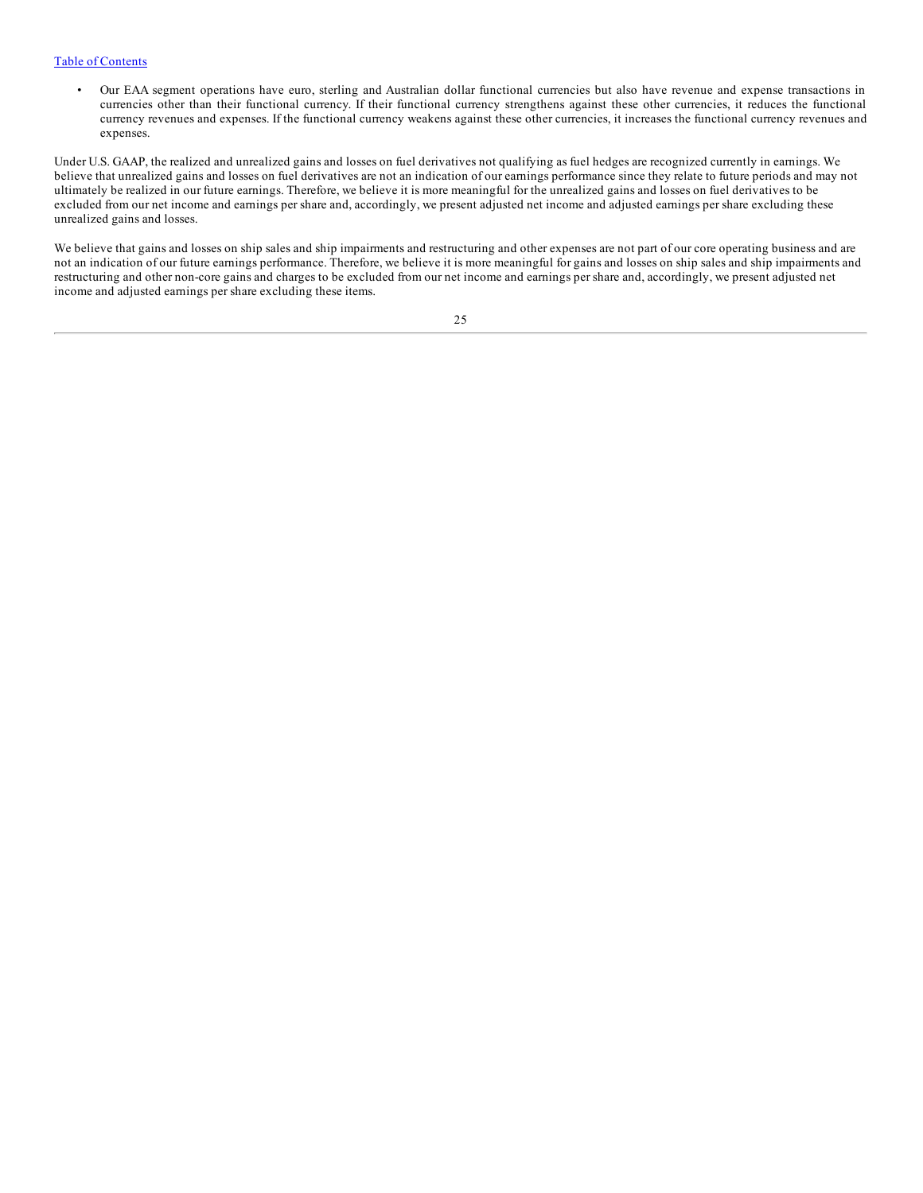- Our EAA segment operations have euro, sterling and Australian dollar functional currencies but also have revenue and expense transactions in currencies other than their functional currency. If their functional currency strengthens against these other currencies, it reduces the functional currency revenues and expenses. If the functional currency weakens against these other currencies, it increases the functional currency revenues and expenses.

Under U.S. GAAP, the realized and unrealized gains and losses on fuel derivatives not qualifying as fuel hedges are recognized currently in earnings. We believe that unrealized gains and losses on fuel derivatives are not an indication of our earnings performance since they relate to future periods and may not ultimately be realized in our future earnings. Therefore, we believe it is more meaningful for the unrealized gains and losses on fuel derivatives to be excluded from our net income and earnings per share and, accordingly, we present adjusted net income and adjusted earnings per share excluding these unrealized gains and losses.

We believe that gains and losses on ship sales and ship impairments and restructuring and other expenses are not part of our core operating business and are not an indication of our future earnings performance. Therefore, we believe it is more meaningful for gains and losses on ship sales and ship impairments and restructuring and other non-core gains and charges to be excluded from our net income and earnings per share and, accordingly, we present adjusted net income and adjusted earnings per share excluding these items.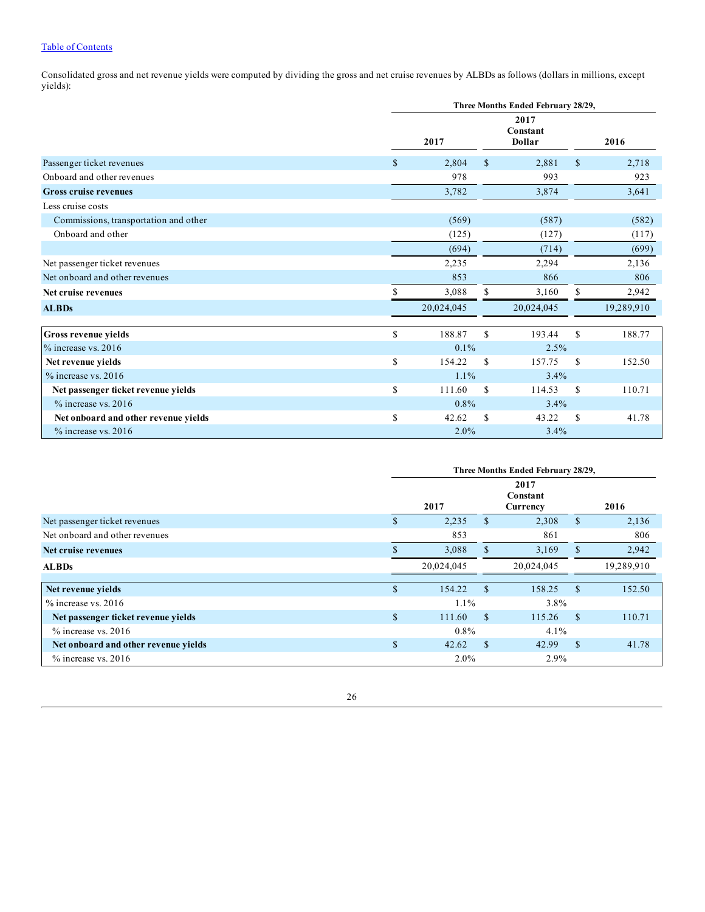[Table of Contents](#)

Consolidated gross and net revenue yields were computed by dividing the gross and net cruise revenues by ALBDs as follows (dollars in millions, except yields):

| | Three Months Ended February 28/29, | | |
|---|---|---|---|
| | 2017 | 2017 Constant Dollar | 2016 |
| Passenger ticket revenues | $ 2,804 | $ 2,881 | $ 2,718 |
| Onboard and other revenues | 978 | 993 | 923 |
| **Gross cruise revenues** | 3,782 | 3,874 | 3,641 |
| Less cruise costs | | | |
| Commissions, transportation and other | (569) | (587) | (582) |
| Onboard and other | (125) | (127) | (117) |
| | (694) | (714) | (699) |
| Net passenger ticket revenues | 2,235 | 2,294 | 2,136 |
| Net onboard and other revenues | 853 | 866 | 806 |
| **Net cruise revenues** | $ 3,088 | $ 3,160 | $ 2,942 |
| **ALBDs** | 20,024,045 | 20,024,045 | 19,289,910 |
| | | | |
| **Gross revenue yields** | $ 188.87 | $ 193.44 | $ 188.77 |
| % increase vs. 2016 | 0.1% | 2.5% | |
| **Net revenue yields** | $ 154.22 | $ 157.75 | $ 152.50 |
| % increase vs. 2016 | 1.1% | 3.4% | |
| **Net passenger ticket revenue yields** | $ 111.60 | $ 114.53 | $ 110.71 |
| % increase vs. 2016 | 0.8% | 3.4% | |
| **Net onboard and other revenue yields** | $ 42.62 | $ 43.22 | $ 41.78 |
| % increase vs. 2016 | 2.0% | 3.4% | |

| | Three Months Ended February 28/29, | | |
|---|---|---|---|
| | 2017 | 2017 Constant Currency | 2016 |
| Net passenger ticket revenues | $ 2,235 | $ 2,308 | $ 2,136 |
| Net onboard and other revenues | 853 | 861 | 806 |
| **Net cruise revenues** | $ 3,088 | $ 3,169 | $ 2,942 |
| **ALBDs** | 20,024,045 | 20,024,045 | 19,289,910 |
| | | | |
| **Net revenue yields** | $ 154.22 | $ 158.25 | $ 152.50 |
| % increase vs. 2016 | 1.1% | 3.8% | |
| **Net passenger ticket revenue yields** | $ 111.60 | $ 115.26 | $ 110.71 |
| % increase vs. 2016 | 0.8% | 4.1% | |
| **Net onboard and other revenue yields** | $ 42.62 | $ 42.99 | $ 41.78 |
| % increase vs. 2016 | 2.0% | 2.9% | |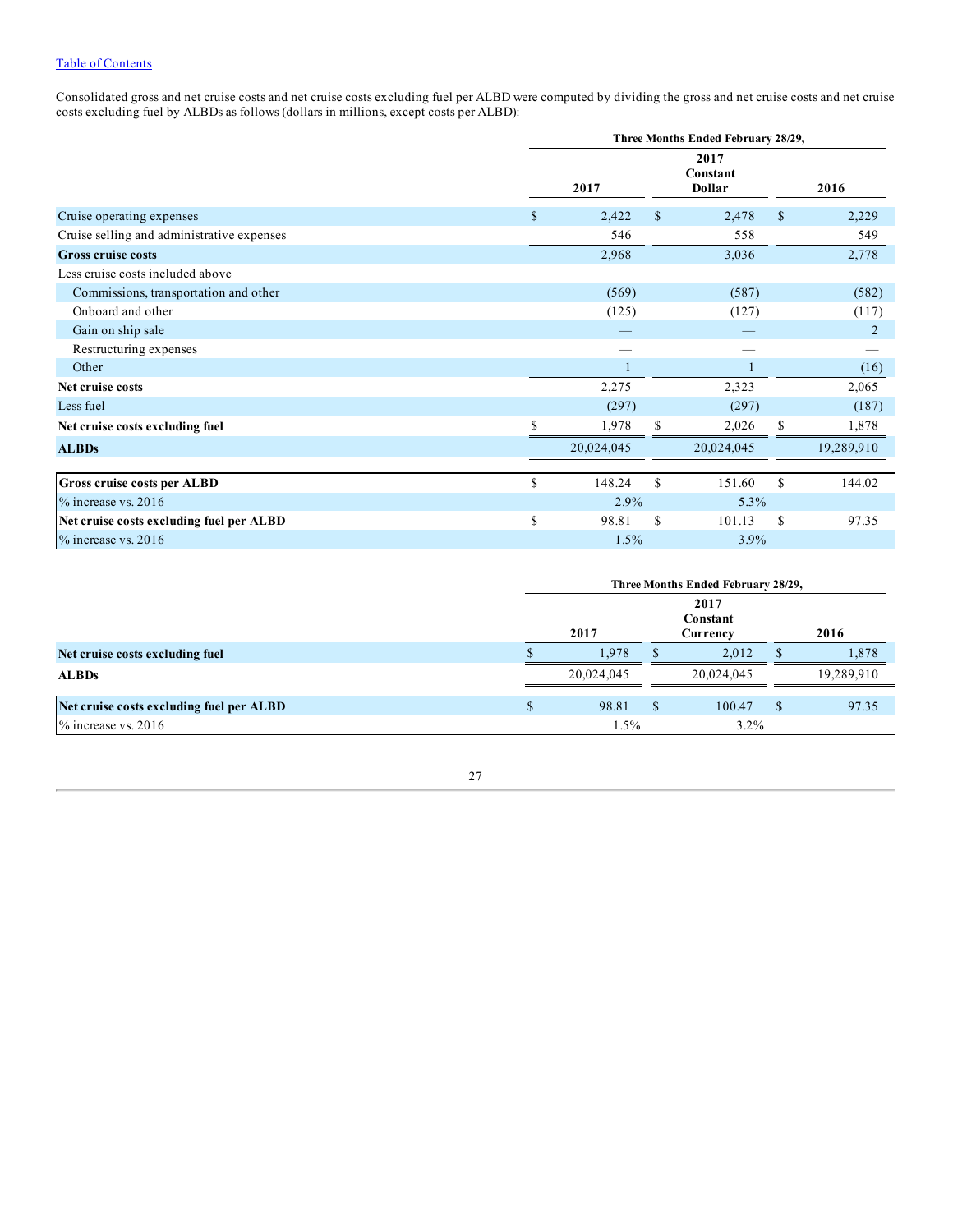Consolidated gross and net cruise costs and net cruise costs excluding fuel per ALBD were computed by dividing the gross and net cruise costs and net cruise costs excluding fuel by ALBDs as follows (dollars in millions, except costs per ALBD):

| | Three Months Ended February 28/29, | | |
|---|---|---|---|
| | 2017 | 2017 Constant Dollar | 2016 |
| Cruise operating expenses | $ 2,422 | $ 2,478 | $ 2,229 |
| Cruise selling and administrative expenses | 546 | 558 | 549 |
| **Gross cruise costs** | 2,968 | 3,036 | 2,778 |
| Less cruise costs included above | | | |
| Commissions, transportation and other | (569) | (587) | (582) |
| Onboard and other | (125) | (127) | (117) |
| Gain on ship sale | — | — | 2 |
| Restructuring expenses | — | — | — |
| Other | 1 | 1 | (16) |
| **Net cruise costs** | 2,275 | 2,323 | 2,065 |
| Less fuel | (297) | (297) | (187) |
| **Net cruise costs excluding fuel** | $ 1,978 | $ 2,026 | $ 1,878 |
| **ALBDs** | 20,024,045 | 20,024,045 | 19,289,910 |
| **Gross cruise costs per ALBD** | $ 148.24 | $ 151.60 | $ 144.02 |
| % increase vs. 2016 | 2.9% | 5.3% | |
| **Net cruise costs excluding fuel per ALBD** | $ 98.81 | $ 101.13 | $ 97.35 |
| % increase vs. 2016 | 1.5% | 3.9% | |

| | Three Months Ended February 28/29, | | |
|---|---|---|---|
| | 2017 | 2017 Constant Currency | 2016 |
| **Net cruise costs excluding fuel** | $ 1,978 | $ 2,012 | $ 1,878 |
| **ALBDs** | 20,024,045 | 20,024,045 | 19,289,910 |
| **Net cruise costs excluding fuel per ALBD** | $ 98.81 | $ 100.47 | $ 97.35 |
| % increase vs. 2016 | 1.5% | 3.2% | |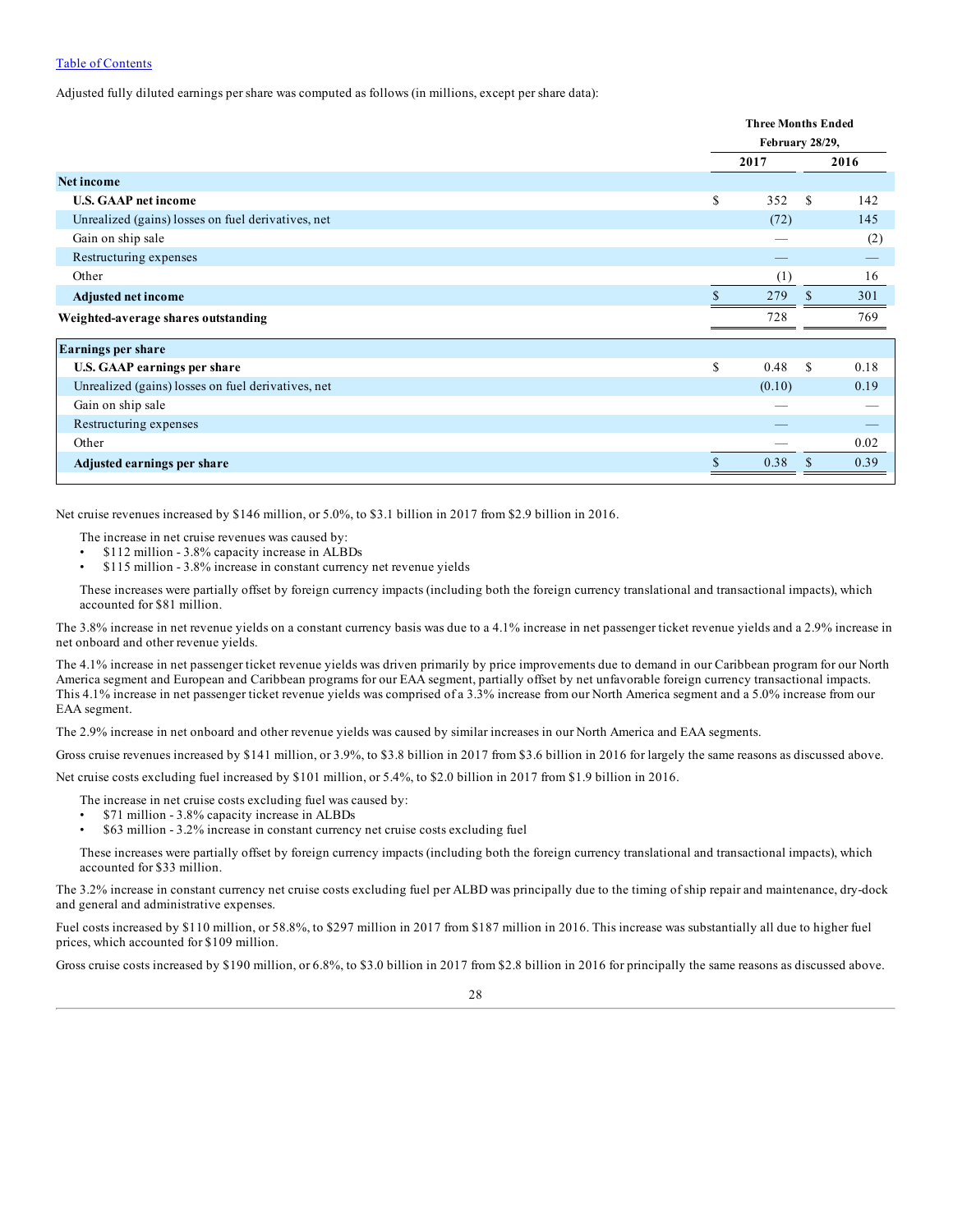Adjusted fully diluted earnings per share was computed as follows (in millions, except per share data):

| | Three Months Ended February 28/29, | |
|---|---|---|
| | 2017 | 2016 |
| **Net income** | | |
| **U.S. GAAP net income** | $ 352 | $ 142 |
| Unrealized (gains) losses on fuel derivatives, net | (72) | 145 |
| Gain on ship sale | — | (2) |
| Restructuring expenses | — | — |
| Other | (1) | 16 |
| **Adjusted net income** | $ 279 | $ 301 |
| **Weighted-average shares outstanding** | 728 | 769 |

| | 2017 | 2016 |
|---|---|---|
| **Earnings per share** | | |
| **U.S. GAAP earnings per share** | $ 0.48 | $ 0.18 |
| Unrealized (gains) losses on fuel derivatives, net | (0.10) | 0.19 |
| Gain on ship sale | — | — |
| Restructuring expenses | — | — |
| Other | — | 0.02 |
| **Adjusted earnings per share** | $ 0.38 | $ 0.39 |

Net cruise revenues increased by $146 million, or 5.0%, to $3.1 billion in 2017 from $2.9 billion in 2016.

The increase in net cruise revenues was caused by:

- $112 million - 3.8% capacity increase in ALBDs
- $115 million - 3.8% increase in constant currency net revenue yields

These increases were partially offset by foreign currency impacts (including both the foreign currency translational and transactional impacts), which accounted for $81 million.

The 3.8% increase in net revenue yields on a constant currency basis was due to a 4.1% increase in net passenger ticket revenue yields and a 2.9% increase in net onboard and other revenue yields.

The 4.1% increase in net passenger ticket revenue yields was driven primarily by price improvements due to demand in our Caribbean program for our North America segment and European and Caribbean programs for our EAA segment, partially offset by net unfavorable foreign currency transactional impacts. This 4.1% increase in net passenger ticket revenue yields was comprised of a 3.3% increase from our North America segment and a 5.0% increase from our EAA segment.

The 2.9% increase in net onboard and other revenue yields was caused by similar increases in our North America and EAA segments.

Gross cruise revenues increased by $141 million, or 3.9%, to $3.8 billion in 2017 from $3.6 billion in 2016 for largely the same reasons as discussed above.

Net cruise costs excluding fuel increased by $101 million, or 5.4%, to $2.0 billion in 2017 from $1.9 billion in 2016.

The increase in net cruise costs excluding fuel was caused by:

- $71 million - 3.8% capacity increase in ALBDs
- $63 million - 3.2% increase in constant currency net cruise costs excluding fuel

These increases were partially offset by foreign currency impacts (including both the foreign currency translational and transactional impacts), which accounted for $33 million.

The 3.2% increase in constant currency net cruise costs excluding fuel per ALBD was principally due to the timing of ship repair and maintenance, dry-dock and general and administrative expenses.

Fuel costs increased by $110 million, or 58.8%, to $297 million in 2017 from $187 million in 2016. This increase was substantially all due to higher fuel prices, which accounted for $109 million.

Gross cruise costs increased by $190 million, or 6.8%, to $3.0 billion in 2017 from $2.8 billion in 2016 for principally the same reasons as discussed above.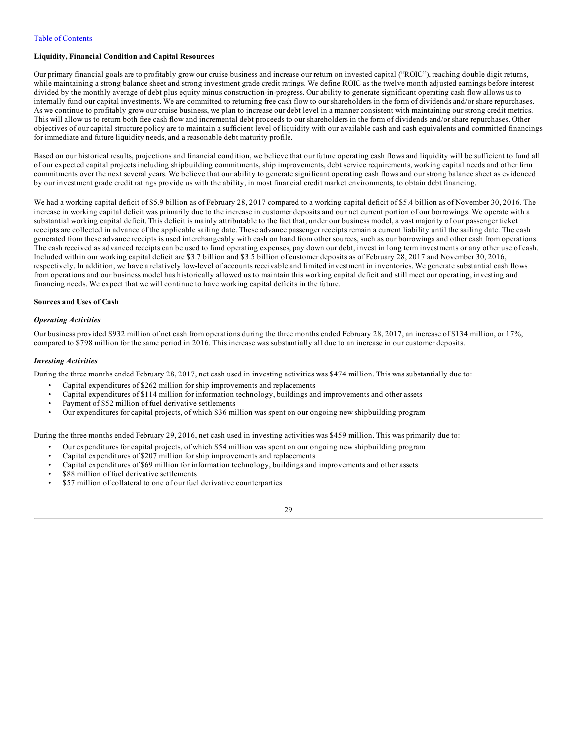[Table of Contents](#)

**Liquidity, Financial Condition and Capital Resources**

Our primary financial goals are to profitably grow our cruise business and increase our return on invested capital ("ROIC"), reaching double digit returns, while maintaining a strong balance sheet and strong investment grade credit ratings. We define ROIC as the twelve month adjusted earnings before interest divided by the monthly average of debt plus equity minus construction-in-progress. Our ability to generate significant operating cash flow allows us to internally fund our capital investments. We are committed to returning free cash flow to our shareholders in the form of dividends and/or share repurchases. As we continue to profitably grow our cruise business, we plan to increase our debt level in a manner consistent with maintaining our strong credit metrics. This will allow us to return both free cash flow and incremental debt proceeds to our shareholders in the form of dividends and/or share repurchases. Other objectives of our capital structure policy are to maintain a sufficient level of liquidity with our available cash and cash equivalents and committed financings for immediate and future liquidity needs, and a reasonable debt maturity profile.

Based on our historical results, projections and financial condition, we believe that our future operating cash flows and liquidity will be sufficient to fund all of our expected capital projects including shipbuilding commitments, ship improvements, debt service requirements, working capital needs and other firm commitments over the next several years. We believe that our ability to generate significant operating cash flows and our strong balance sheet as evidenced by our investment grade credit ratings provide us with the ability, in most financial credit market environments, to obtain debt financing.

We had a working capital deficit of $5.9 billion as of February 28, 2017 compared to a working capital deficit of $5.4 billion as of November 30, 2016. The increase in working capital deficit was primarily due to the increase in customer deposits and our net current portion of our borrowings. We operate with a substantial working capital deficit. This deficit is mainly attributable to the fact that, under our business model, a vast majority of our passenger ticket receipts are collected in advance of the applicable sailing date. These advance passenger receipts remain a current liability until the sailing date. The cash generated from these advance receipts is used interchangeably with cash on hand from other sources, such as our borrowings and other cash from operations. The cash received as advanced receipts can be used to fund operating expenses, pay down our debt, invest in long term investments or any other use of cash. Included within our working capital deficit are $3.7 billion and $3.5 billion of customer deposits as of February 28, 2017 and November 30, 2016, respectively. In addition, we have a relatively low-level of accounts receivable and limited investment in inventories. We generate substantial cash flows from operations and our business model has historically allowed us to maintain this working capital deficit and still meet our operating, investing and financing needs. We expect that we will continue to have working capital deficits in the future.

**Sources and Uses of Cash**

***Operating Activities***

Our business provided $932 million of net cash from operations during the three months ended February 28, 2017, an increase of $134 million, or 17%, compared to $798 million for the same period in 2016. This increase was substantially all due to an increase in our customer deposits.

***Investing Activities***

During the three months ended February 28, 2017, net cash used in investing activities was $474 million. This was substantially due to:

- Capital expenditures of $262 million for ship improvements and replacements
- Capital expenditures of $114 million for information technology, buildings and improvements and other assets
- Payment of $52 million of fuel derivative settlements
- Our expenditures for capital projects, of which $36 million was spent on our ongoing new shipbuilding program

During the three months ended February 29, 2016, net cash used in investing activities was $459 million. This was primarily due to:

- Our expenditures for capital projects, of which $54 million was spent on our ongoing new shipbuilding program
- Capital expenditures of $207 million for ship improvements and replacements
- Capital expenditures of $69 million for information technology, buildings and improvements and other assets
- $88 million of fuel derivative settlements
- $57 million of collateral to one of our fuel derivative counterparties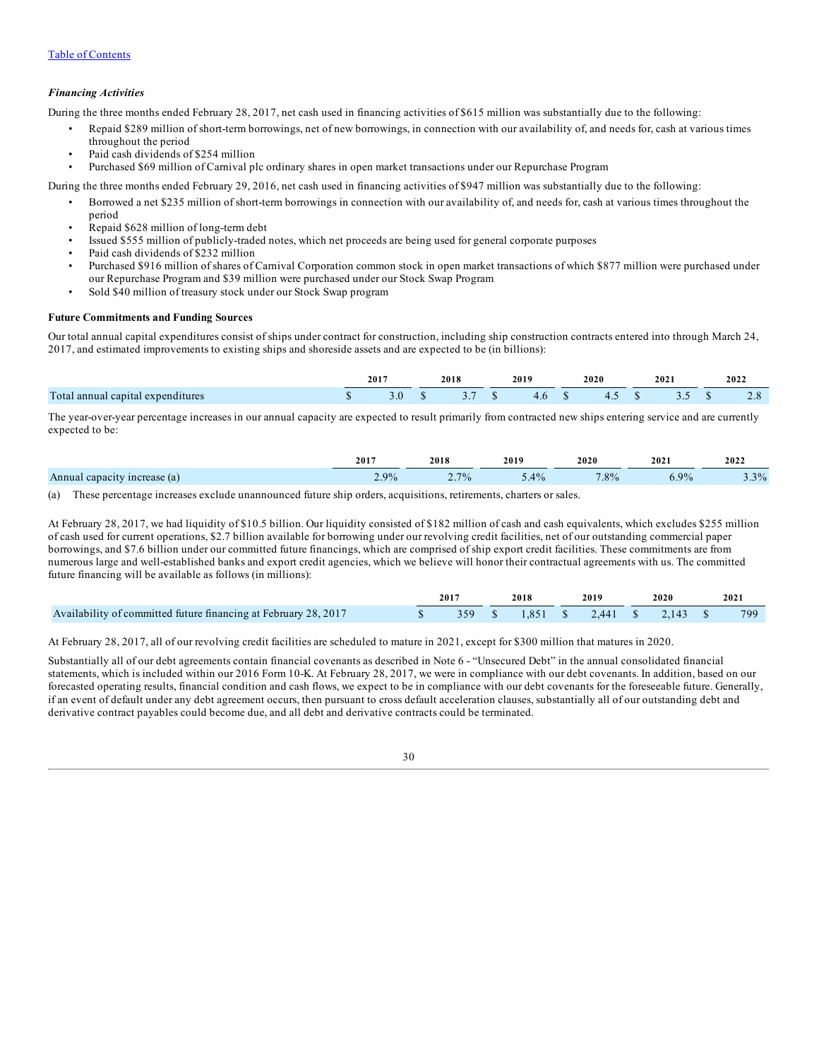[Table of Contents](#)

***Financing Activities***

During the three months ended February 28, 2017, net cash used in financing activities of $615 million was substantially due to the following:

- Repaid $289 million of short-term borrowings, net of new borrowings, in connection with our availability of, and needs for, cash at various times throughout the period
- Paid cash dividends of $254 million
- Purchased $69 million of Carnival plc ordinary shares in open market transactions under our Repurchase Program

During the three months ended February 29, 2016, net cash used in financing activities of $947 million was substantially due to the following:

- Borrowed a net $235 million of short-term borrowings in connection with our availability of, and needs for, cash at various times throughout the period
- Repaid $628 million of long-term debt
- Issued $555 million of publicly-traded notes, which net proceeds are being used for general corporate purposes
- Paid cash dividends of $232 million
- Purchased $916 million of shares of Carnival Corporation common stock in open market transactions of which $877 million were purchased under our Repurchase Program and $39 million were purchased under our Stock Swap Program
- Sold $40 million of treasury stock under our Stock Swap program

**Future Commitments and Funding Sources**

Our total annual capital expenditures consist of ships under contract for construction, including ship construction contracts entered into through March 24, 2017, and estimated improvements to existing ships and shoreside assets and are expected to be (in billions):

| | 2017 | 2018 | 2019 | 2020 | 2021 | 2022 |
|---|---|---|---|---|---|---|
| Total annual capital expenditures | $ 3.0 | $ 3.7 | $ 4.6 | $ 4.5 | $ 3.5 | $ 2.8 |

The year-over-year percentage increases in our annual capacity are expected to result primarily from contracted new ships entering service and are currently expected to be:

| | 2017 | 2018 | 2019 | 2020 | 2021 | 2022 |
|---|---|---|---|---|---|---|
| Annual capacity increase (a) | 2.9% | 2.7% | 5.4% | 7.8% | 6.9% | 3.3% |

(a) These percentage increases exclude unannounced future ship orders, acquisitions, retirements, charters or sales.

At February 28, 2017, we had liquidity of $10.5 billion. Our liquidity consisted of $182 million of cash and cash equivalents, which excludes $255 million of cash used for current operations, $2.7 billion available for borrowing under our revolving credit facilities, net of our outstanding commercial paper borrowings, and $7.6 billion under our committed future financings, which are comprised of ship export credit facilities. These commitments are from numerous large and well-established banks and export credit agencies, which we believe will honor their contractual agreements with us. The committed future financing will be available as follows (in millions):

| | 2017 | 2018 | 2019 | 2020 | 2021 |
|---|---|---|---|---|---|
| Availability of committed future financing at February 28, 2017 | $ 359 | $ 1,851 | $ 2,441 | $ 2,143 | $ 799 |

At February 28, 2017, all of our revolving credit facilities are scheduled to mature in 2021, except for $300 million that matures in 2020.

Substantially all of our debt agreements contain financial covenants as described in Note 6 - "Unsecured Debt" in the annual consolidated financial statements, which is included within our 2016 Form 10-K. At February 28, 2017, we were in compliance with our debt covenants. In addition, based on our forecasted operating results, financial condition and cash flows, we expect to be in compliance with our debt covenants for the foreseeable future. Generally, if an event of default under any debt agreement occurs, then pursuant to cross default acceleration clauses, substantially all of our outstanding debt and derivative contract payables could become due, and all debt and derivative contracts could be terminated.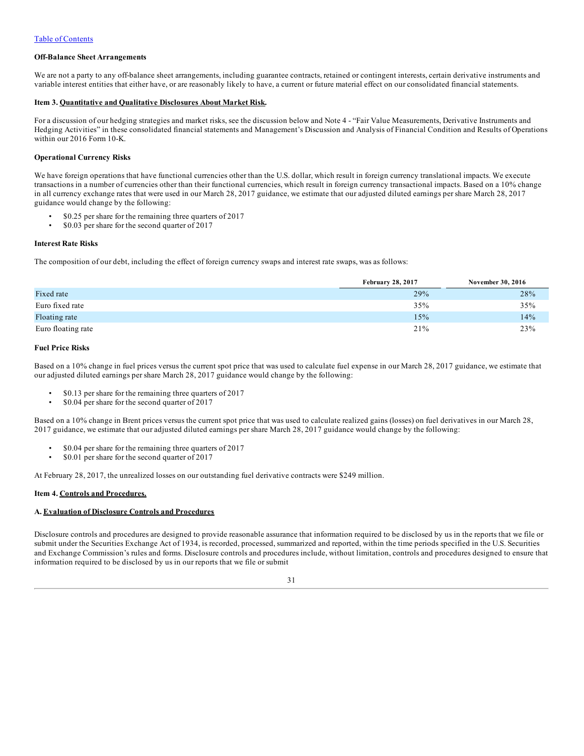Table of Contents

**Off-Balance Sheet Arrangements**

We are not a party to any off-balance sheet arrangements, including guarantee contracts, retained or contingent interests, certain derivative instruments and variable interest entities that either have, or are reasonably likely to have, a current or future material effect on our consolidated financial statements.

**Item 3. Quantitative and Qualitative Disclosures About Market Risk.**

For a discussion of our hedging strategies and market risks, see the discussion below and Note 4 - "Fair Value Measurements, Derivative Instruments and Hedging Activities" in these consolidated financial statements and Management's Discussion and Analysis of Financial Condition and Results of Operations within our 2016 Form 10-K.

**Operational Currency Risks**

We have foreign operations that have functional currencies other than the U.S. dollar, which result in foreign currency translational impacts. We execute transactions in a number of currencies other than their functional currencies, which result in foreign currency transactional impacts. Based on a 10% change in all currency exchange rates that were used in our March 28, 2017 guidance, we estimate that our adjusted diluted earnings per share March 28, 2017 guidance would change by the following:

- $0.25 per share for the remaining three quarters of 2017
- $0.03 per share for the second quarter of 2017

**Interest Rate Risks**

The composition of our debt, including the effect of foreign currency swaps and interest rate swaps, was as follows:

| | February 28, 2017 | November 30, 2016 |
|---|---|---|
| Fixed rate | 29% | 28% |
| Euro fixed rate | 35% | 35% |
| Floating rate | 15% | 14% |
| Euro floating rate | 21% | 23% |

**Fuel Price Risks**

Based on a 10% change in fuel prices versus the current spot price that was used to calculate fuel expense in our March 28, 2017 guidance, we estimate that our adjusted diluted earnings per share March 28, 2017 guidance would change by the following:

- $0.13 per share for the remaining three quarters of 2017
- $0.04 per share for the second quarter of 2017

Based on a 10% change in Brent prices versus the current spot price that was used to calculate realized gains (losses) on fuel derivatives in our March 28, 2017 guidance, we estimate that our adjusted diluted earnings per share March 28, 2017 guidance would change by the following:

- $0.04 per share for the remaining three quarters of 2017
- $0.01 per share for the second quarter of 2017

At February 28, 2017, the unrealized losses on our outstanding fuel derivative contracts were $249 million.

**Item 4. Controls and Procedures.**

**A. Evaluation of Disclosure Controls and Procedures**

Disclosure controls and procedures are designed to provide reasonable assurance that information required to be disclosed by us in the reports that we file or submit under the Securities Exchange Act of 1934, is recorded, processed, summarized and reported, within the time periods specified in the U.S. Securities and Exchange Commission's rules and forms. Disclosure controls and procedures include, without limitation, controls and procedures designed to ensure that information required to be disclosed by us in our reports that we file or submit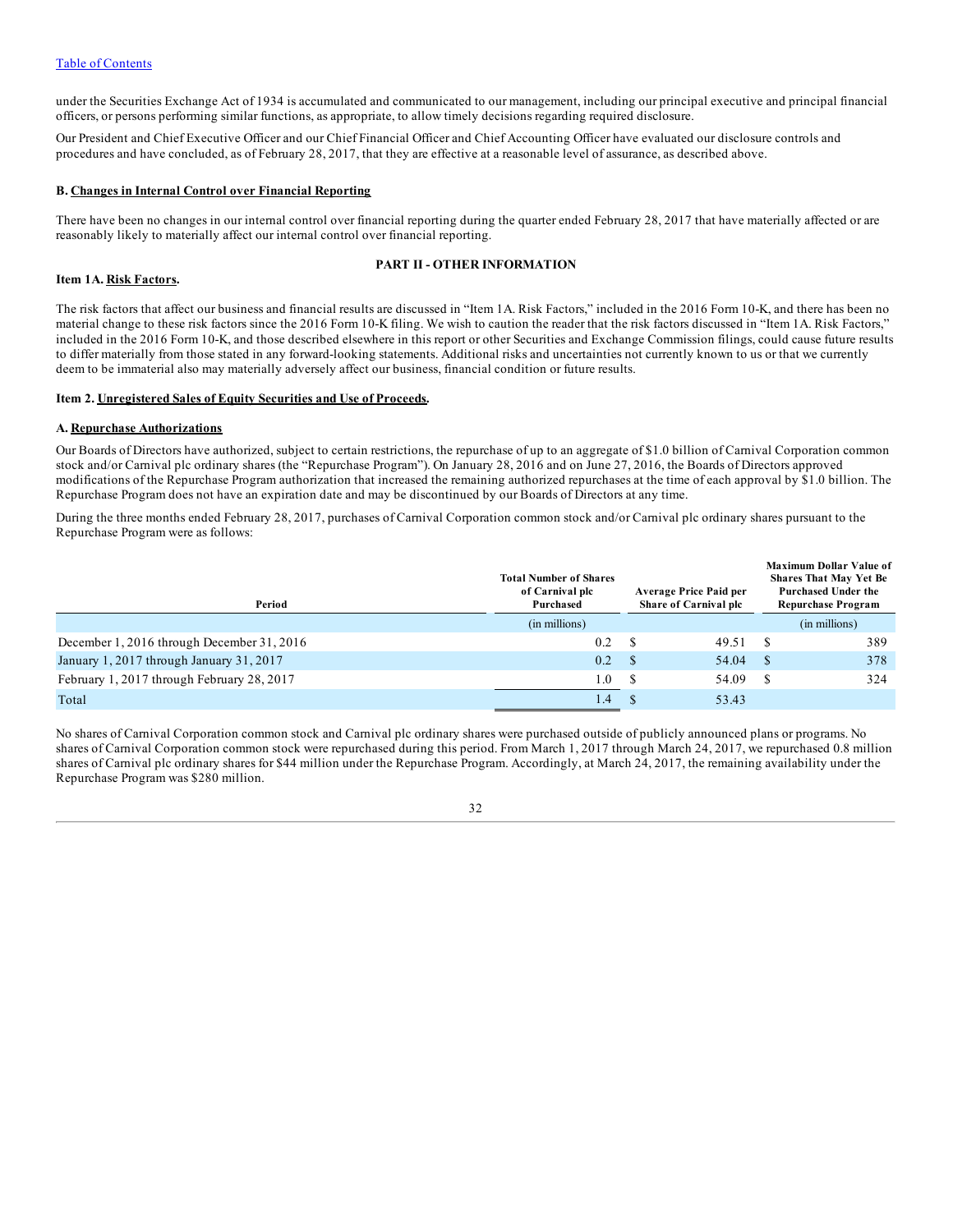under the Securities Exchange Act of 1934 is accumulated and communicated to our management, including our principal executive and principal financial officers, or persons performing similar functions, as appropriate, to allow timely decisions regarding required disclosure.

Our President and Chief Executive Officer and our Chief Financial Officer and Chief Accounting Officer have evaluated our disclosure controls and procedures and have concluded, as of February 28, 2017, that they are effective at a reasonable level of assurance, as described above.

**B. Changes in Internal Control over Financial Reporting**

There have been no changes in our internal control over financial reporting during the quarter ended February 28, 2017 that have materially affected or are reasonably likely to materially affect our internal control over financial reporting.

## PART II - OTHER INFORMATION

**Item 1A. Risk Factors.**

The risk factors that affect our business and financial results are discussed in "Item 1A. Risk Factors," included in the 2016 Form 10-K, and there has been no material change to these risk factors since the 2016 Form 10-K filing. We wish to caution the reader that the risk factors discussed in "Item 1A. Risk Factors," included in the 2016 Form 10-K, and those described elsewhere in this report or other Securities and Exchange Commission filings, could cause future results to differ materially from those stated in any forward-looking statements. Additional risks and uncertainties not currently known to us or that we currently deem to be immaterial also may materially adversely affect our business, financial condition or future results.

**Item 2. Unregistered Sales of Equity Securities and Use of Proceeds.**

**A. Repurchase Authorizations**

Our Boards of Directors have authorized, subject to certain restrictions, the repurchase of up to an aggregate of $1.0 billion of Carnival Corporation common stock and/or Carnival plc ordinary shares (the "Repurchase Program"). On January 28, 2016 and on June 27, 2016, the Boards of Directors approved modifications of the Repurchase Program authorization that increased the remaining authorized repurchases at the time of each approval by $1.0 billion. The Repurchase Program does not have an expiration date and may be discontinued by our Boards of Directors at any time.

During the three months ended February 28, 2017, purchases of Carnival Corporation common stock and/or Carnival plc ordinary shares pursuant to the Repurchase Program were as follows:

| Period | Total Number of Shares of Carnival plc Purchased | Average Price Paid per Share of Carnival plc | Maximum Dollar Value of Shares That May Yet Be Purchased Under the Repurchase Program |
|---|---|---|---|
| | (in millions) | | (in millions) |
| December 1, 2016 through December 31, 2016 | 0.2 | $ 49.51 | $ 389 |
| January 1, 2017 through January 31, 2017 | 0.2 | $ 54.04 | $ 378 |
| February 1, 2017 through February 28, 2017 | 1.0 | $ 54.09 | $ 324 |
| Total | 1.4 | $ 53.43 | |

No shares of Carnival Corporation common stock and Carnival plc ordinary shares were purchased outside of publicly announced plans or programs. No shares of Carnival Corporation common stock were repurchased during this period. From March 1, 2017 through March 24, 2017, we repurchased 0.8 million shares of Carnival plc ordinary shares for $44 million under the Repurchase Program. Accordingly, at March 24, 2017, the remaining availability under the Repurchase Program was $280 million.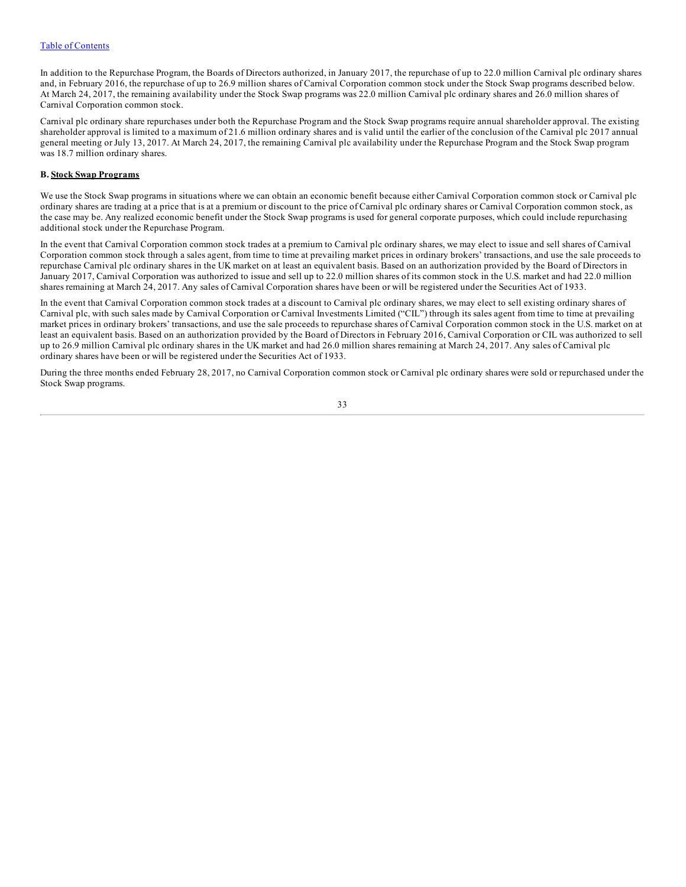In addition to the Repurchase Program, the Boards of Directors authorized, in January 2017, the repurchase of up to 22.0 million Carnival plc ordinary shares and, in February 2016, the repurchase of up to 26.9 million shares of Carnival Corporation common stock under the Stock Swap programs described below. At March 24, 2017, the remaining availability under the Stock Swap programs was 22.0 million Carnival plc ordinary shares and 26.0 million shares of Carnival Corporation common stock.

Carnival plc ordinary share repurchases under both the Repurchase Program and the Stock Swap programs require annual shareholder approval. The existing shareholder approval is limited to a maximum of 21.6 million ordinary shares and is valid until the earlier of the conclusion of the Carnival plc 2017 annual general meeting or July 13, 2017. At March 24, 2017, the remaining Carnival plc availability under the Repurchase Program and the Stock Swap program was 18.7 million ordinary shares.

**B. Stock Swap Programs**

We use the Stock Swap programs in situations where we can obtain an economic benefit because either Carnival Corporation common stock or Carnival plc ordinary shares are trading at a price that is at a premium or discount to the price of Carnival plc ordinary shares or Carnival Corporation common stock, as the case may be. Any realized economic benefit under the Stock Swap programs is used for general corporate purposes, which could include repurchasing additional stock under the Repurchase Program.

In the event that Carnival Corporation common stock trades at a premium to Carnival plc ordinary shares, we may elect to issue and sell shares of Carnival Corporation common stock through a sales agent, from time to time at prevailing market prices in ordinary brokers' transactions, and use the sale proceeds to repurchase Carnival plc ordinary shares in the UK market on at least an equivalent basis. Based on an authorization provided by the Board of Directors in January 2017, Carnival Corporation was authorized to issue and sell up to 22.0 million shares of its common stock in the U.S. market and had 22.0 million shares remaining at March 24, 2017. Any sales of Carnival Corporation shares have been or will be registered under the Securities Act of 1933.

In the event that Carnival Corporation common stock trades at a discount to Carnival plc ordinary shares, we may elect to sell existing ordinary shares of Carnival plc, with such sales made by Carnival Corporation or Carnival Investments Limited ("CIL") through its sales agent from time to time at prevailing market prices in ordinary brokers' transactions, and use the sale proceeds to repurchase shares of Carnival Corporation common stock in the U.S. market on at least an equivalent basis. Based on an authorization provided by the Board of Directors in February 2016, Carnival Corporation or CIL was authorized to sell up to 26.9 million Carnival plc ordinary shares in the UK market and had 26.0 million shares remaining at March 24, 2017. Any sales of Carnival plc ordinary shares have been or will be registered under the Securities Act of 1933.

During the three months ended February 28, 2017, no Carnival Corporation common stock or Carnival plc ordinary shares were sold or repurchased under the Stock Swap programs.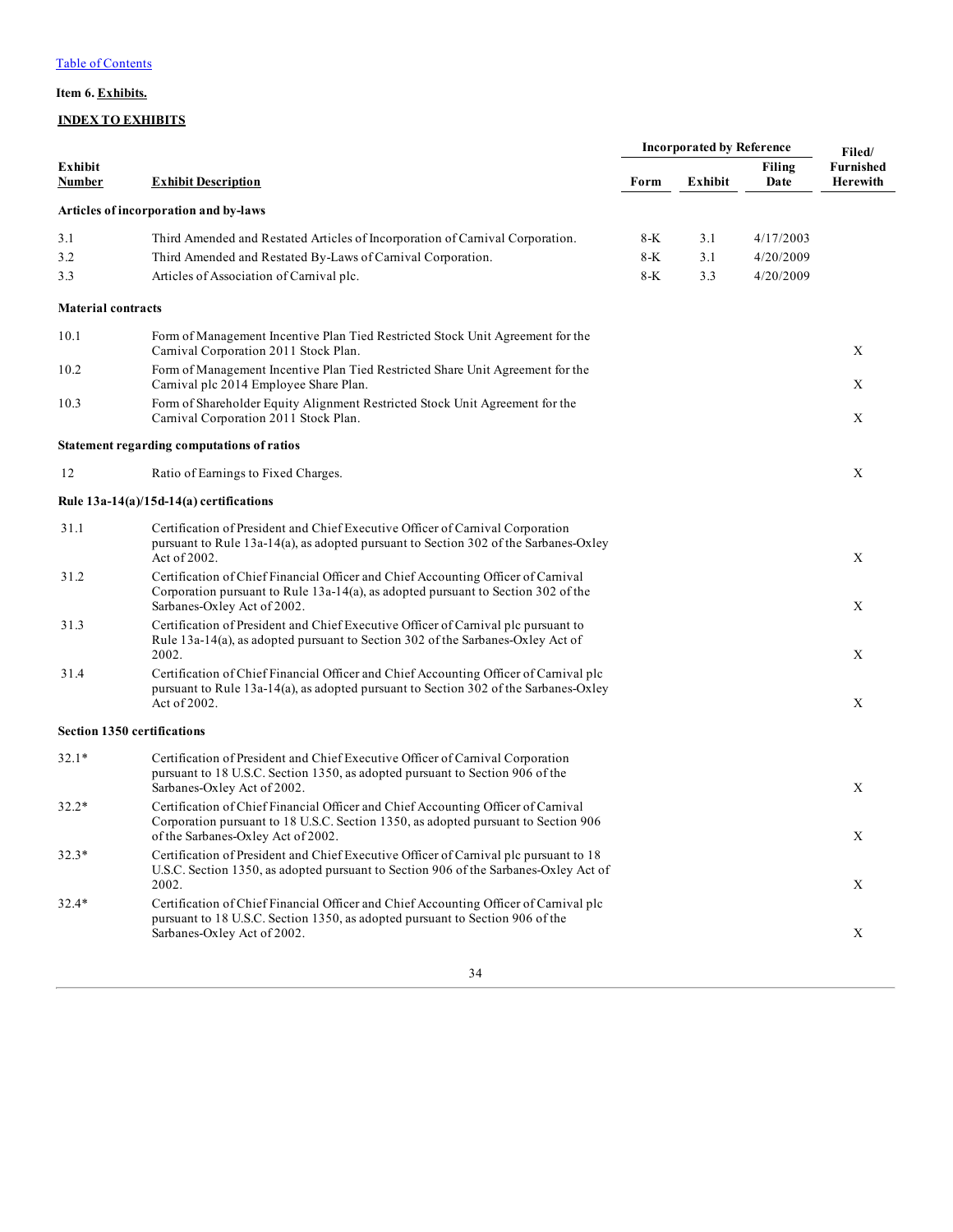[Table of Contents](#)

**Item 6. Exhibits.**

**INDEX TO EXHIBITS**

| Exhibit Number | Exhibit Description | Incorporated by Reference Form | Exhibit | Filing Date | Filed/ Furnished Herewith |
|---|---|---|---|---|---|
| **Articles of incorporation and by-laws** | | | | | |
| 3.1 | Third Amended and Restated Articles of Incorporation of Carnival Corporation. | 8-K | 3.1 | 4/17/2003 | |
| 3.2 | Third Amended and Restated By-Laws of Carnival Corporation. | 8-K | 3.1 | 4/20/2009 | |
| 3.3 | Articles of Association of Carnival plc. | 8-K | 3.3 | 4/20/2009 | |
| **Material contracts** | | | | | |
| 10.1 | Form of Management Incentive Plan Tied Restricted Stock Unit Agreement for the Carnival Corporation 2011 Stock Plan. | | | | X |
| 10.2 | Form of Management Incentive Plan Tied Restricted Share Unit Agreement for the Carnival plc 2014 Employee Share Plan. | | | | X |
| 10.3 | Form of Shareholder Equity Alignment Restricted Stock Unit Agreement for the Carnival Corporation 2011 Stock Plan. | | | | X |
| **Statement regarding computations of ratios** | | | | | |
| 12 | Ratio of Earnings to Fixed Charges. | | | | X |
| **Rule 13a-14(a)/15d-14(a) certifications** | | | | | |
| 31.1 | Certification of President and Chief Executive Officer of Carnival Corporation pursuant to Rule 13a-14(a), as adopted pursuant to Section 302 of the Sarbanes-Oxley Act of 2002. | | | | X |
| 31.2 | Certification of Chief Financial Officer and Chief Accounting Officer of Carnival Corporation pursuant to Rule 13a-14(a), as adopted pursuant to Section 302 of the Sarbanes-Oxley Act of 2002. | | | | X |
| 31.3 | Certification of President and Chief Executive Officer of Carnival plc pursuant to Rule 13a-14(a), as adopted pursuant to Section 302 of the Sarbanes-Oxley Act of 2002. | | | | X |
| 31.4 | Certification of Chief Financial Officer and Chief Accounting Officer of Carnival plc pursuant to Rule 13a-14(a), as adopted pursuant to Section 302 of the Sarbanes-Oxley Act of 2002. | | | | X |
| **Section 1350 certifications** | | | | | |
| 32.1* | Certification of President and Chief Executive Officer of Carnival Corporation pursuant to 18 U.S.C. Section 1350, as adopted pursuant to Section 906 of the Sarbanes-Oxley Act of 2002. | | | | X |
| 32.2* | Certification of Chief Financial Officer and Chief Accounting Officer of Carnival Corporation pursuant to 18 U.S.C. Section 1350, as adopted pursuant to Section 906 of the Sarbanes-Oxley Act of 2002. | | | | X |
| 32.3* | Certification of President and Chief Executive Officer of Carnival plc pursuant to 18 U.S.C. Section 1350, as adopted pursuant to Section 906 of the Sarbanes-Oxley Act of 2002. | | | | X |
| 32.4* | Certification of Chief Financial Officer and Chief Accounting Officer of Carnival plc pursuant to 18 U.S.C. Section 1350, as adopted pursuant to Section 906 of the Sarbanes-Oxley Act of 2002. | | | | X |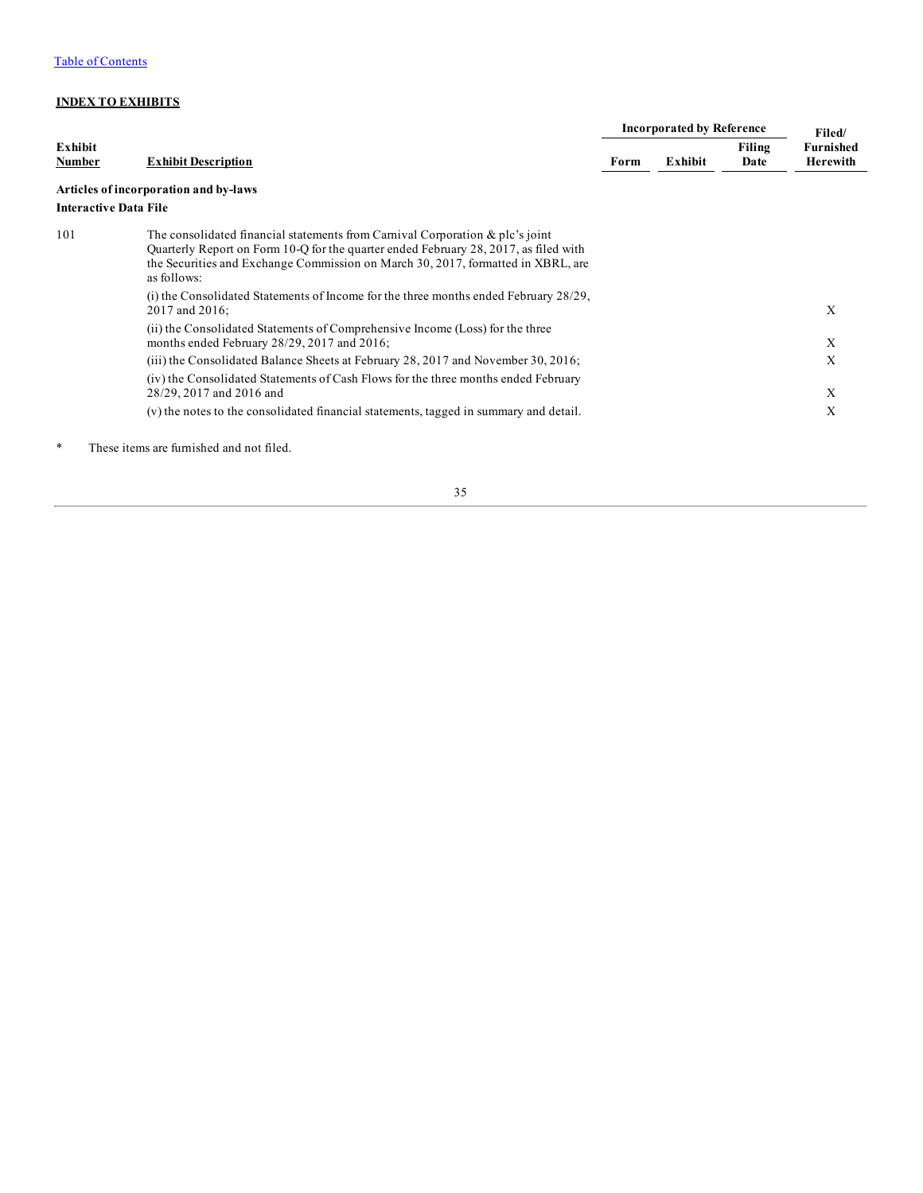**INDEX TO EXHIBITS**

| Exhibit Number | Exhibit Description | Incorporated by Reference | | | Filed/ Furnished Herewith |
|---|---|---|---|---|---|
| | | Form | Exhibit | Filing Date | |
| | **Articles of incorporation and by-laws** | | | | |
| | **Interactive Data File** | | | | |
| 101 | The consolidated financial statements from Carnival Corporation & plc's joint Quarterly Report on Form 10-Q for the quarter ended February 28, 2017, as filed with the Securities and Exchange Commission on March 30, 2017, formatted in XBRL, are as follows: | | | | |
| | (i) the Consolidated Statements of Income for the three months ended February 28/29, 2017 and 2016; | | | | X |
| | (ii) the Consolidated Statements of Comprehensive Income (Loss) for the three months ended February 28/29, 2017 and 2016; | | | | X |
| | (iii) the Consolidated Balance Sheets at February 28, 2017 and November 30, 2016; | | | | X |
| | (iv) the Consolidated Statements of Cash Flows for the three months ended February 28/29, 2017 and 2016 and | | | | X |
| | (v) the notes to the consolidated financial statements, tagged in summary and detail. | | | | X |

\* These items are furnished and not filed.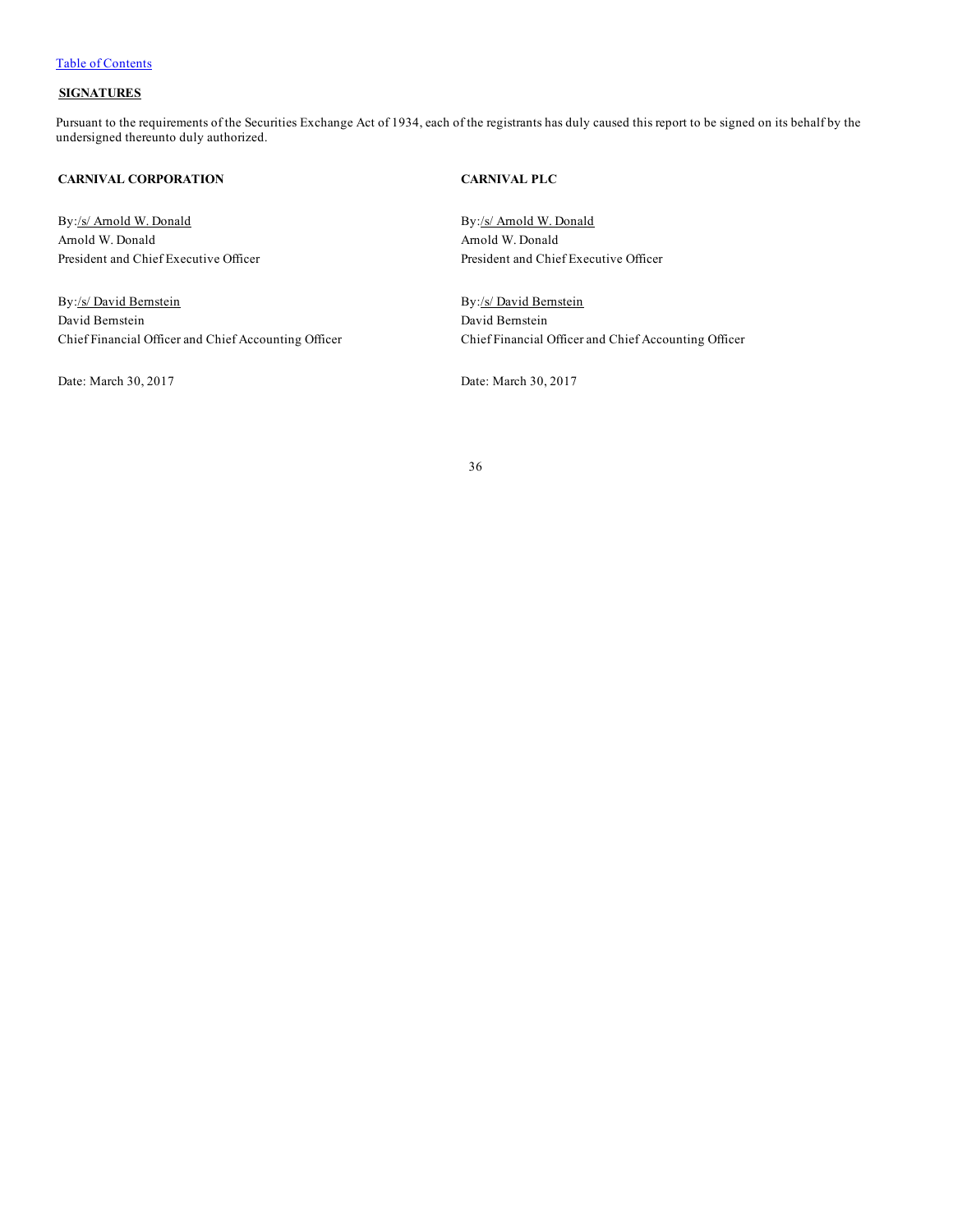[Table of Contents](#)

**SIGNATURES**

Pursuant to the requirements of the Securities Exchange Act of 1934, each of the registrants has duly caused this report to be signed on its behalf by the undersigned thereunto duly authorized.

**CARNIVAL CORPORATION**

By:/s/ Arnold W. Donald
Arnold W. Donald
President and Chief Executive Officer

By:/s/ David Bernstein
David Bernstein
Chief Financial Officer and Chief Accounting Officer

Date: March 30, 2017

**CARNIVAL PLC**

By:/s/ Arnold W. Donald
Arnold W. Donald
President and Chief Executive Officer

By:/s/ David Bernstein
David Bernstein
Chief Financial Officer and Chief Accounting Officer

Date: March 30, 2017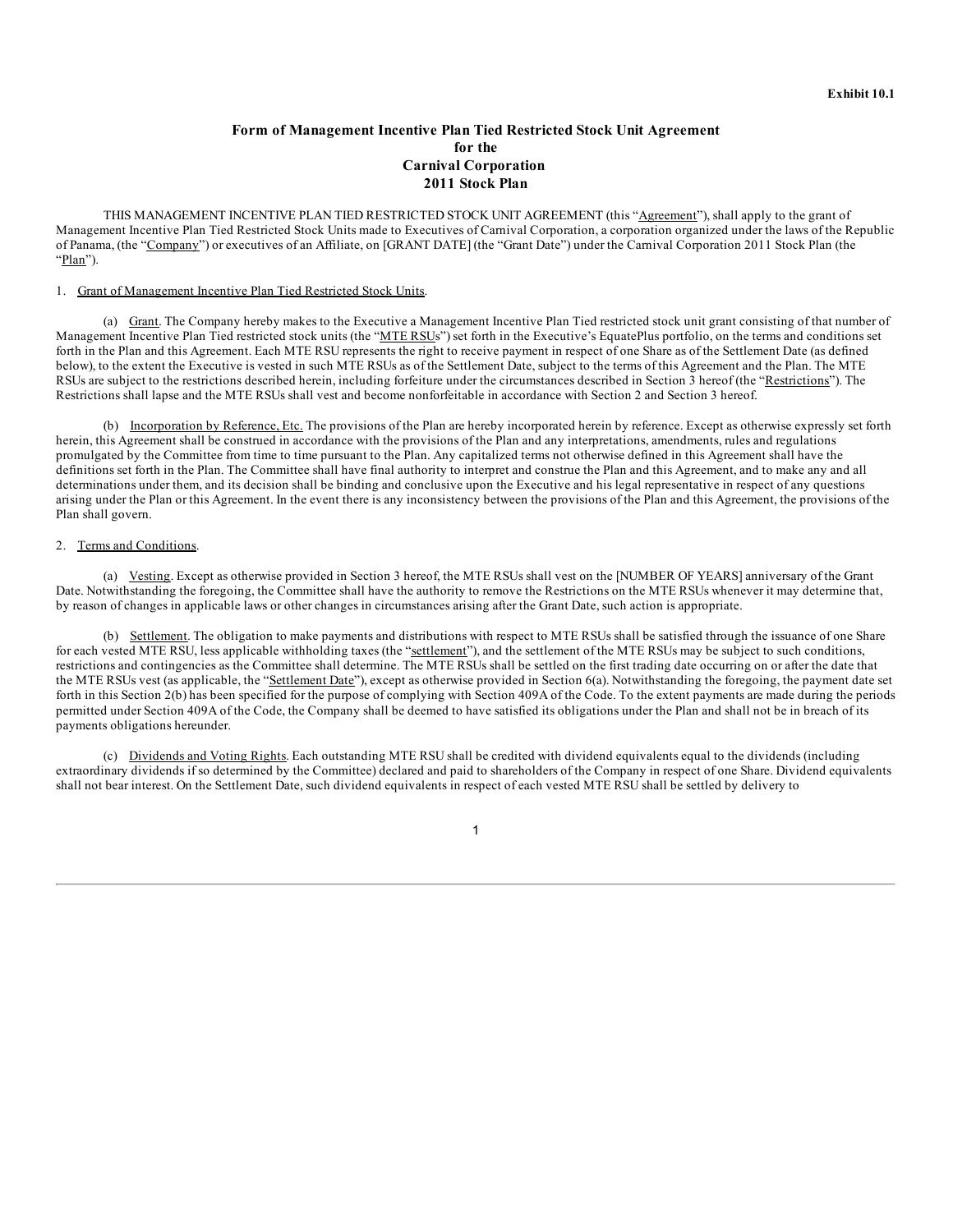**Exhibit 10.1**

# Form of Management Incentive Plan Tied Restricted Stock Unit Agreement for the Carnival Corporation 2011 Stock Plan

THIS MANAGEMENT INCENTIVE PLAN TIED RESTRICTED STOCK UNIT AGREEMENT (this "Agreement"), shall apply to the grant of Management Incentive Plan Tied Restricted Stock Units made to Executives of Carnival Corporation, a corporation organized under the laws of the Republic of Panama, (the "Company") or executives of an Affiliate, on [GRANT DATE] (the "Grant Date") under the Carnival Corporation 2011 Stock Plan (the "Plan").

1. Grant of Management Incentive Plan Tied Restricted Stock Units.

(a) Grant. The Company hereby makes to the Executive a Management Incentive Plan Tied restricted stock unit grant consisting of that number of Management Incentive Plan Tied restricted stock units (the "MTE RSUs") set forth in the Executive's EquatePlus portfolio, on the terms and conditions set forth in the Plan and this Agreement. Each MTE RSU represents the right to receive payment in respect of one Share as of the Settlement Date (as defined below), to the extent the Executive is vested in such MTE RSUs as of the Settlement Date, subject to the terms of this Agreement and the Plan. The MTE RSUs are subject to the restrictions described herein, including forfeiture under the circumstances described in Section 3 hereof (the "Restrictions"). The Restrictions shall lapse and the MTE RSUs shall vest and become nonforfeitable in accordance with Section 2 and Section 3 hereof.

(b) Incorporation by Reference, Etc. The provisions of the Plan are hereby incorporated herein by reference. Except as otherwise expressly set forth herein, this Agreement shall be construed in accordance with the provisions of the Plan and any interpretations, amendments, rules and regulations promulgated by the Committee from time to time pursuant to the Plan. Any capitalized terms not otherwise defined in this Agreement shall have the definitions set forth in the Plan. The Committee shall have final authority to interpret and construe the Plan and this Agreement, and to make any and all determinations under them, and its decision shall be binding and conclusive upon the Executive and his legal representative in respect of any questions arising under the Plan or this Agreement. In the event there is any inconsistency between the provisions of the Plan and this Agreement, the provisions of the Plan shall govern.

2. Terms and Conditions.

(a) Vesting. Except as otherwise provided in Section 3 hereof, the MTE RSUs shall vest on the [NUMBER OF YEARS] anniversary of the Grant Date. Notwithstanding the foregoing, the Committee shall have the authority to remove the Restrictions on the MTE RSUs whenever it may determine that, by reason of changes in applicable laws or other changes in circumstances arising after the Grant Date, such action is appropriate.

(b) Settlement. The obligation to make payments and distributions with respect to MTE RSUs shall be satisfied through the issuance of one Share for each vested MTE RSU, less applicable withholding taxes (the "settlement"), and the settlement of the MTE RSUs may be subject to such conditions, restrictions and contingencies as the Committee shall determine. The MTE RSUs shall be settled on the first trading date occurring on or after the date that the MTE RSUs vest (as applicable, the "Settlement Date"), except as otherwise provided in Section 6(a). Notwithstanding the foregoing, the payment date set forth in this Section 2(b) has been specified for the purpose of complying with Section 409A of the Code. To the extent payments are made during the periods permitted under Section 409A of the Code, the Company shall be deemed to have satisfied its obligations under the Plan and shall not be in breach of its payments obligations hereunder.

(c) Dividends and Voting Rights. Each outstanding MTE RSU shall be credited with dividend equivalents equal to the dividends (including extraordinary dividends if so determined by the Committee) declared and paid to shareholders of the Company in respect of one Share. Dividend equivalents shall not bear interest. On the Settlement Date, such dividend equivalents in respect of each vested MTE RSU shall be settled by delivery to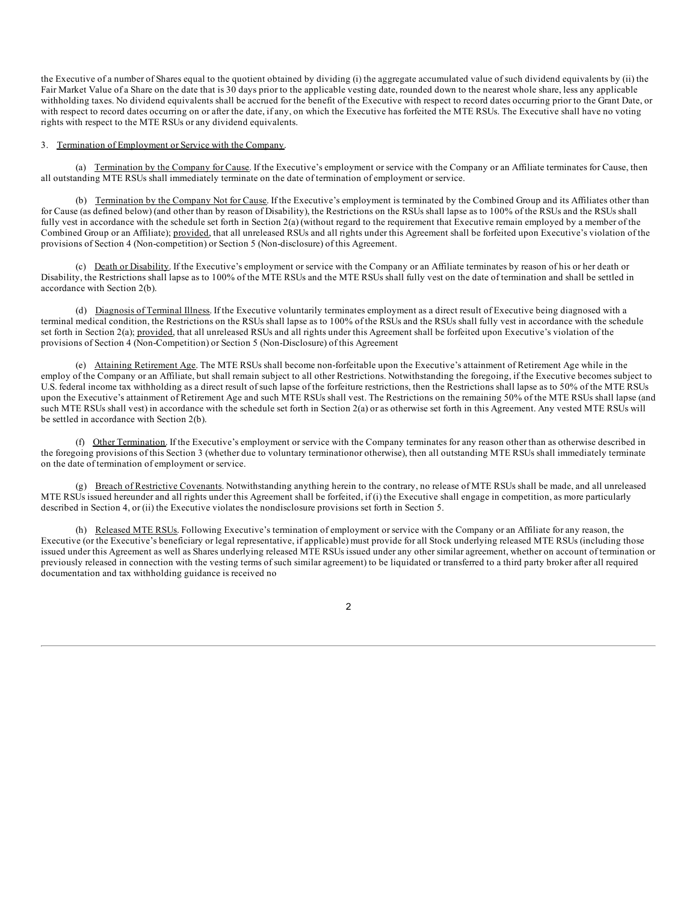the Executive of a number of Shares equal to the quotient obtained by dividing (i) the aggregate accumulated value of such dividend equivalents by (ii) the Fair Market Value of a Share on the date that is 30 days prior to the applicable vesting date, rounded down to the nearest whole share, less any applicable withholding taxes. No dividend equivalents shall be accrued for the benefit of the Executive with respect to record dates occurring prior to the Grant Date, or with respect to record dates occurring on or after the date, if any, on which the Executive has forfeited the MTE RSUs. The Executive shall have no voting rights with respect to the MTE RSUs or any dividend equivalents.

3. Termination of Employment or Service with the Company.

(a) Termination by the Company for Cause. If the Executive's employment or service with the Company or an Affiliate terminates for Cause, then all outstanding MTE RSUs shall immediately terminate on the date of termination of employment or service.

(b) Termination by the Company Not for Cause. If the Executive's employment is terminated by the Combined Group and its Affiliates other than for Cause (as defined below) (and other than by reason of Disability), the Restrictions on the RSUs shall lapse as to 100% of the RSUs and the RSUs shall fully vest in accordance with the schedule set forth in Section 2(a) (without regard to the requirement that Executive remain employed by a member of the Combined Group or an Affiliate); provided, that all unreleased RSUs and all rights under this Agreement shall be forfeited upon Executive's violation of the provisions of Section 4 (Non-competition) or Section 5 (Non-disclosure) of this Agreement.

(c) Death or Disability. If the Executive's employment or service with the Company or an Affiliate terminates by reason of his or her death or Disability, the Restrictions shall lapse as to 100% of the MTE RSUs and the MTE RSUs shall fully vest on the date of termination and shall be settled in accordance with Section 2(b).

(d) Diagnosis of Terminal Illness. If the Executive voluntarily terminates employment as a direct result of Executive being diagnosed with a terminal medical condition, the Restrictions on the RSUs shall lapse as to 100% of the RSUs and the RSUs shall fully vest in accordance with the schedule set forth in Section 2(a); provided, that all unreleased RSUs and all rights under this Agreement shall be forfeited upon Executive's violation of the provisions of Section 4 (Non-Competition) or Section 5 (Non-Disclosure) of this Agreement

(e) Attaining Retirement Age. The MTE RSUs shall become non-forfeitable upon the Executive's attainment of Retirement Age while in the employ of the Company or an Affiliate, but shall remain subject to all other Restrictions. Notwithstanding the foregoing, if the Executive becomes subject to U.S. federal income tax withholding as a direct result of such lapse of the forfeiture restrictions, then the Restrictions shall lapse as to 50% of the MTE RSUs upon the Executive's attainment of Retirement Age and such MTE RSUs shall vest. The Restrictions on the remaining 50% of the MTE RSUs shall lapse (and such MTE RSUs shall vest) in accordance with the schedule set forth in Section 2(a) or as otherwise set forth in this Agreement. Any vested MTE RSUs will be settled in accordance with Section 2(b).

(f) Other Termination. If the Executive's employment or service with the Company terminates for any reason other than as otherwise described in the foregoing provisions of this Section 3 (whether due to voluntary terminationor otherwise), then all outstanding MTE RSUs shall immediately terminate on the date of termination of employment or service.

(g) Breach of Restrictive Covenants. Notwithstanding anything herein to the contrary, no release of MTE RSUs shall be made, and all unreleased MTE RSUs issued hereunder and all rights under this Agreement shall be forfeited, if (i) the Executive shall engage in competition, as more particularly described in Section 4, or (ii) the Executive violates the nondisclosure provisions set forth in Section 5.

(h) Released MTE RSUs. Following Executive's termination of employment or service with the Company or an Affiliate for any reason, the Executive (or the Executive's beneficiary or legal representative, if applicable) must provide for all Stock underlying released MTE RSUs (including those issued under this Agreement as well as Shares underlying released MTE RSUs issued under any other similar agreement, whether on account of termination or previously released in connection with the vesting terms of such similar agreement) to be liquidated or transferred to a third party broker after all required documentation and tax withholding guidance is received no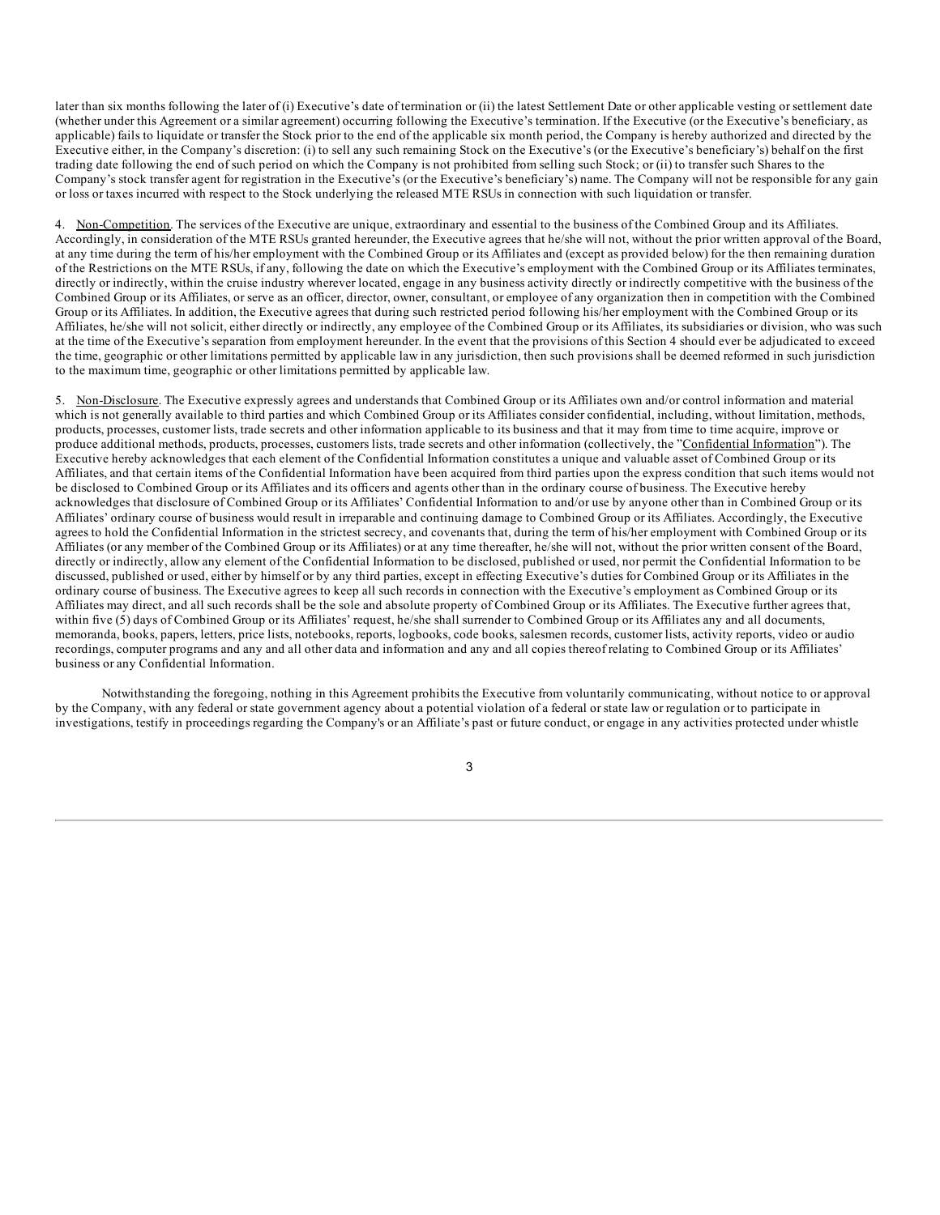later than six months following the later of (i) Executive's date of termination or (ii) the latest Settlement Date or other applicable vesting or settlement date (whether under this Agreement or a similar agreement) occurring following the Executive's termination. If the Executive (or the Executive's beneficiary, as applicable) fails to liquidate or transfer the Stock prior to the end of the applicable six month period, the Company is hereby authorized and directed by the Executive either, in the Company's discretion: (i) to sell any such remaining Stock on the Executive's (or the Executive's beneficiary's) behalf on the first trading date following the end of such period on which the Company is not prohibited from selling such Stock; or (ii) to transfer such Shares to the Company's stock transfer agent for registration in the Executive's (or the Executive's beneficiary's) name. The Company will not be responsible for any gain or loss or taxes incurred with respect to the Stock underlying the released MTE RSUs in connection with such liquidation or transfer.

4. Non-Competition. The services of the Executive are unique, extraordinary and essential to the business of the Combined Group and its Affiliates. Accordingly, in consideration of the MTE RSUs granted hereunder, the Executive agrees that he/she will not, without the prior written approval of the Board, at any time during the term of his/her employment with the Combined Group or its Affiliates and (except as provided below) for the then remaining duration of the Restrictions on the MTE RSUs, if any, following the date on which the Executive's employment with the Combined Group or its Affiliates terminates, directly or indirectly, within the cruise industry wherever located, engage in any business activity directly or indirectly competitive with the business of the Combined Group or its Affiliates, or serve as an officer, director, owner, consultant, or employee of any organization then in competition with the Combined Group or its Affiliates. In addition, the Executive agrees that during such restricted period following his/her employment with the Combined Group or its Affiliates, he/she will not solicit, either directly or indirectly, any employee of the Combined Group or its Affiliates, its subsidiaries or division, who was such at the time of the Executive's separation from employment hereunder. In the event that the provisions of this Section 4 should ever be adjudicated to exceed the time, geographic or other limitations permitted by applicable law in any jurisdiction, then such provisions shall be deemed reformed in such jurisdiction to the maximum time, geographic or other limitations permitted by applicable law.

5. Non-Disclosure. The Executive expressly agrees and understands that Combined Group or its Affiliates own and/or control information and material which is not generally available to third parties and which Combined Group or its Affiliates consider confidential, including, without limitation, methods, products, processes, customer lists, trade secrets and other information applicable to its business and that it may from time to time acquire, improve or produce additional methods, products, processes, customers lists, trade secrets and other information (collectively, the "Confidential Information"). The Executive hereby acknowledges that each element of the Confidential Information constitutes a unique and valuable asset of Combined Group or its Affiliates, and that certain items of the Confidential Information have been acquired from third parties upon the express condition that such items would not be disclosed to Combined Group or its Affiliates and its officers and agents other than in the ordinary course of business. The Executive hereby acknowledges that disclosure of Combined Group or its Affiliates' Confidential Information to and/or use by anyone other than in Combined Group or its Affiliates' ordinary course of business would result in irreparable and continuing damage to Combined Group or its Affiliates. Accordingly, the Executive agrees to hold the Confidential Information in the strictest secrecy, and covenants that, during the term of his/her employment with Combined Group or its Affiliates (or any member of the Combined Group or its Affiliates) or at any time thereafter, he/she will not, without the prior written consent of the Board, directly or indirectly, allow any element of the Confidential Information to be disclosed, published or used, nor permit the Confidential Information to be discussed, published or used, either by himself or by any third parties, except in effecting Executive's duties for Combined Group or its Affiliates in the ordinary course of business. The Executive agrees to keep all such records in connection with the Executive's employment as Combined Group or its Affiliates may direct, and all such records shall be the sole and absolute property of Combined Group or its Affiliates. The Executive further agrees that, within five (5) days of Combined Group or its Affiliates' request, he/she shall surrender to Combined Group or its Affiliates any and all documents, memoranda, books, papers, letters, price lists, notebooks, reports, logbooks, code books, salesmen records, customer lists, activity reports, video or audio recordings, computer programs and any and all other data and information and any and all copies thereof relating to Combined Group or its Affiliates' business or any Confidential Information.

Notwithstanding the foregoing, nothing in this Agreement prohibits the Executive from voluntarily communicating, without notice to or approval by the Company, with any federal or state government agency about a potential violation of a federal or state law or regulation or to participate in investigations, testify in proceedings regarding the Company's or an Affiliate's past or future conduct, or engage in any activities protected under whistle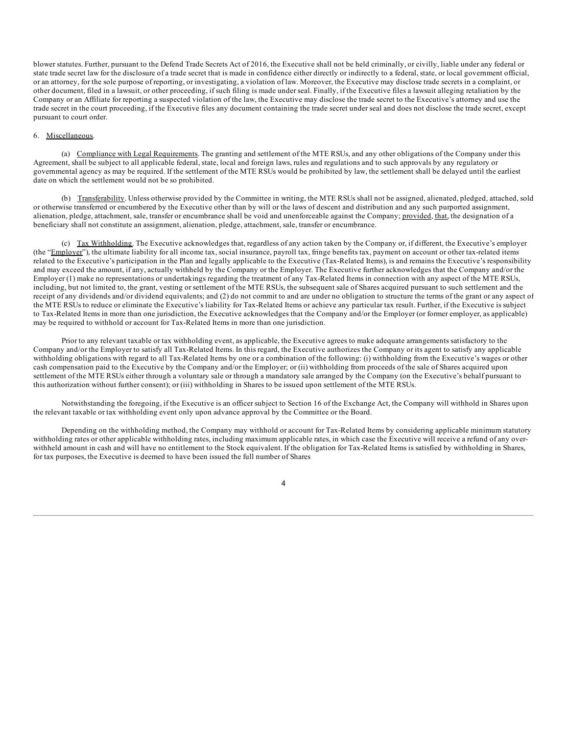blower statutes. Further, pursuant to the Defend Trade Secrets Act of 2016, the Executive shall not be held criminally, or civilly, liable under any federal or state trade secret law for the disclosure of a trade secret that is made in confidence either directly or indirectly to a federal, state, or local government official, or an attorney, for the sole purpose of reporting, or investigating, a violation of law. Moreover, the Executive may disclose trade secrets in a complaint, or other document, filed in a lawsuit, or other proceeding, if such filing is made under seal. Finally, if the Executive files a lawsuit alleging retaliation by the Company or an Affiliate for reporting a suspected violation of the law, the Executive may disclose the trade secret to the Executive's attorney and use the trade secret in the court proceeding, if the Executive files any document containing the trade secret under seal and does not disclose the trade secret, except pursuant to court order.

6. Miscellaneous.

(a) Compliance with Legal Requirements. The granting and settlement of the MTE RSUs, and any other obligations of the Company under this Agreement, shall be subject to all applicable federal, state, local and foreign laws, rules and regulations and to such approvals by any regulatory or governmental agency as may be required. If the settlement of the MTE RSUs would be prohibited by law, the settlement shall be delayed until the earliest date on which the settlement would not be so prohibited.

(b) Transferability. Unless otherwise provided by the Committee in writing, the MTE RSUs shall not be assigned, alienated, pledged, attached, sold or otherwise transferred or encumbered by the Executive other than by will or the laws of descent and distribution and any such purported assignment, alienation, pledge, attachment, sale, transfer or encumbrance shall be void and unenforceable against the Company; provided, that, the designation of a beneficiary shall not constitute an assignment, alienation, pledge, attachment, sale, transfer or encumbrance.

(c) Tax Withholding. The Executive acknowledges that, regardless of any action taken by the Company or, if different, the Executive's employer (the "Employer"), the ultimate liability for all income tax, social insurance, payroll tax, fringe benefits tax, payment on account or other tax-related items related to the Executive's participation in the Plan and legally applicable to the Executive (Tax-Related Items), is and remains the Executive's responsibility and may exceed the amount, if any, actually withheld by the Company or the Employer. The Executive further acknowledges that the Company and/or the Employer (1) make no representations or undertakings regarding the treatment of any Tax-Related Items in connection with any aspect of the MTE RSUs, including, but not limited to, the grant, vesting or settlement of the MTE RSUs, the subsequent sale of Shares acquired pursuant to such settlement and the receipt of any dividends and/or dividend equivalents; and (2) do not commit to and are under no obligation to structure the terms of the grant or any aspect of the MTE RSUs to reduce or eliminate the Executive's liability for Tax-Related Items or achieve any particular tax result. Further, if the Executive is subject to Tax-Related Items in more than one jurisdiction, the Executive acknowledges that the Company and/or the Employer (or former employer, as applicable) may be required to withhold or account for Tax-Related Items in more than one jurisdiction.

Prior to any relevant taxable or tax withholding event, as applicable, the Executive agrees to make adequate arrangements satisfactory to the Company and/or the Employer to satisfy all Tax-Related Items. In this regard, the Executive authorizes the Company or its agent to satisfy any applicable withholding obligations with regard to all Tax-Related Items by one or a combination of the following: (i) withholding from the Executive's wages or other cash compensation paid to the Executive by the Company and/or the Employer; or (ii) withholding from proceeds of the sale of Shares acquired upon settlement of the MTE RSUs either through a voluntary sale or through a mandatory sale arranged by the Company (on the Executive's behalf pursuant to this authorization without further consent); or (iii) withholding in Shares to be issued upon settlement of the MTE RSUs.

Notwithstanding the foregoing, if the Executive is an officer subject to Section 16 of the Exchange Act, the Company will withhold in Shares upon the relevant taxable or tax withholding event only upon advance approval by the Committee or the Board.

Depending on the withholding method, the Company may withhold or account for Tax-Related Items by considering applicable minimum statutory withholding rates or other applicable withholding rates, including maximum applicable rates, in which case the Executive will receive a refund of any over-withheld amount in cash and will have no entitlement to the Stock equivalent. If the obligation for Tax-Related Items is satisfied by withholding in Shares, for tax purposes, the Executive is deemed to have been issued the full number of Shares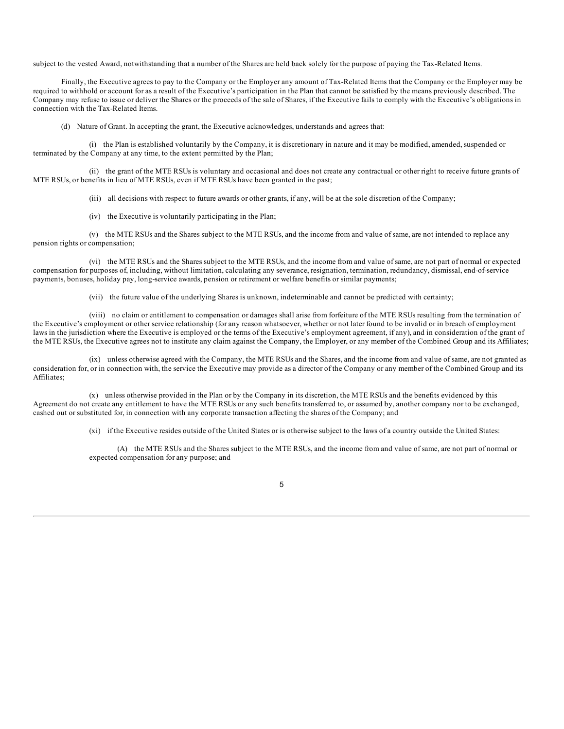subject to the vested Award, notwithstanding that a number of the Shares are held back solely for the purpose of paying the Tax-Related Items.

Finally, the Executive agrees to pay to the Company or the Employer any amount of Tax-Related Items that the Company or the Employer may be required to withhold or account for as a result of the Executive's participation in the Plan that cannot be satisfied by the means previously described. The Company may refuse to issue or deliver the Shares or the proceeds of the sale of Shares, if the Executive fails to comply with the Executive's obligations in connection with the Tax-Related Items.

(d) Nature of Grant. In accepting the grant, the Executive acknowledges, understands and agrees that:

(i) the Plan is established voluntarily by the Company, it is discretionary in nature and it may be modified, amended, suspended or terminated by the Company at any time, to the extent permitted by the Plan;

(ii) the grant of the MTE RSUs is voluntary and occasional and does not create any contractual or other right to receive future grants of MTE RSUs, or benefits in lieu of MTE RSUs, even if MTE RSUs have been granted in the past;

(iii) all decisions with respect to future awards or other grants, if any, will be at the sole discretion of the Company;

(iv) the Executive is voluntarily participating in the Plan;

(v) the MTE RSUs and the Shares subject to the MTE RSUs, and the income from and value of same, are not intended to replace any pension rights or compensation;

(vi) the MTE RSUs and the Shares subject to the MTE RSUs, and the income from and value of same, are not part of normal or expected compensation for purposes of, including, without limitation, calculating any severance, resignation, termination, redundancy, dismissal, end-of-service payments, bonuses, holiday pay, long-service awards, pension or retirement or welfare benefits or similar payments;

(vii) the future value of the underlying Shares is unknown, indeterminable and cannot be predicted with certainty;

(viii) no claim or entitlement to compensation or damages shall arise from forfeiture of the MTE RSUs resulting from the termination of the Executive's employment or other service relationship (for any reason whatsoever, whether or not later found to be invalid or in breach of employment laws in the jurisdiction where the Executive is employed or the terms of the Executive's employment agreement, if any), and in consideration of the grant of the MTE RSUs, the Executive agrees not to institute any claim against the Company, the Employer, or any member of the Combined Group and its Affiliates;

(ix) unless otherwise agreed with the Company, the MTE RSUs and the Shares, and the income from and value of same, are not granted as consideration for, or in connection with, the service the Executive may provide as a director of the Company or any member of the Combined Group and its Affiliates;

(x) unless otherwise provided in the Plan or by the Company in its discretion, the MTE RSUs and the benefits evidenced by this Agreement do not create any entitlement to have the MTE RSUs or any such benefits transferred to, or assumed by, another company nor to be exchanged, cashed out or substituted for, in connection with any corporate transaction affecting the shares of the Company; and

(xi) if the Executive resides outside of the United States or is otherwise subject to the laws of a country outside the United States:

(A) the MTE RSUs and the Shares subject to the MTE RSUs, and the income from and value of same, are not part of normal or expected compensation for any purpose; and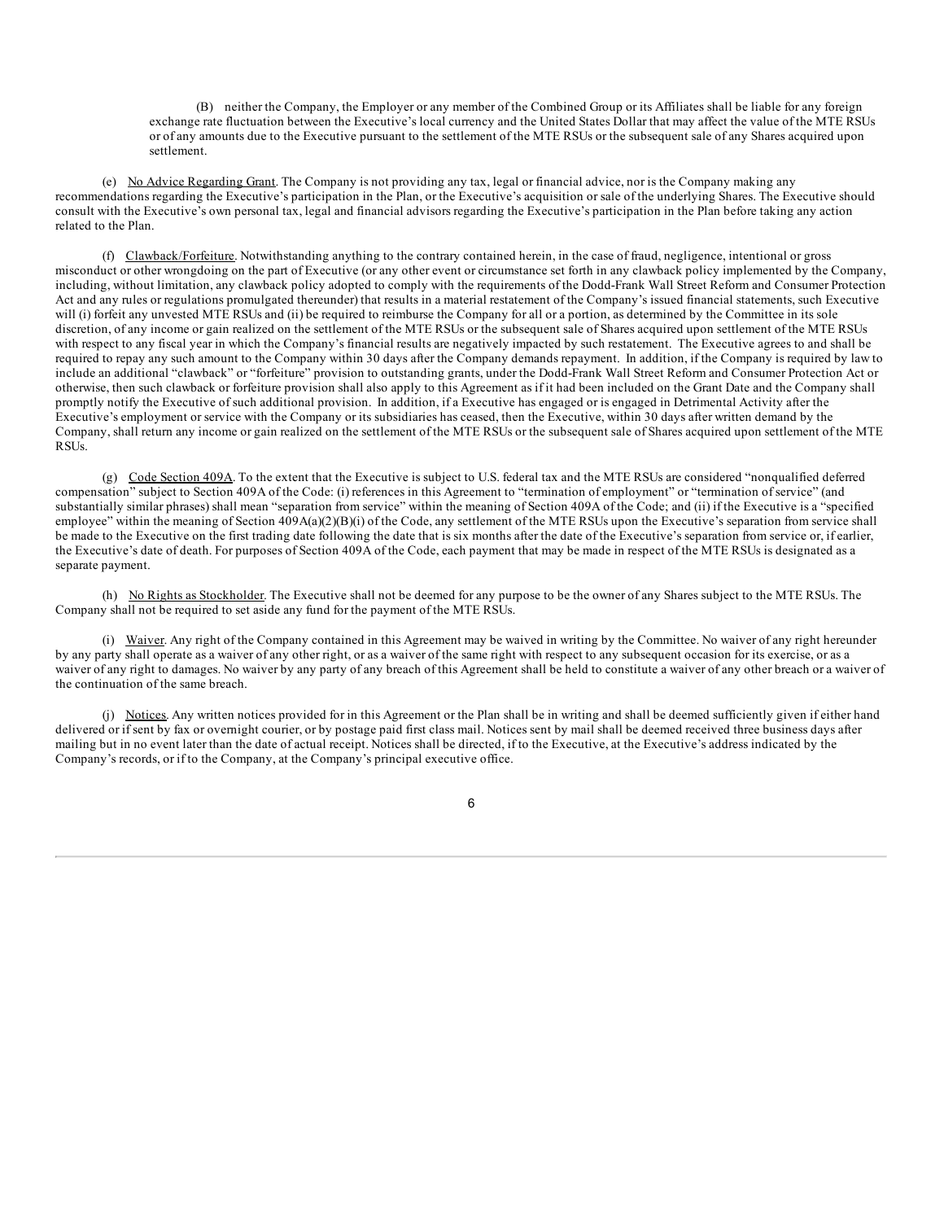(B) neither the Company, the Employer or any member of the Combined Group or its Affiliates shall be liable for any foreign exchange rate fluctuation between the Executive's local currency and the United States Dollar that may affect the value of the MTE RSUs or of any amounts due to the Executive pursuant to the settlement of the MTE RSUs or the subsequent sale of any Shares acquired upon settlement.

(e) No Advice Regarding Grant. The Company is not providing any tax, legal or financial advice, nor is the Company making any recommendations regarding the Executive's participation in the Plan, or the Executive's acquisition or sale of the underlying Shares. The Executive should consult with the Executive's own personal tax, legal and financial advisors regarding the Executive's participation in the Plan before taking any action related to the Plan.

(f) Clawback/Forfeiture. Notwithstanding anything to the contrary contained herein, in the case of fraud, negligence, intentional or gross misconduct or other wrongdoing on the part of Executive (or any other event or circumstance set forth in any clawback policy implemented by the Company, including, without limitation, any clawback policy adopted to comply with the requirements of the Dodd-Frank Wall Street Reform and Consumer Protection Act and any rules or regulations promulgated thereunder) that results in a material restatement of the Company's issued financial statements, such Executive will (i) forfeit any unvested MTE RSUs and (ii) be required to reimburse the Company for all or a portion, as determined by the Committee in its sole discretion, of any income or gain realized on the settlement of the MTE RSUs or the subsequent sale of Shares acquired upon settlement of the MTE RSUs with respect to any fiscal year in which the Company's financial results are negatively impacted by such restatement. The Executive agrees to and shall be required to repay any such amount to the Company within 30 days after the Company demands repayment. In addition, if the Company is required by law to include an additional "clawback" or "forfeiture" provision to outstanding grants, under the Dodd-Frank Wall Street Reform and Consumer Protection Act or otherwise, then such clawback or forfeiture provision shall also apply to this Agreement as if it had been included on the Grant Date and the Company shall promptly notify the Executive of such additional provision. In addition, if a Executive has engaged or is engaged in Detrimental Activity after the Executive's employment or service with the Company or its subsidiaries has ceased, then the Executive, within 30 days after written demand by the Company, shall return any income or gain realized on the settlement of the MTE RSUs or the subsequent sale of Shares acquired upon settlement of the MTE RSUs.

(g) Code Section 409A. To the extent that the Executive is subject to U.S. federal tax and the MTE RSUs are considered "nonqualified deferred compensation" subject to Section 409A of the Code: (i) references in this Agreement to "termination of employment" or "termination of service" (and substantially similar phrases) shall mean "separation from service" within the meaning of Section 409A of the Code; and (ii) if the Executive is a "specified employee" within the meaning of Section 409A(a)(2)(B)(i) of the Code, any settlement of the MTE RSUs upon the Executive's separation from service shall be made to the Executive on the first trading date following the date that is six months after the date of the Executive's separation from service or, if earlier, the Executive's date of death. For purposes of Section 409A of the Code, each payment that may be made in respect of the MTE RSUs is designated as a separate payment.

(h) No Rights as Stockholder. The Executive shall not be deemed for any purpose to be the owner of any Shares subject to the MTE RSUs. The Company shall not be required to set aside any fund for the payment of the MTE RSUs.

(i) Waiver. Any right of the Company contained in this Agreement may be waived in writing by the Committee. No waiver of any right hereunder by any party shall operate as a waiver of any other right, or as a waiver of the same right with respect to any subsequent occasion for its exercise, or as a waiver of any right to damages. No waiver by any party of any breach of this Agreement shall be held to constitute a waiver of any other breach or a waiver of the continuation of the same breach.

(j) Notices. Any written notices provided for in this Agreement or the Plan shall be in writing and shall be deemed sufficiently given if either hand delivered or if sent by fax or overnight courier, or by postage paid first class mail. Notices sent by mail shall be deemed received three business days after mailing but in no event later than the date of actual receipt. Notices shall be directed, if to the Executive, at the Executive's address indicated by the Company's records, or if to the Company, at the Company's principal executive office.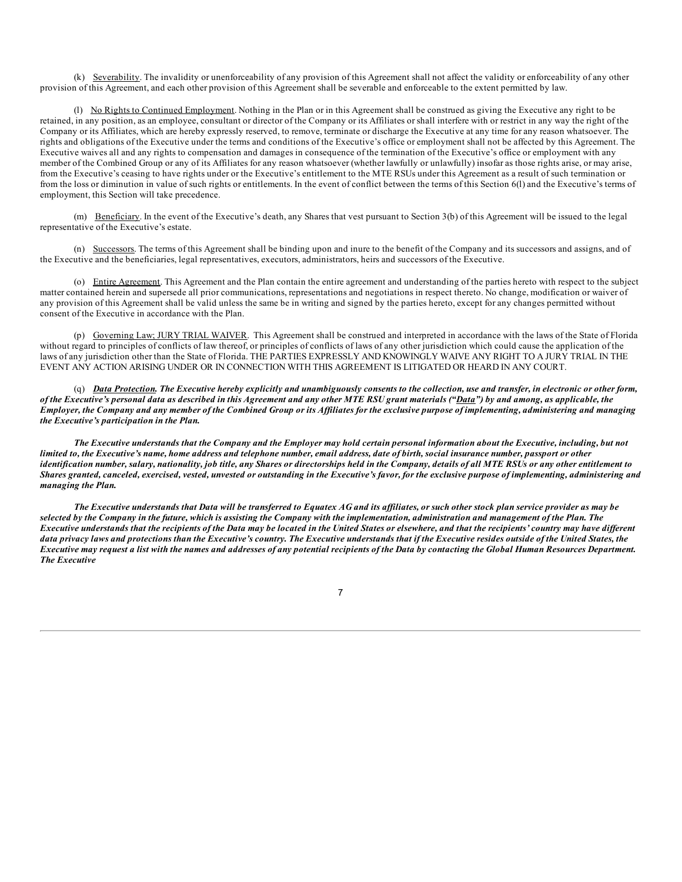(k) Severability. The invalidity or unenforceability of any provision of this Agreement shall not affect the validity or enforceability of any other provision of this Agreement, and each other provision of this Agreement shall be severable and enforceable to the extent permitted by law.

(l) No Rights to Continued Employment. Nothing in the Plan or in this Agreement shall be construed as giving the Executive any right to be retained, in any position, as an employee, consultant or director of the Company or its Affiliates or shall interfere with or restrict in any way the right of the Company or its Affiliates, which are hereby expressly reserved, to remove, terminate or discharge the Executive at any time for any reason whatsoever. The rights and obligations of the Executive under the terms and conditions of the Executive's office or employment shall not be affected by this Agreement. The Executive waives all and any rights to compensation and damages in consequence of the termination of the Executive's office or employment with any member of the Combined Group or any of its Affiliates for any reason whatsoever (whether lawfully or unlawfully) insofar as those rights arise, or may arise, from the Executive's ceasing to have rights under or the Executive's entitlement to the MTE RSUs under this Agreement as a result of such termination or from the loss or diminution in value of such rights or entitlements. In the event of conflict between the terms of this Section 6(l) and the Executive's terms of employment, this Section will take precedence.

(m) Beneficiary. In the event of the Executive's death, any Shares that vest pursuant to Section 3(b) of this Agreement will be issued to the legal representative of the Executive's estate.

(n) Successors. The terms of this Agreement shall be binding upon and inure to the benefit of the Company and its successors and assigns, and of the Executive and the beneficiaries, legal representatives, executors, administrators, heirs and successors of the Executive.

(o) Entire Agreement. This Agreement and the Plan contain the entire agreement and understanding of the parties hereto with respect to the subject matter contained herein and supersede all prior communications, representations and negotiations in respect thereto. No change, modification or waiver of any provision of this Agreement shall be valid unless the same be in writing and signed by the parties hereto, except for any changes permitted without consent of the Executive in accordance with the Plan.

(p) Governing Law; JURY TRIAL WAIVER. This Agreement shall be construed and interpreted in accordance with the laws of the State of Florida without regard to principles of conflicts of law thereof, or principles of conflicts of laws of any other jurisdiction which could cause the application of the laws of any jurisdiction other than the State of Florida. THE PARTIES EXPRESSLY AND KNOWINGLY WAIVE ANY RIGHT TO A JURY TRIAL IN THE EVENT ANY ACTION ARISING UNDER OR IN CONNECTION WITH THIS AGREEMENT IS LITIGATED OR HEARD IN ANY COURT.

***(q) Data Protection. The Executive hereby explicitly and unambiguously consents to the collection, use and transfer, in electronic or other form, of the Executive's personal data as described in this Agreement and any other MTE RSU grant materials ("Data") by and among, as applicable, the Employer, the Company and any member of the Combined Group or its Affiliates for the exclusive purpose of implementing, administering and managing the Executive's participation in the Plan.***

***The Executive understands that the Company and the Employer may hold certain personal information about the Executive, including, but not limited to, the Executive's name, home address and telephone number, email address, date of birth, social insurance number, passport or other identification number, salary, nationality, job title, any Shares or directorships held in the Company, details of all MTE RSUs or any other entitlement to Shares granted, canceled, exercised, vested, unvested or outstanding in the Executive's favor, for the exclusive purpose of implementing, administering and managing the Plan.***

***The Executive understands that Data will be transferred to Equatex AG and its affiliates, or such other stock plan service provider as may be selected by the Company in the future, which is assisting the Company with the implementation, administration and management of the Plan. The Executive understands that the recipients of the Data may be located in the United States or elsewhere, and that the recipients' country may have different data privacy laws and protections than the Executive's country. The Executive understands that if the Executive resides outside of the United States, the Executive may request a list with the names and addresses of any potential recipients of the Data by contacting the Global Human Resources Department. The Executive***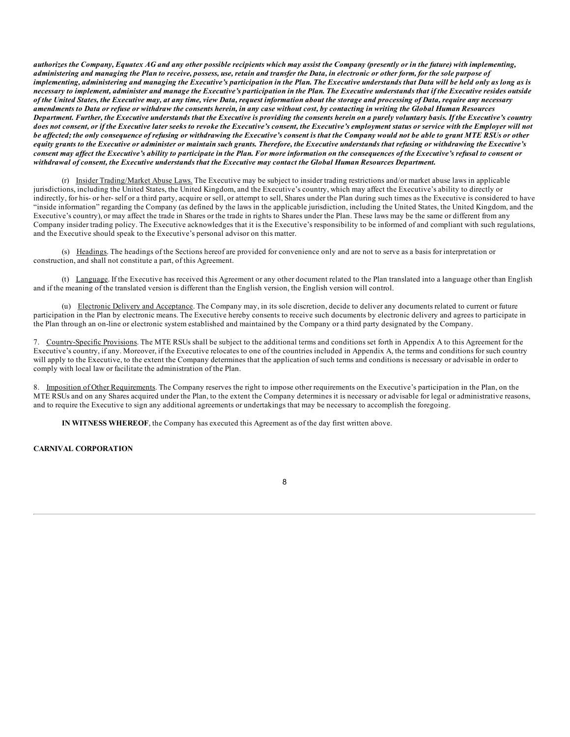***authorizes the Company, Equatex AG and any other possible recipients which may assist the Company (presently or in the future) with implementing, administering and managing the Plan to receive, possess, use, retain and transfer the Data, in electronic or other form, for the sole purpose of implementing, administering and managing the Executive's participation in the Plan. The Executive understands that Data will be held only as long as is necessary to implement, administer and manage the Executive's participation in the Plan. The Executive understands that if the Executive resides outside of the United States, the Executive may, at any time, view Data, request information about the storage and processing of Data, require any necessary amendments to Data or refuse or withdraw the consents herein, in any case without cost, by contacting in writing the Global Human Resources Department. Further, the Executive understands that the Executive is providing the consents herein on a purely voluntary basis. If the Executive's country does not consent, or if the Executive later seeks to revoke the Executive's consent, the Executive's employment status or service with the Employer will not be affected; the only consequence of refusing or withdrawing the Executive's consent is that the Company would not be able to grant MTE RSUs or other equity grants to the Executive or administer or maintain such grants. Therefore, the Executive understands that refusing or withdrawing the Executive's consent may affect the Executive's ability to participate in the Plan. For more information on the consequences of the Executive's refusal to consent or withdrawal of consent, the Executive understands that the Executive may contact the Global Human Resources Department.***

(r) Insider Trading/Market Abuse Laws. The Executive may be subject to insider trading restrictions and/or market abuse laws in applicable jurisdictions, including the United States, the United Kingdom, and the Executive's country, which may affect the Executive's ability to directly or indirectly, for his- or her- self or a third party, acquire or sell, or attempt to sell, Shares under the Plan during such times as the Executive is considered to have "inside information" regarding the Company (as defined by the laws in the applicable jurisdiction, including the United States, the United Kingdom, and the Executive's country), or may affect the trade in Shares or the trade in rights to Shares under the Plan. These laws may be the same or different from any Company insider trading policy. The Executive acknowledges that it is the Executive's responsibility to be informed of and compliant with such regulations, and the Executive should speak to the Executive's personal advisor on this matter.

(s) Headings. The headings of the Sections hereof are provided for convenience only and are not to serve as a basis for interpretation or construction, and shall not constitute a part, of this Agreement.

(t) Language. If the Executive has received this Agreement or any other document related to the Plan translated into a language other than English and if the meaning of the translated version is different than the English version, the English version will control.

(u) Electronic Delivery and Acceptance. The Company may, in its sole discretion, decide to deliver any documents related to current or future participation in the Plan by electronic means. The Executive hereby consents to receive such documents by electronic delivery and agrees to participate in the Plan through an on-line or electronic system established and maintained by the Company or a third party designated by the Company.

7. Country-Specific Provisions. The MTE RSUs shall be subject to the additional terms and conditions set forth in Appendix A to this Agreement for the Executive's country, if any. Moreover, if the Executive relocates to one of the countries included in Appendix A, the terms and conditions for such country will apply to the Executive, to the extent the Company determines that the application of such terms and conditions is necessary or advisable in order to comply with local law or facilitate the administration of the Plan.

8. Imposition of Other Requirements. The Company reserves the right to impose other requirements on the Executive's participation in the Plan, on the MTE RSUs and on any Shares acquired under the Plan, to the extent the Company determines it is necessary or advisable for legal or administrative reasons, and to require the Executive to sign any additional agreements or undertakings that may be necessary to accomplish the foregoing.

**IN WITNESS WHEREOF**, the Company has executed this Agreement as of the day first written above.

**CARNIVAL CORPORATION**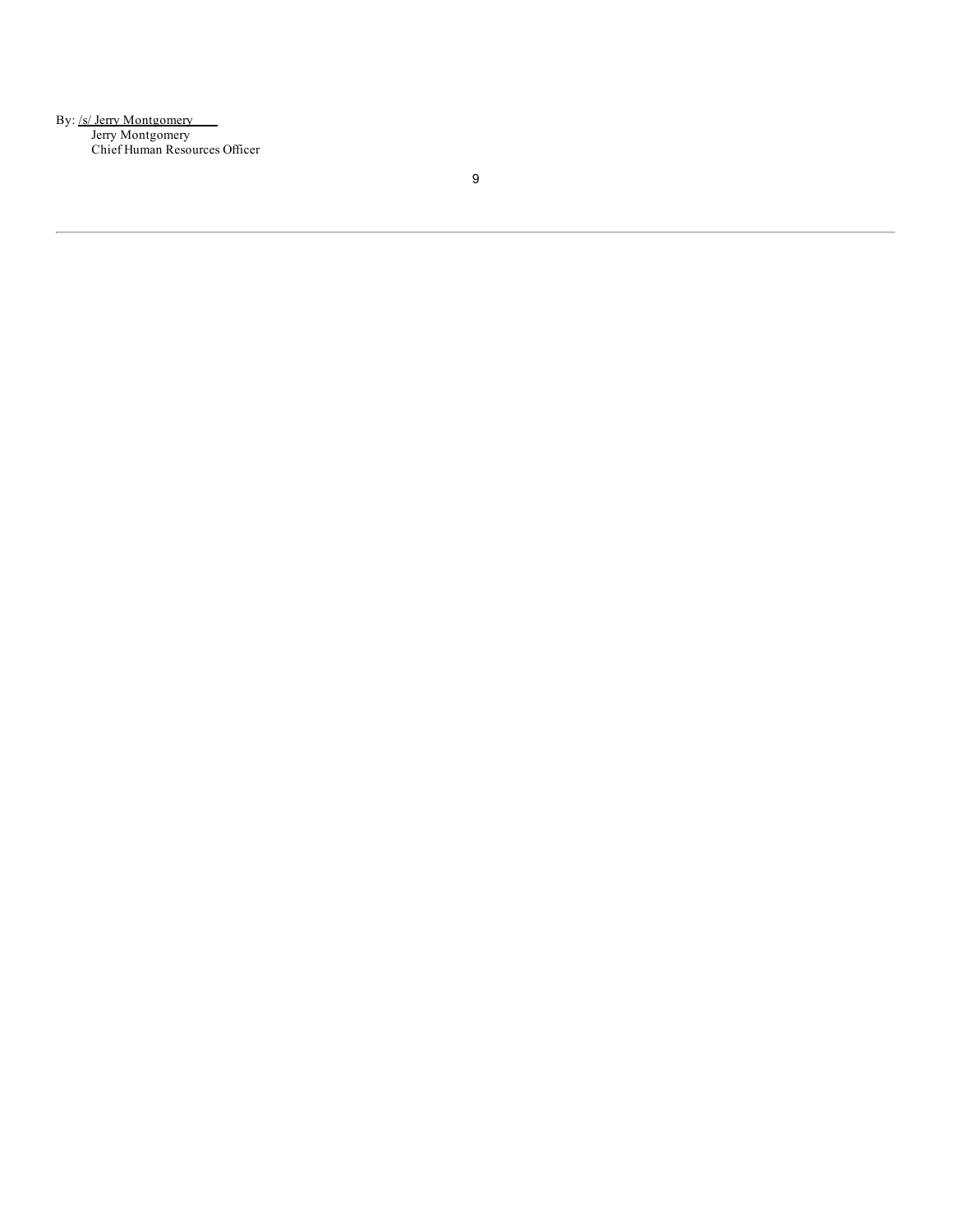By: /s/ Jerry Montgomery

Jerry Montgomery
Chief Human Resources Officer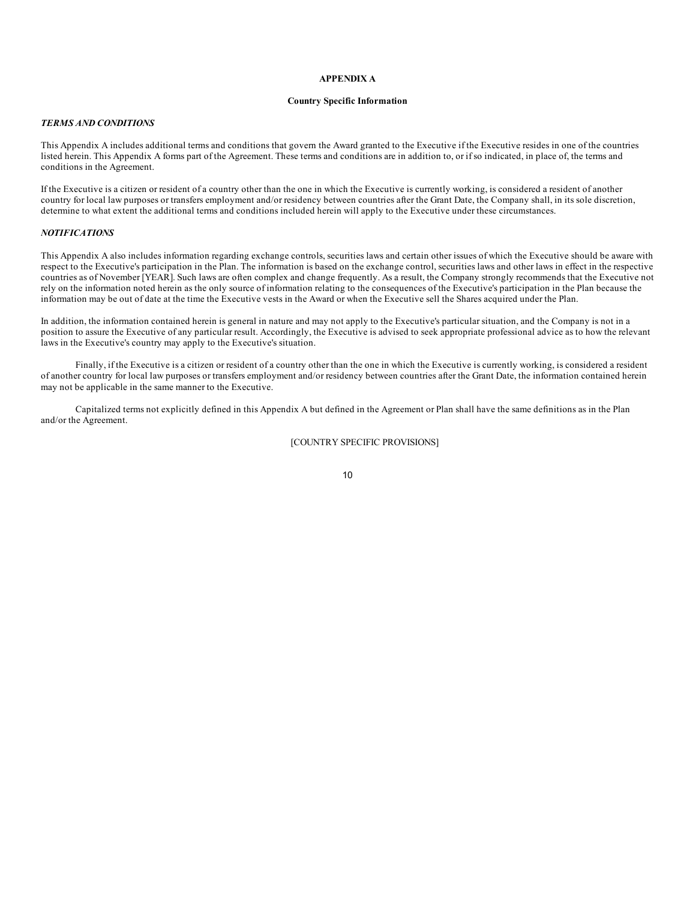**APPENDIX A**

**Country Specific Information**

***TERMS AND CONDITIONS***

This Appendix A includes additional terms and conditions that govern the Award granted to the Executive if the Executive resides in one of the countries listed herein. This Appendix A forms part of the Agreement. These terms and conditions are in addition to, or if so indicated, in place of, the terms and conditions in the Agreement.

If the Executive is a citizen or resident of a country other than the one in which the Executive is currently working, is considered a resident of another country for local law purposes or transfers employment and/or residency between countries after the Grant Date, the Company shall, in its sole discretion, determine to what extent the additional terms and conditions included herein will apply to the Executive under these circumstances.

***NOTIFICATIONS***

This Appendix A also includes information regarding exchange controls, securities laws and certain other issues of which the Executive should be aware with respect to the Executive's participation in the Plan. The information is based on the exchange control, securities laws and other laws in effect in the respective countries as of November [YEAR]. Such laws are often complex and change frequently. As a result, the Company strongly recommends that the Executive not rely on the information noted herein as the only source of information relating to the consequences of the Executive's participation in the Plan because the information may be out of date at the time the Executive vests in the Award or when the Executive sell the Shares acquired under the Plan.

In addition, the information contained herein is general in nature and may not apply to the Executive's particular situation, and the Company is not in a position to assure the Executive of any particular result. Accordingly, the Executive is advised to seek appropriate professional advice as to how the relevant laws in the Executive's country may apply to the Executive's situation.

Finally, if the Executive is a citizen or resident of a country other than the one in which the Executive is currently working, is considered a resident of another country for local law purposes or transfers employment and/or residency between countries after the Grant Date, the information contained herein may not be applicable in the same manner to the Executive.

Capitalized terms not explicitly defined in this Appendix A but defined in the Agreement or Plan shall have the same definitions as in the Plan and/or the Agreement.

[COUNTRY SPECIFIC PROVISIONS]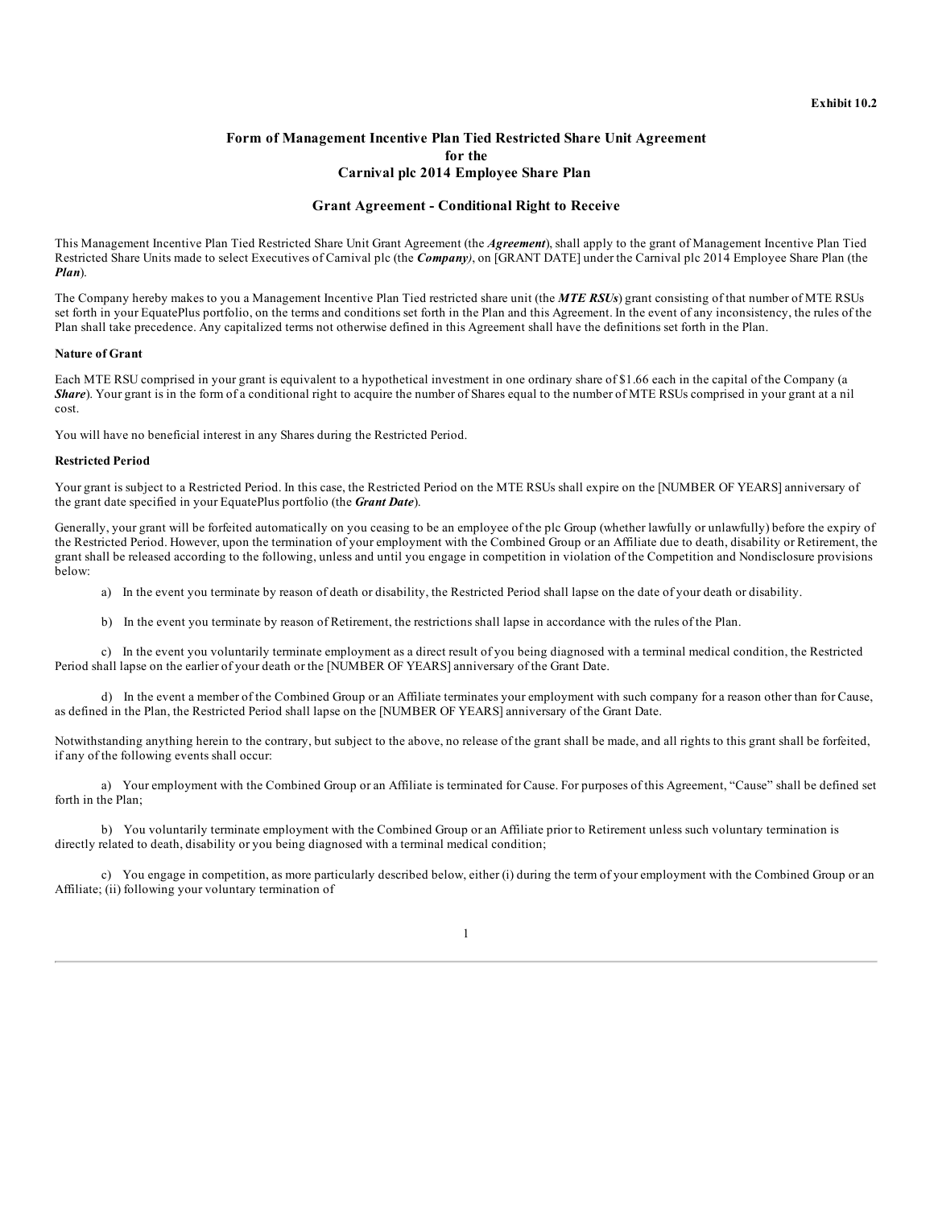Exhibit 10.2

# Form of Management Incentive Plan Tied Restricted Share Unit Agreement for the Carnival plc 2014 Employee Share Plan

## Grant Agreement - Conditional Right to Receive

This Management Incentive Plan Tied Restricted Share Unit Grant Agreement (the ***Agreement***), shall apply to the grant of Management Incentive Plan Tied Restricted Share Units made to select Executives of Carnival plc (the ***Company)***, on [GRANT DATE] under the Carnival plc 2014 Employee Share Plan (the ***Plan***).

The Company hereby makes to you a Management Incentive Plan Tied restricted share unit (the ***MTE RSUs***) grant consisting of that number of MTE RSUs set forth in your EquatePlus portfolio, on the terms and conditions set forth in the Plan and this Agreement. In the event of any inconsistency, the rules of the Plan shall take precedence. Any capitalized terms not otherwise defined in this Agreement shall have the definitions set forth in the Plan.

**Nature of Grant**

Each MTE RSU comprised in your grant is equivalent to a hypothetical investment in one ordinary share of $1.66 each in the capital of the Company (a ***Share***). Your grant is in the form of a conditional right to acquire the number of Shares equal to the number of MTE RSUs comprised in your grant at a nil cost.

You will have no beneficial interest in any Shares during the Restricted Period.

**Restricted Period**

Your grant is subject to a Restricted Period. In this case, the Restricted Period on the MTE RSUs shall expire on the [NUMBER OF YEARS] anniversary of the grant date specified in your EquatePlus portfolio (the ***Grant Date***).

Generally, your grant will be forfeited automatically on you ceasing to be an employee of the plc Group (whether lawfully or unlawfully) before the expiry of the Restricted Period. However, upon the termination of your employment with the Combined Group or an Affiliate due to death, disability or Retirement, the grant shall be released according to the following, unless and until you engage in competition in violation of the Competition and Nondisclosure provisions below:

a) In the event you terminate by reason of death or disability, the Restricted Period shall lapse on the date of your death or disability.

b) In the event you terminate by reason of Retirement, the restrictions shall lapse in accordance with the rules of the Plan.

c) In the event you voluntarily terminate employment as a direct result of you being diagnosed with a terminal medical condition, the Restricted Period shall lapse on the earlier of your death or the [NUMBER OF YEARS] anniversary of the Grant Date.

d) In the event a member of the Combined Group or an Affiliate terminates your employment with such company for a reason other than for Cause, as defined in the Plan, the Restricted Period shall lapse on the [NUMBER OF YEARS] anniversary of the Grant Date.

Notwithstanding anything herein to the contrary, but subject to the above, no release of the grant shall be made, and all rights to this grant shall be forfeited, if any of the following events shall occur:

a) Your employment with the Combined Group or an Affiliate is terminated for Cause. For purposes of this Agreement, "Cause" shall be defined set forth in the Plan;

b) You voluntarily terminate employment with the Combined Group or an Affiliate prior to Retirement unless such voluntary termination is directly related to death, disability or you being diagnosed with a terminal medical condition;

c) You engage in competition, as more particularly described below, either (i) during the term of your employment with the Combined Group or an Affiliate; (ii) following your voluntary termination of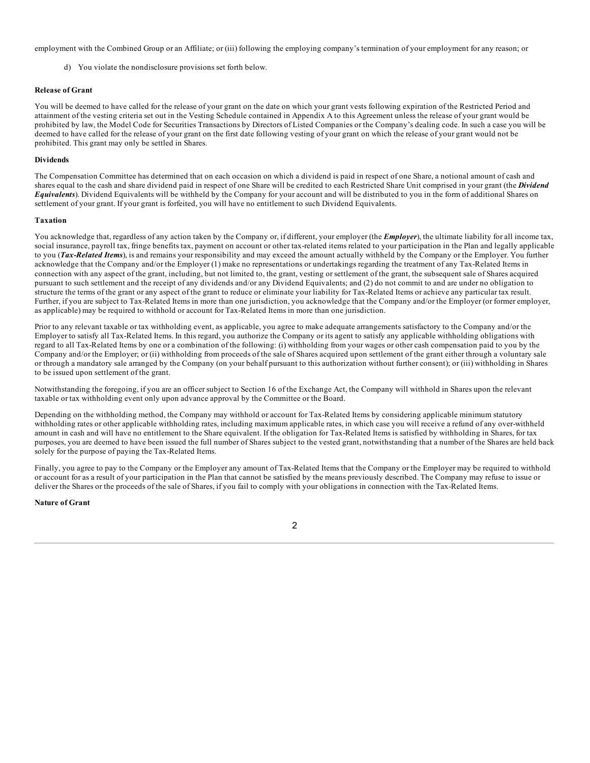employment with the Combined Group or an Affiliate; or (iii) following the employing company's termination of your employment for any reason; or

d) You violate the nondisclosure provisions set forth below.

**Release of Grant**

You will be deemed to have called for the release of your grant on the date on which your grant vests following expiration of the Restricted Period and attainment of the vesting criteria set out in the Vesting Schedule contained in Appendix A to this Agreement unless the release of your grant would be prohibited by law, the Model Code for Securities Transactions by Directors of Listed Companies or the Company's dealing code. In such a case you will be deemed to have called for the release of your grant on the first date following vesting of your grant on which the release of your grant would not be prohibited. This grant may only be settled in Shares.

**Dividends**

The Compensation Committee has determined that on each occasion on which a dividend is paid in respect of one Share, a notional amount of cash and shares equal to the cash and share dividend paid in respect of one Share will be credited to each Restricted Share Unit comprised in your grant (the ***Dividend Equivalents***). Dividend Equivalents will be withheld by the Company for your account and will be distributed to you in the form of additional Shares on settlement of your grant. If your grant is forfeited, you will have no entitlement to such Dividend Equivalents.

**Taxation**

You acknowledge that, regardless of any action taken by the Company or, if different, your employer (the ***Employer***), the ultimate liability for all income tax, social insurance, payroll tax, fringe benefits tax, payment on account or other tax-related items related to your participation in the Plan and legally applicable to you (***Tax-Related Items***), is and remains your responsibility and may exceed the amount actually withheld by the Company or the Employer. You further acknowledge that the Company and/or the Employer (1) make no representations or undertakings regarding the treatment of any Tax-Related Items in connection with any aspect of the grant, including, but not limited to, the grant, vesting or settlement of the grant, the subsequent sale of Shares acquired pursuant to such settlement and the receipt of any dividends and/or any Dividend Equivalents; and (2) do not commit to and are under no obligation to structure the terms of the grant or any aspect of the grant to reduce or eliminate your liability for Tax-Related Items or achieve any particular tax result. Further, if you are subject to Tax-Related Items in more than one jurisdiction, you acknowledge that the Company and/or the Employer (or former employer, as applicable) may be required to withhold or account for Tax-Related Items in more than one jurisdiction.

Prior to any relevant taxable or tax withholding event, as applicable, you agree to make adequate arrangements satisfactory to the Company and/or the Employer to satisfy all Tax-Related Items. In this regard, you authorize the Company or its agent to satisfy any applicable withholding obligations with regard to all Tax-Related Items by one or a combination of the following: (i) withholding from your wages or other cash compensation paid to you by the Company and/or the Employer; or (ii) withholding from proceeds of the sale of Shares acquired upon settlement of the grant either through a voluntary sale or through a mandatory sale arranged by the Company (on your behalf pursuant to this authorization without further consent); or (iii) withholding in Shares to be issued upon settlement of the grant.

Notwithstanding the foregoing, if you are an officer subject to Section 16 of the Exchange Act, the Company will withhold in Shares upon the relevant taxable or tax withholding event only upon advance approval by the Committee or the Board.

Depending on the withholding method, the Company may withhold or account for Tax-Related Items by considering applicable minimum statutory withholding rates or other applicable withholding rates, including maximum applicable rates, in which case you will receive a refund of any over-withheld amount in cash and will have no entitlement to the Share equivalent. If the obligation for Tax-Related Items is satisfied by withholding in Shares, for tax purposes, you are deemed to have been issued the full number of Shares subject to the vested grant, notwithstanding that a number of the Shares are held back solely for the purpose of paying the Tax-Related Items.

Finally, you agree to pay to the Company or the Employer any amount of Tax-Related Items that the Company or the Employer may be required to withhold or account for as a result of your participation in the Plan that cannot be satisfied by the means previously described. The Company may refuse to issue or deliver the Shares or the proceeds of the sale of Shares, if you fail to comply with your obligations in connection with the Tax-Related Items.

**Nature of Grant**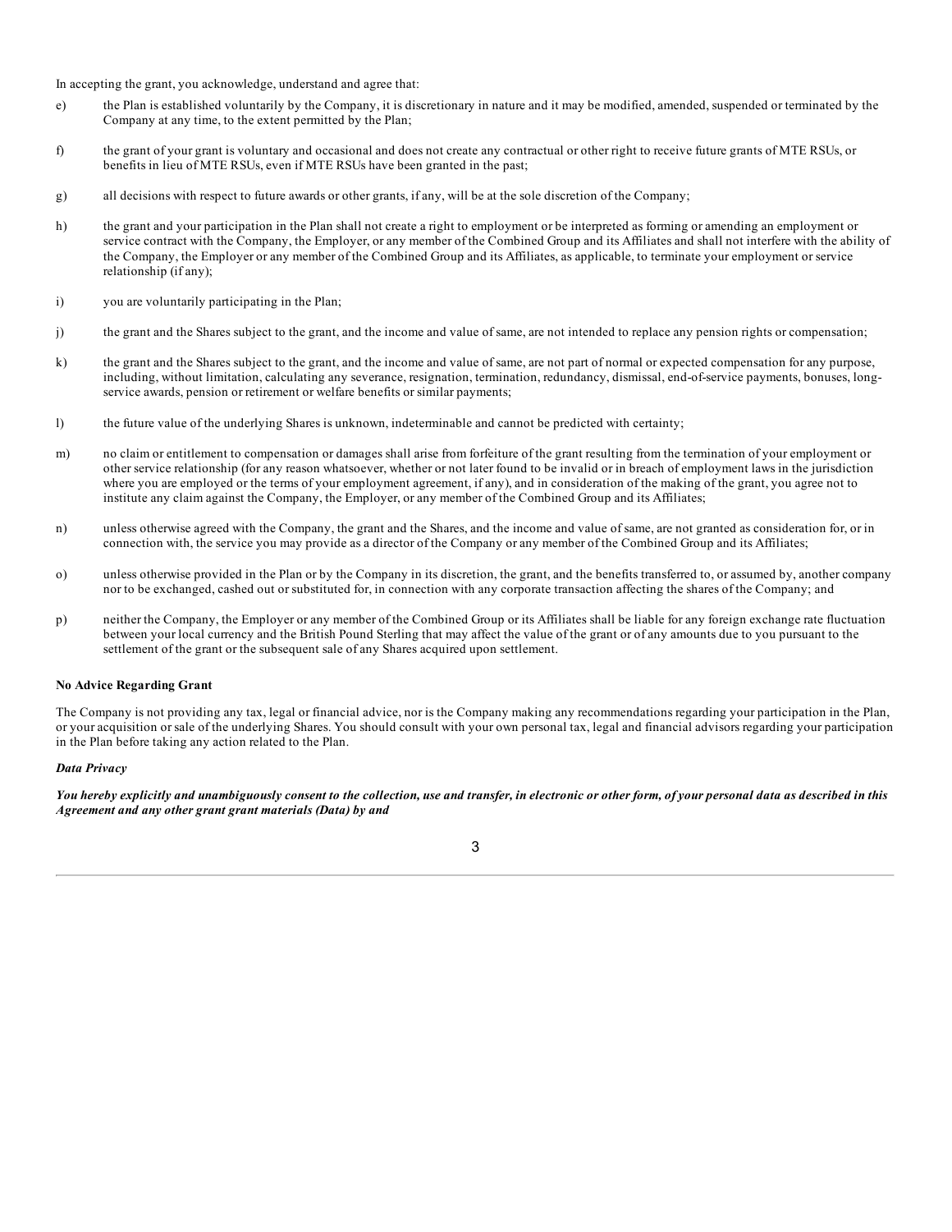In accepting the grant, you acknowledge, understand and agree that:

e) the Plan is established voluntarily by the Company, it is discretionary in nature and it may be modified, amended, suspended or terminated by the Company at any time, to the extent permitted by the Plan;

f) the grant of your grant is voluntary and occasional and does not create any contractual or other right to receive future grants of MTE RSUs, or benefits in lieu of MTE RSUs, even if MTE RSUs have been granted in the past;

g) all decisions with respect to future awards or other grants, if any, will be at the sole discretion of the Company;

h) the grant and your participation in the Plan shall not create a right to employment or be interpreted as forming or amending an employment or service contract with the Company, the Employer, or any member of the Combined Group and its Affiliates and shall not interfere with the ability of the Company, the Employer or any member of the Combined Group and its Affiliates, as applicable, to terminate your employment or service relationship (if any);

i) you are voluntarily participating in the Plan;

j) the grant and the Shares subject to the grant, and the income and value of same, are not intended to replace any pension rights or compensation;

k) the grant and the Shares subject to the grant, and the income and value of same, are not part of normal or expected compensation for any purpose, including, without limitation, calculating any severance, resignation, termination, redundancy, dismissal, end-of-service payments, bonuses, long-service awards, pension or retirement or welfare benefits or similar payments;

l) the future value of the underlying Shares is unknown, indeterminable and cannot be predicted with certainty;

m) no claim or entitlement to compensation or damages shall arise from forfeiture of the grant resulting from the termination of your employment or other service relationship (for any reason whatsoever, whether or not later found to be invalid or in breach of employment laws in the jurisdiction where you are employed or the terms of your employment agreement, if any), and in consideration of the making of the grant, you agree not to institute any claim against the Company, the Employer, or any member of the Combined Group and its Affiliates;

n) unless otherwise agreed with the Company, the grant and the Shares, and the income and value of same, are not granted as consideration for, or in connection with, the service you may provide as a director of the Company or any member of the Combined Group and its Affiliates;

o) unless otherwise provided in the Plan or by the Company in its discretion, the grant, and the benefits transferred to, or assumed by, another company nor to be exchanged, cashed out or substituted for, in connection with any corporate transaction affecting the shares of the Company; and

p) neither the Company, the Employer or any member of the Combined Group or its Affiliates shall be liable for any foreign exchange rate fluctuation between your local currency and the British Pound Sterling that may affect the value of the grant or of any amounts due to you pursuant to the settlement of the grant or the subsequent sale of any Shares acquired upon settlement.

**No Advice Regarding Grant**

The Company is not providing any tax, legal or financial advice, nor is the Company making any recommendations regarding your participation in the Plan, or your acquisition or sale of the underlying Shares. You should consult with your own personal tax, legal and financial advisors regarding your participation in the Plan before taking any action related to the Plan.

***Data Privacy***

***You hereby explicitly and unambiguously consent to the collection, use and transfer, in electronic or other form, of your personal data as described in this Agreement and any other grant grant materials (Data) by and***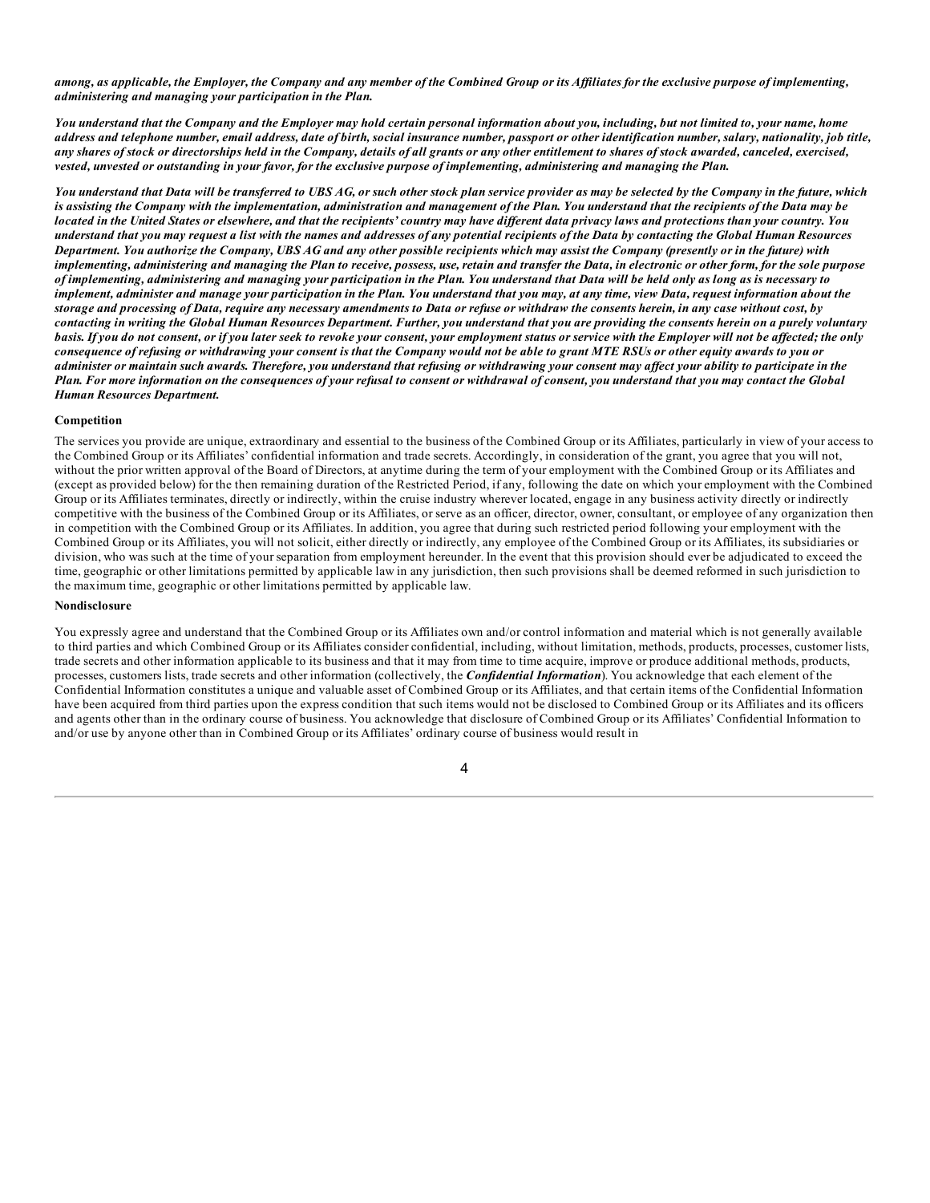***among, as applicable, the Employer, the Company and any member of the Combined Group or its Affiliates for the exclusive purpose of implementing, administering and managing your participation in the Plan.***

***You understand that the Company and the Employer may hold certain personal information about you, including, but not limited to, your name, home address and telephone number, email address, date of birth, social insurance number, passport or other identification number, salary, nationality, job title, any shares of stock or directorships held in the Company, details of all grants or any other entitlement to shares of stock awarded, canceled, exercised, vested, unvested or outstanding in your favor, for the exclusive purpose of implementing, administering and managing the Plan.***

***You understand that Data will be transferred to UBS AG, or such other stock plan service provider as may be selected by the Company in the future, which is assisting the Company with the implementation, administration and management of the Plan. You understand that the recipients of the Data may be located in the United States or elsewhere, and that the recipients' country may have different data privacy laws and protections than your country. You understand that you may request a list with the names and addresses of any potential recipients of the Data by contacting the Global Human Resources Department. You authorize the Company, UBS AG and any other possible recipients which may assist the Company (presently or in the future) with implementing, administering and managing the Plan to receive, possess, use, retain and transfer the Data, in electronic or other form, for the sole purpose of implementing, administering and managing your participation in the Plan. You understand that Data will be held only as long as is necessary to implement, administer and manage your participation in the Plan. You understand that you may, at any time, view Data, request information about the storage and processing of Data, require any necessary amendments to Data or refuse or withdraw the consents herein, in any case without cost, by contacting in writing the Global Human Resources Department. Further, you understand that you are providing the consents herein on a purely voluntary basis. If you do not consent, or if you later seek to revoke your consent, your employment status or service with the Employer will not be affected; the only consequence of refusing or withdrawing your consent is that the Company would not be able to grant MTE RSUs or other equity awards to you or administer or maintain such awards. Therefore, you understand that refusing or withdrawing your consent may affect your ability to participate in the Plan. For more information on the consequences of your refusal to consent or withdrawal of consent, you understand that you may contact the Global Human Resources Department.***

**Competition**

The services you provide are unique, extraordinary and essential to the business of the Combined Group or its Affiliates, particularly in view of your access to the Combined Group or its Affiliates' confidential information and trade secrets. Accordingly, in consideration of the grant, you agree that you will not, without the prior written approval of the Board of Directors, at anytime during the term of your employment with the Combined Group or its Affiliates and (except as provided below) for the then remaining duration of the Restricted Period, if any, following the date on which your employment with the Combined Group or its Affiliates terminates, directly or indirectly, within the cruise industry wherever located, engage in any business activity directly or indirectly competitive with the business of the Combined Group or its Affiliates, or serve as an officer, director, owner, consultant, or employee of any organization then in competition with the Combined Group or its Affiliates. In addition, you agree that during such restricted period following your employment with the Combined Group or its Affiliates, you will not solicit, either directly or indirectly, any employee of the Combined Group or its Affiliates, its subsidiaries or division, who was such at the time of your separation from employment hereunder. In the event that this provision should ever be adjudicated to exceed the time, geographic or other limitations permitted by applicable law in any jurisdiction, then such provisions shall be deemed reformed in such jurisdiction to the maximum time, geographic or other limitations permitted by applicable law.

**Nondisclosure**

You expressly agree and understand that the Combined Group or its Affiliates own and/or control information and material which is not generally available to third parties and which Combined Group or its Affiliates consider confidential, including, without limitation, methods, products, processes, customer lists, trade secrets and other information applicable to its business and that it may from time to time acquire, improve or produce additional methods, products, processes, customers lists, trade secrets and other information (collectively, the ***Confidential Information***). You acknowledge that each element of the Confidential Information constitutes a unique and valuable asset of Combined Group or its Affiliates, and that certain items of the Confidential Information have been acquired from third parties upon the express condition that such items would not be disclosed to Combined Group or its Affiliates and its officers and agents other than in the ordinary course of business. You acknowledge that disclosure of Combined Group or its Affiliates' Confidential Information to and/or use by anyone other than in Combined Group or its Affiliates' ordinary course of business would result in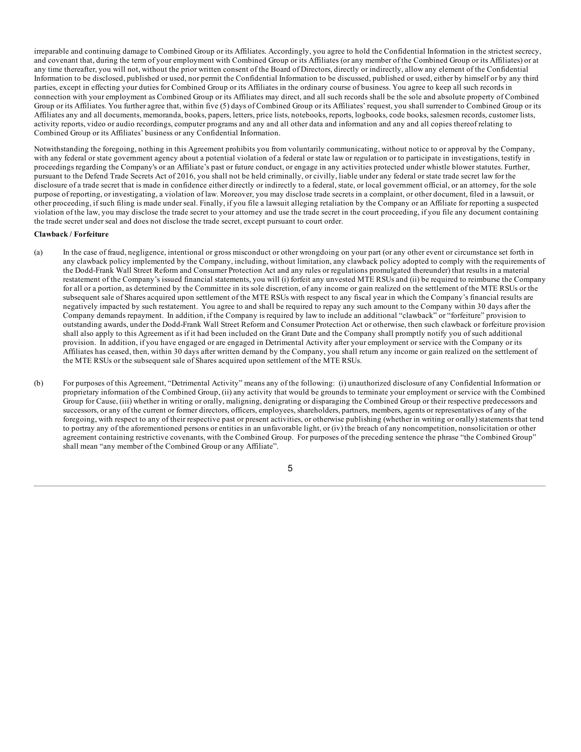irreparable and continuing damage to Combined Group or its Affiliates. Accordingly, you agree to hold the Confidential Information in the strictest secrecy, and covenant that, during the term of your employment with Combined Group or its Affiliates (or any member of the Combined Group or its Affiliates) or at any time thereafter, you will not, without the prior written consent of the Board of Directors, directly or indirectly, allow any element of the Confidential Information to be disclosed, published or used, nor permit the Confidential Information to be discussed, published or used, either by himself or by any third parties, except in effecting your duties for Combined Group or its Affiliates in the ordinary course of business. You agree to keep all such records in connection with your employment as Combined Group or its Affiliates may direct, and all such records shall be the sole and absolute property of Combined Group or its Affiliates. You further agree that, within five (5) days of Combined Group or its Affiliates' request, you shall surrender to Combined Group or its Affiliates any and all documents, memoranda, books, papers, letters, price lists, notebooks, reports, logbooks, code books, salesmen records, customer lists, activity reports, video or audio recordings, computer programs and any and all other data and information and any and all copies thereof relating to Combined Group or its Affiliates' business or any Confidential Information.

Notwithstanding the foregoing, nothing in this Agreement prohibits you from voluntarily communicating, without notice to or approval by the Company, with any federal or state government agency about a potential violation of a federal or state law or regulation or to participate in investigations, testify in proceedings regarding the Company's or an Affiliate's past or future conduct, or engage in any activities protected under whistle blower statutes. Further, pursuant to the Defend Trade Secrets Act of 2016, you shall not be held criminally, or civilly, liable under any federal or state trade secret law for the disclosure of a trade secret that is made in confidence either directly or indirectly to a federal, state, or local government official, or an attorney, for the sole purpose of reporting, or investigating, a violation of law. Moreover, you may disclose trade secrets in a complaint, or other document, filed in a lawsuit, or other proceeding, if such filing is made under seal. Finally, if you file a lawsuit alleging retaliation by the Company or an Affiliate for reporting a suspected violation of the law, you may disclose the trade secret to your attorney and use the trade secret in the court proceeding, if you file any document containing the trade secret under seal and does not disclose the trade secret, except pursuant to court order.

**Clawback / Forfeiture**

(a) In the case of fraud, negligence, intentional or gross misconduct or other wrongdoing on your part (or any other event or circumstance set forth in any clawback policy implemented by the Company, including, without limitation, any clawback policy adopted to comply with the requirements of the Dodd-Frank Wall Street Reform and Consumer Protection Act and any rules or regulations promulgated thereunder) that results in a material restatement of the Company's issued financial statements, you will (i) forfeit any unvested MTE RSUs and (ii) be required to reimburse the Company for all or a portion, as determined by the Committee in its sole discretion, of any income or gain realized on the settlement of the MTE RSUs or the subsequent sale of Shares acquired upon settlement of the MTE RSUs with respect to any fiscal year in which the Company's financial results are negatively impacted by such restatement. You agree to and shall be required to repay any such amount to the Company within 30 days after the Company demands repayment. In addition, if the Company is required by law to include an additional "clawback" or "forfeiture" provision to outstanding awards, under the Dodd-Frank Wall Street Reform and Consumer Protection Act or otherwise, then such clawback or forfeiture provision shall also apply to this Agreement as if it had been included on the Grant Date and the Company shall promptly notify you of such additional provision. In addition, if you have engaged or are engaged in Detrimental Activity after your employment or service with the Company or its Affiliates has ceased, then, within 30 days after written demand by the Company, you shall return any income or gain realized on the settlement of the MTE RSUs or the subsequent sale of Shares acquired upon settlement of the MTE RSUs.

(b) For purposes of this Agreement, "Detrimental Activity" means any of the following: (i) unauthorized disclosure of any Confidential Information or proprietary information of the Combined Group, (ii) any activity that would be grounds to terminate your employment or service with the Combined Group for Cause, (iii) whether in writing or orally, maligning, denigrating or disparaging the Combined Group or their respective predecessors and successors, or any of the current or former directors, officers, employees, shareholders, partners, members, agents or representatives of any of the foregoing, with respect to any of their respective past or present activities, or otherwise publishing (whether in writing or orally) statements that tend to portray any of the aforementioned persons or entities in an unfavorable light, or (iv) the breach of any noncompetition, nonsolicitation or other agreement containing restrictive covenants, with the Combined Group. For purposes of the preceding sentence the phrase "the Combined Group" shall mean "any member of the Combined Group or any Affiliate".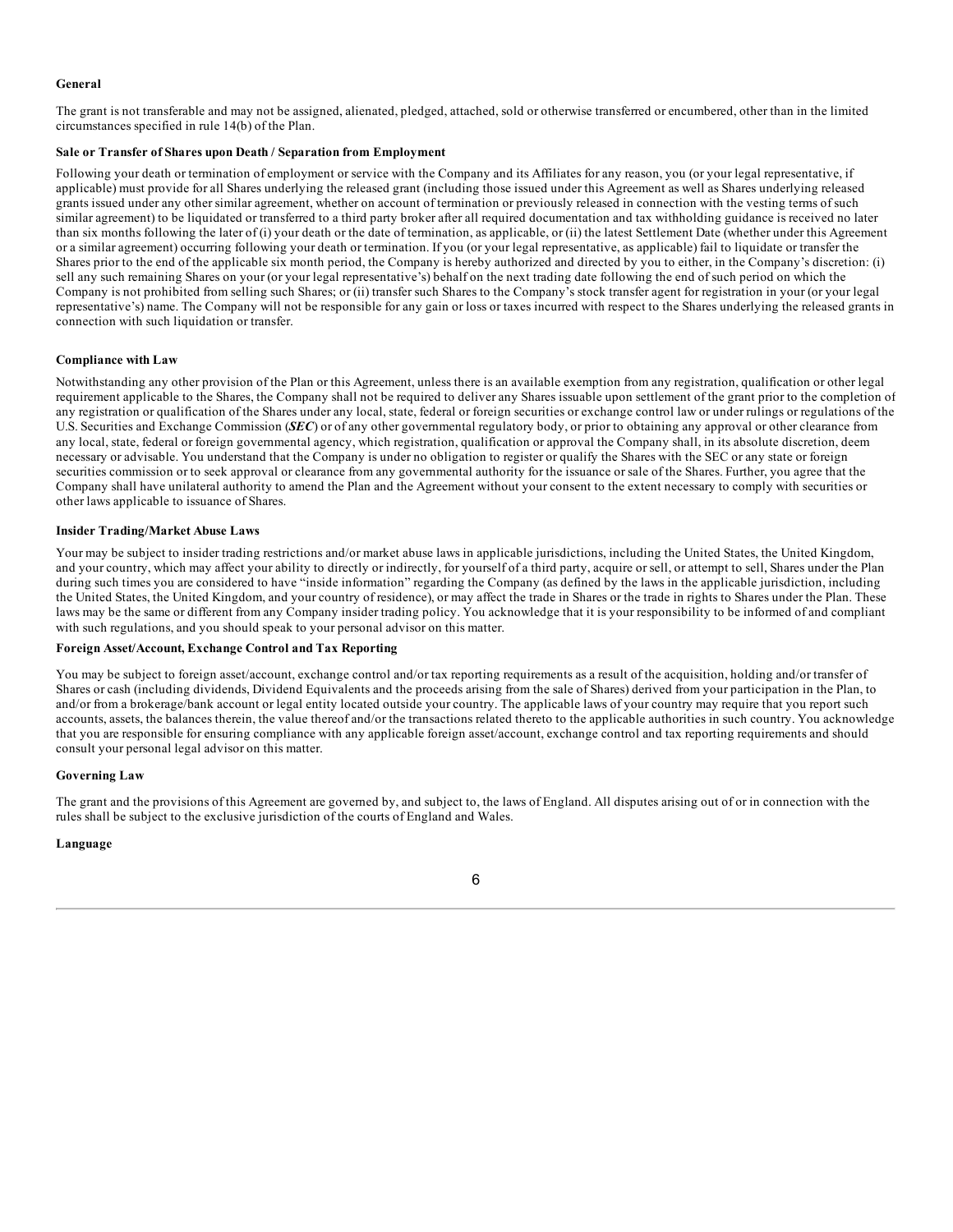**General**

The grant is not transferable and may not be assigned, alienated, pledged, attached, sold or otherwise transferred or encumbered, other than in the limited circumstances specified in rule 14(b) of the Plan.

**Sale or Transfer of Shares upon Death / Separation from Employment**

Following your death or termination of employment or service with the Company and its Affiliates for any reason, you (or your legal representative, if applicable) must provide for all Shares underlying the released grant (including those issued under this Agreement as well as Shares underlying released grants issued under any other similar agreement, whether on account of termination or previously released in connection with the vesting terms of such similar agreement) to be liquidated or transferred to a third party broker after all required documentation and tax withholding guidance is received no later than six months following the later of (i) your death or the date of termination, as applicable, or (ii) the latest Settlement Date (whether under this Agreement or a similar agreement) occurring following your death or termination. If you (or your legal representative, as applicable) fail to liquidate or transfer the Shares prior to the end of the applicable six month period, the Company is hereby authorized and directed by you to either, in the Company's discretion: (i) sell any such remaining Shares on your (or your legal representative's) behalf on the next trading date following the end of such period on which the Company is not prohibited from selling such Shares; or (ii) transfer such Shares to the Company's stock transfer agent for registration in your (or your legal representative's) name. The Company will not be responsible for any gain or loss or taxes incurred with respect to the Shares underlying the released grants in connection with such liquidation or transfer.

**Compliance with Law**

Notwithstanding any other provision of the Plan or this Agreement, unless there is an available exemption from any registration, qualification or other legal requirement applicable to the Shares, the Company shall not be required to deliver any Shares issuable upon settlement of the grant prior to the completion of any registration or qualification of the Shares under any local, state, federal or foreign securities or exchange control law or under rulings or regulations of the U.S. Securities and Exchange Commission (***SEC***) or of any other governmental regulatory body, or prior to obtaining any approval or other clearance from any local, state, federal or foreign governmental agency, which registration, qualification or approval the Company shall, in its absolute discretion, deem necessary or advisable. You understand that the Company is under no obligation to register or qualify the Shares with the SEC or any state or foreign securities commission or to seek approval or clearance from any governmental authority for the issuance or sale of the Shares. Further, you agree that the Company shall have unilateral authority to amend the Plan and the Agreement without your consent to the extent necessary to comply with securities or other laws applicable to issuance of Shares.

**Insider Trading/Market Abuse Laws**

Your may be subject to insider trading restrictions and/or market abuse laws in applicable jurisdictions, including the United States, the United Kingdom, and your country, which may affect your ability to directly or indirectly, for yourself of a third party, acquire or sell, or attempt to sell, Shares under the Plan during such times you are considered to have "inside information" regarding the Company (as defined by the laws in the applicable jurisdiction, including the United States, the United Kingdom, and your country of residence), or may affect the trade in Shares or the trade in rights to Shares under the Plan. These laws may be the same or different from any Company insider trading policy. You acknowledge that it is your responsibility to be informed of and compliant with such regulations, and you should speak to your personal advisor on this matter.

**Foreign Asset/Account, Exchange Control and Tax Reporting**

You may be subject to foreign asset/account, exchange control and/or tax reporting requirements as a result of the acquisition, holding and/or transfer of Shares or cash (including dividends, Dividend Equivalents and the proceeds arising from the sale of Shares) derived from your participation in the Plan, to and/or from a brokerage/bank account or legal entity located outside your country. The applicable laws of your country may require that you report such accounts, assets, the balances therein, the value thereof and/or the transactions related thereto to the applicable authorities in such country. You acknowledge that you are responsible for ensuring compliance with any applicable foreign asset/account, exchange control and tax reporting requirements and should consult your personal legal advisor on this matter.

**Governing Law**

The grant and the provisions of this Agreement are governed by, and subject to, the laws of England. All disputes arising out of or in connection with the rules shall be subject to the exclusive jurisdiction of the courts of England and Wales.

**Language**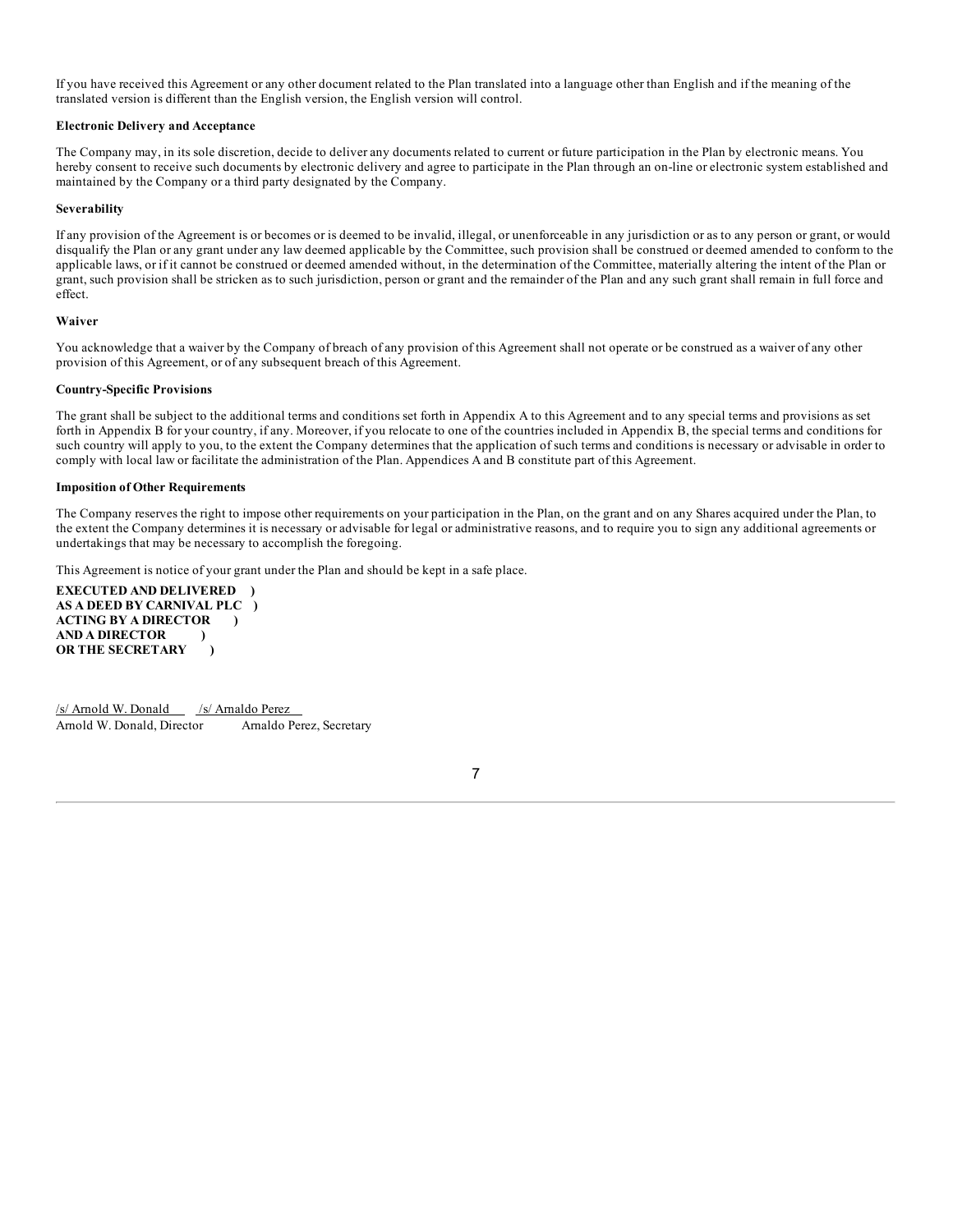If you have received this Agreement or any other document related to the Plan translated into a language other than English and if the meaning of the translated version is different than the English version, the English version will control.

**Electronic Delivery and Acceptance**

The Company may, in its sole discretion, decide to deliver any documents related to current or future participation in the Plan by electronic means. You hereby consent to receive such documents by electronic delivery and agree to participate in the Plan through an on-line or electronic system established and maintained by the Company or a third party designated by the Company.

**Severability**

If any provision of the Agreement is or becomes or is deemed to be invalid, illegal, or unenforceable in any jurisdiction or as to any person or grant, or would disqualify the Plan or any grant under any law deemed applicable by the Committee, such provision shall be construed or deemed amended to conform to the applicable laws, or if it cannot be construed or deemed amended without, in the determination of the Committee, materially altering the intent of the Plan or grant, such provision shall be stricken as to such jurisdiction, person or grant and the remainder of the Plan and any such grant shall remain in full force and effect.

**Waiver**

You acknowledge that a waiver by the Company of breach of any provision of this Agreement shall not operate or be construed as a waiver of any other provision of this Agreement, or of any subsequent breach of this Agreement.

**Country-Specific Provisions**

The grant shall be subject to the additional terms and conditions set forth in Appendix A to this Agreement and to any special terms and provisions as set forth in Appendix B for your country, if any. Moreover, if you relocate to one of the countries included in Appendix B, the special terms and conditions for such country will apply to you, to the extent the Company determines that the application of such terms and conditions is necessary or advisable in order to comply with local law or facilitate the administration of the Plan. Appendices A and B constitute part of this Agreement.

**Imposition of Other Requirements**

The Company reserves the right to impose other requirements on your participation in the Plan, on the grant and on any Shares acquired under the Plan, to the extent the Company determines it is necessary or advisable for legal or administrative reasons, and to require you to sign any additional agreements or undertakings that may be necessary to accomplish the foregoing.

This Agreement is notice of your grant under the Plan and should be kept in a safe place.

**EXECUTED AND DELIVERED )**
**AS A DEED BY CARNIVAL PLC )**
**ACTING BY A DIRECTOR )**
**AND A DIRECTOR )**
**OR THE SECRETARY )**

/s/ Arnold W. Donald /s/ Arnaldo Perez
Arnold W. Donald, Director Arnaldo Perez, Secretary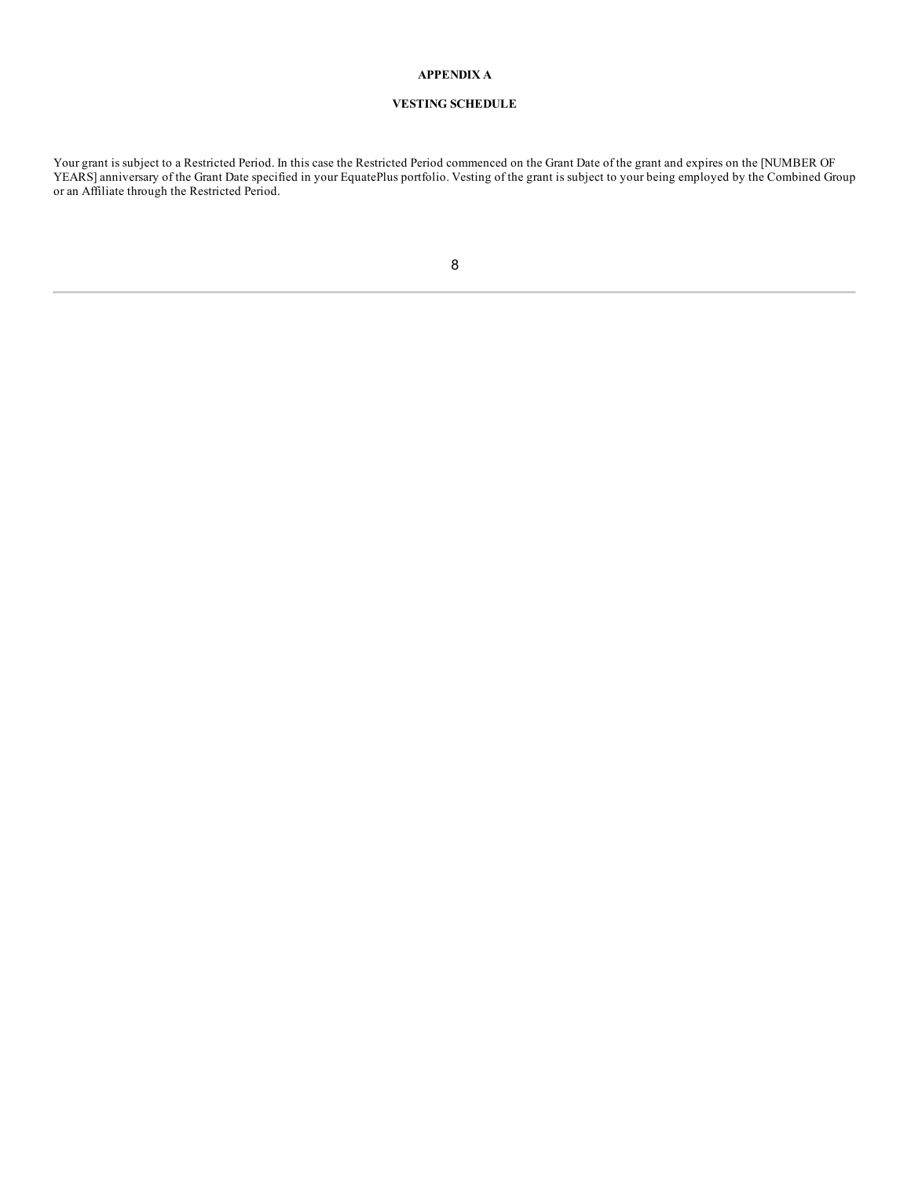## APPENDIX A

## VESTING SCHEDULE

Your grant is subject to a Restricted Period. In this case the Restricted Period commenced on the Grant Date of the grant and expires on the [NUMBER OF YEARS] anniversary of the Grant Date specified in your EquatePlus portfolio. Vesting of the grant is subject to your being employed by the Combined Group or an Affiliate through the Restricted Period.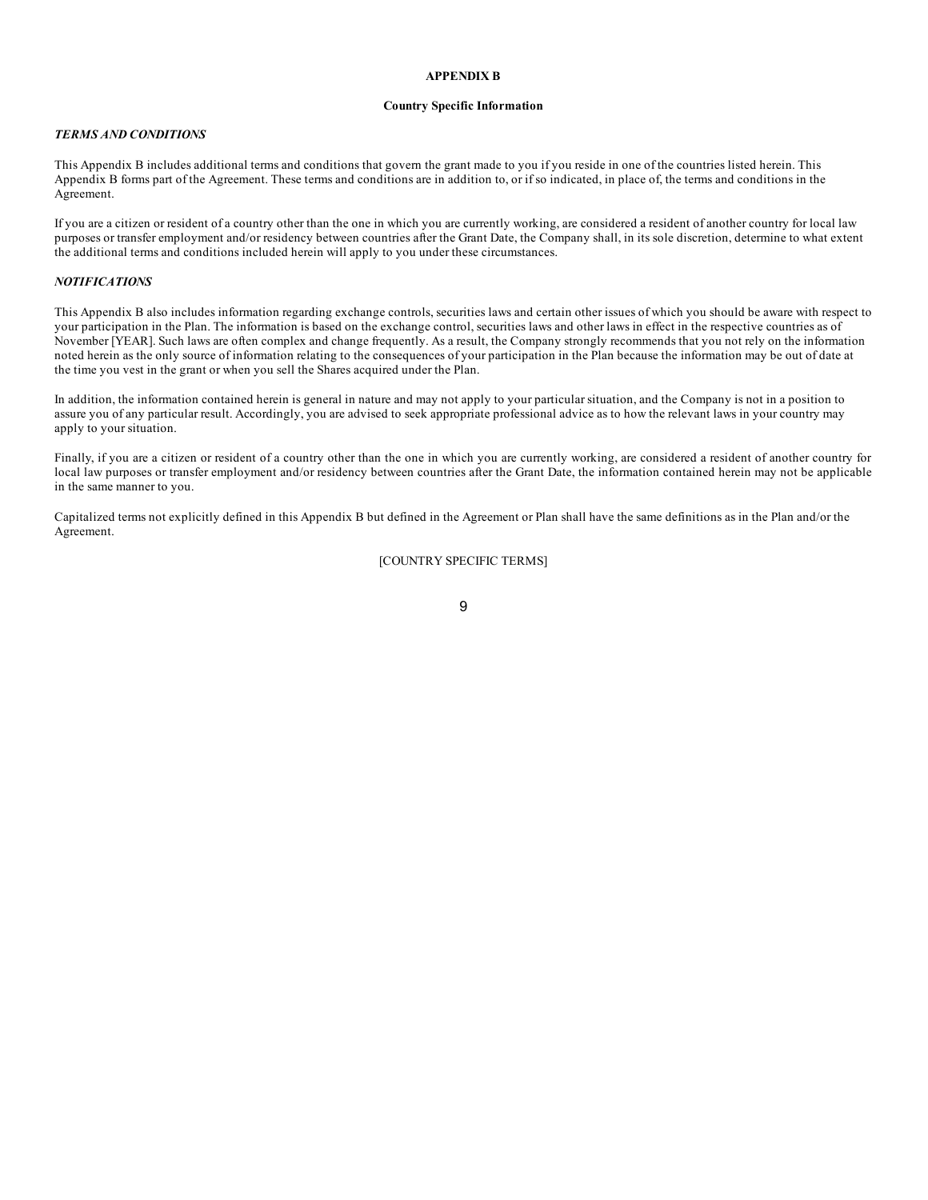**APPENDIX B**

**Country Specific Information**

***TERMS AND CONDITIONS***

This Appendix B includes additional terms and conditions that govern the grant made to you if you reside in one of the countries listed herein. This Appendix B forms part of the Agreement. These terms and conditions are in addition to, or if so indicated, in place of, the terms and conditions in the Agreement.

If you are a citizen or resident of a country other than the one in which you are currently working, are considered a resident of another country for local law purposes or transfer employment and/or residency between countries after the Grant Date, the Company shall, in its sole discretion, determine to what extent the additional terms and conditions included herein will apply to you under these circumstances.

***NOTIFICATIONS***

This Appendix B also includes information regarding exchange controls, securities laws and certain other issues of which you should be aware with respect to your participation in the Plan. The information is based on the exchange control, securities laws and other laws in effect in the respective countries as of November [YEAR]. Such laws are often complex and change frequently. As a result, the Company strongly recommends that you not rely on the information noted herein as the only source of information relating to the consequences of your participation in the Plan because the information may be out of date at the time you vest in the grant or when you sell the Shares acquired under the Plan.

In addition, the information contained herein is general in nature and may not apply to your particular situation, and the Company is not in a position to assure you of any particular result. Accordingly, you are advised to seek appropriate professional advice as to how the relevant laws in your country may apply to your situation.

Finally, if you are a citizen or resident of a country other than the one in which you are currently working, are considered a resident of another country for local law purposes or transfer employment and/or residency between countries after the Grant Date, the information contained herein may not be applicable in the same manner to you.

Capitalized terms not explicitly defined in this Appendix B but defined in the Agreement or Plan shall have the same definitions as in the Plan and/or the Agreement.

[COUNTRY SPECIFIC TERMS]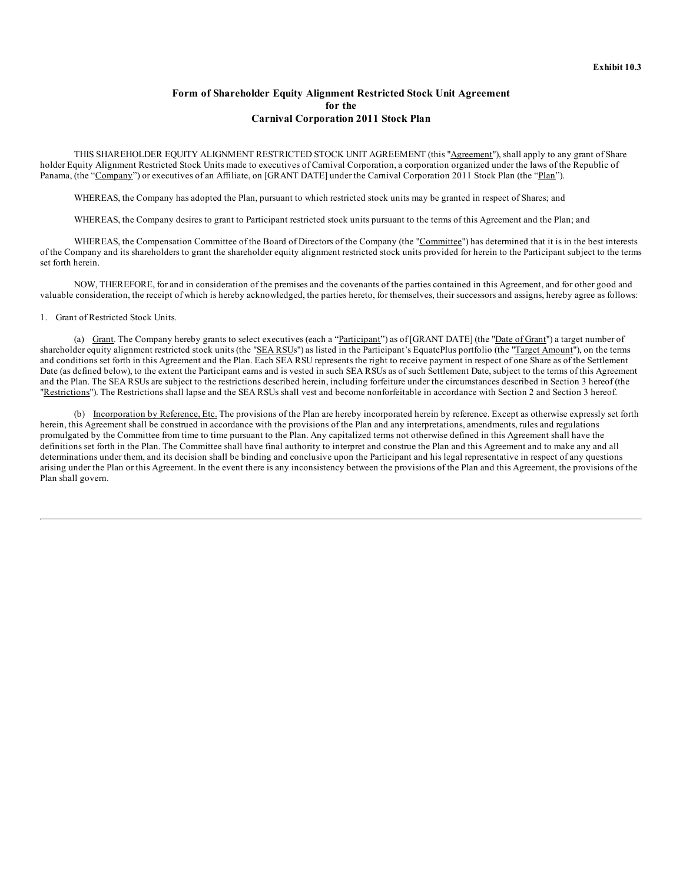**Exhibit 10.3**

# Form of Shareholder Equity Alignment Restricted Stock Unit Agreement for the Carnival Corporation 2011 Stock Plan

THIS SHAREHOLDER EQUITY ALIGNMENT RESTRICTED STOCK UNIT AGREEMENT (this "Agreement"), shall apply to any grant of Share holder Equity Alignment Restricted Stock Units made to executives of Carnival Corporation, a corporation organized under the laws of the Republic of Panama, (the "Company") or executives of an Affiliate, on [GRANT DATE] under the Carnival Corporation 2011 Stock Plan (the "Plan").

WHEREAS, the Company has adopted the Plan, pursuant to which restricted stock units may be granted in respect of Shares; and

WHEREAS, the Company desires to grant to Participant restricted stock units pursuant to the terms of this Agreement and the Plan; and

WHEREAS, the Compensation Committee of the Board of Directors of the Company (the "Committee") has determined that it is in the best interests of the Company and its shareholders to grant the shareholder equity alignment restricted stock units provided for herein to the Participant subject to the terms set forth herein.

NOW, THEREFORE, for and in consideration of the premises and the covenants of the parties contained in this Agreement, and for other good and valuable consideration, the receipt of which is hereby acknowledged, the parties hereto, for themselves, their successors and assigns, hereby agree as follows:

1. Grant of Restricted Stock Units.

(a) Grant. The Company hereby grants to select executives (each a "Participant") as of [GRANT DATE] (the "Date of Grant") a target number of shareholder equity alignment restricted stock units (the "SEA RSUs") as listed in the Participant's EquatePlus portfolio (the "Target Amount"), on the terms and conditions set forth in this Agreement and the Plan. Each SEA RSU represents the right to receive payment in respect of one Share as of the Settlement Date (as defined below), to the extent the Participant earns and is vested in such SEA RSUs as of such Settlement Date, subject to the terms of this Agreement and the Plan. The SEA RSUs are subject to the restrictions described herein, including forfeiture under the circumstances described in Section 3 hereof (the "Restrictions"). The Restrictions shall lapse and the SEA RSUs shall vest and become nonforfeitable in accordance with Section 2 and Section 3 hereof.

(b) Incorporation by Reference, Etc. The provisions of the Plan are hereby incorporated herein by reference. Except as otherwise expressly set forth herein, this Agreement shall be construed in accordance with the provisions of the Plan and any interpretations, amendments, rules and regulations promulgated by the Committee from time to time pursuant to the Plan. Any capitalized terms not otherwise defined in this Agreement shall have the definitions set forth in the Plan. The Committee shall have final authority to interpret and construe the Plan and this Agreement and to make any and all determinations under them, and its decision shall be binding and conclusive upon the Participant and his legal representative in respect of any questions arising under the Plan or this Agreement. In the event there is any inconsistency between the provisions of the Plan and this Agreement, the provisions of the Plan shall govern.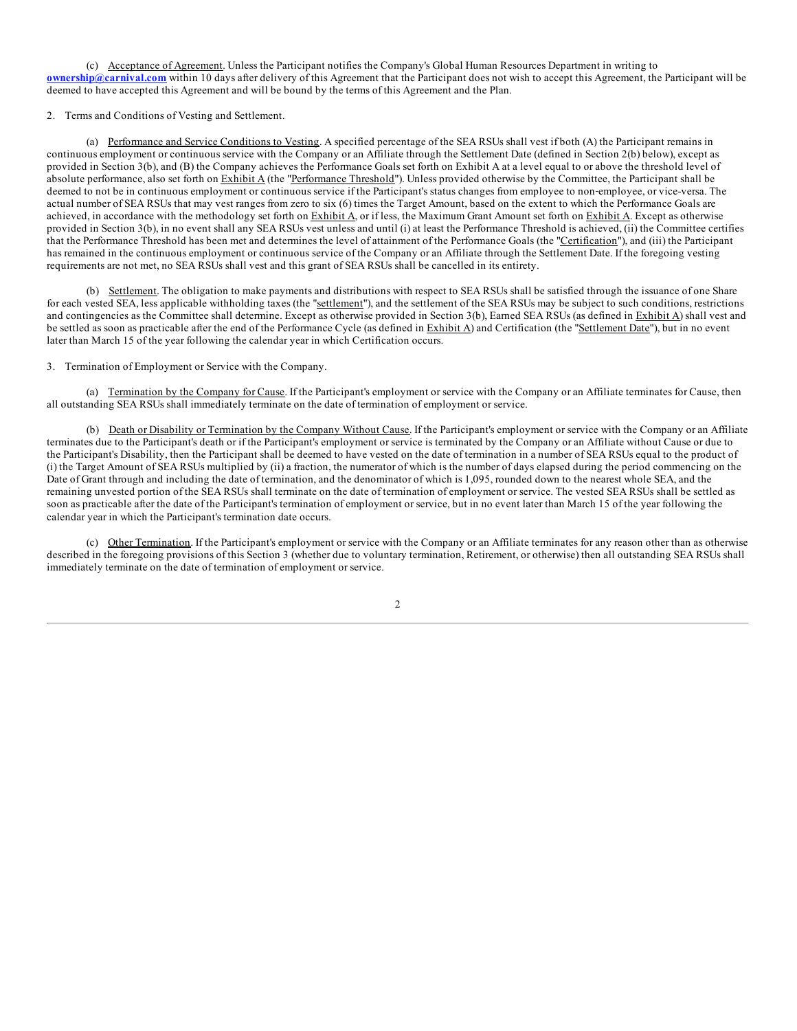(c) Acceptance of Agreement. Unless the Participant notifies the Company's Global Human Resources Department in writing to **ownership@carnival.com** within 10 days after delivery of this Agreement that the Participant does not wish to accept this Agreement, the Participant will be deemed to have accepted this Agreement and will be bound by the terms of this Agreement and the Plan.

2. Terms and Conditions of Vesting and Settlement.

(a) Performance and Service Conditions to Vesting. A specified percentage of the SEA RSUs shall vest if both (A) the Participant remains in continuous employment or continuous service with the Company or an Affiliate through the Settlement Date (defined in Section 2(b) below), except as provided in Section 3(b), and (B) the Company achieves the Performance Goals set forth on Exhibit A at a level equal to or above the threshold level of absolute performance, also set forth on Exhibit A (the "Performance Threshold"). Unless provided otherwise by the Committee, the Participant shall be deemed to not be in continuous employment or continuous service if the Participant's status changes from employee to non-employee, or vice-versa. The actual number of SEA RSUs that may vest ranges from zero to six (6) times the Target Amount, based on the extent to which the Performance Goals are achieved, in accordance with the methodology set forth on Exhibit A, or if less, the Maximum Grant Amount set forth on Exhibit A. Except as otherwise provided in Section 3(b), in no event shall any SEA RSUs vest unless and until (i) at least the Performance Threshold is achieved, (ii) the Committee certifies that the Performance Threshold has been met and determines the level of attainment of the Performance Goals (the "Certification"), and (iii) the Participant has remained in the continuous employment or continuous service of the Company or an Affiliate through the Settlement Date. If the foregoing vesting requirements are not met, no SEA RSUs shall vest and this grant of SEA RSUs shall be cancelled in its entirety.

(b) Settlement. The obligation to make payments and distributions with respect to SEA RSUs shall be satisfied through the issuance of one Share for each vested SEA, less applicable withholding taxes (the "settlement"), and the settlement of the SEA RSUs may be subject to such conditions, restrictions and contingencies as the Committee shall determine. Except as otherwise provided in Section 3(b), Earned SEA RSUs (as defined in Exhibit A) shall vest and be settled as soon as practicable after the end of the Performance Cycle (as defined in Exhibit A) and Certification (the "Settlement Date"), but in no event later than March 15 of the year following the calendar year in which Certification occurs.

3. Termination of Employment or Service with the Company.

(a) Termination by the Company for Cause. If the Participant's employment or service with the Company or an Affiliate terminates for Cause, then all outstanding SEA RSUs shall immediately terminate on the date of termination of employment or service.

(b) Death or Disability or Termination by the Company Without Cause. If the Participant's employment or service with the Company or an Affiliate terminates due to the Participant's death or if the Participant's employment or service is terminated by the Company or an Affiliate without Cause or due to the Participant's Disability, then the Participant shall be deemed to have vested on the date of termination in a number of SEA RSUs equal to the product of (i) the Target Amount of SEA RSUs multiplied by (ii) a fraction, the numerator of which is the number of days elapsed during the period commencing on the Date of Grant through and including the date of termination, and the denominator of which is 1,095, rounded down to the nearest whole SEA, and the remaining unvested portion of the SEA RSUs shall terminate on the date of termination of employment or service. The vested SEA RSUs shall be settled as soon as practicable after the date of the Participant's termination of employment or service, but in no event later than March 15 of the year following the calendar year in which the Participant's termination date occurs.

(c) Other Termination. If the Participant's employment or service with the Company or an Affiliate terminates for any reason other than as otherwise described in the foregoing provisions of this Section 3 (whether due to voluntary termination, Retirement, or otherwise) then all outstanding SEA RSUs shall immediately terminate on the date of termination of employment or service.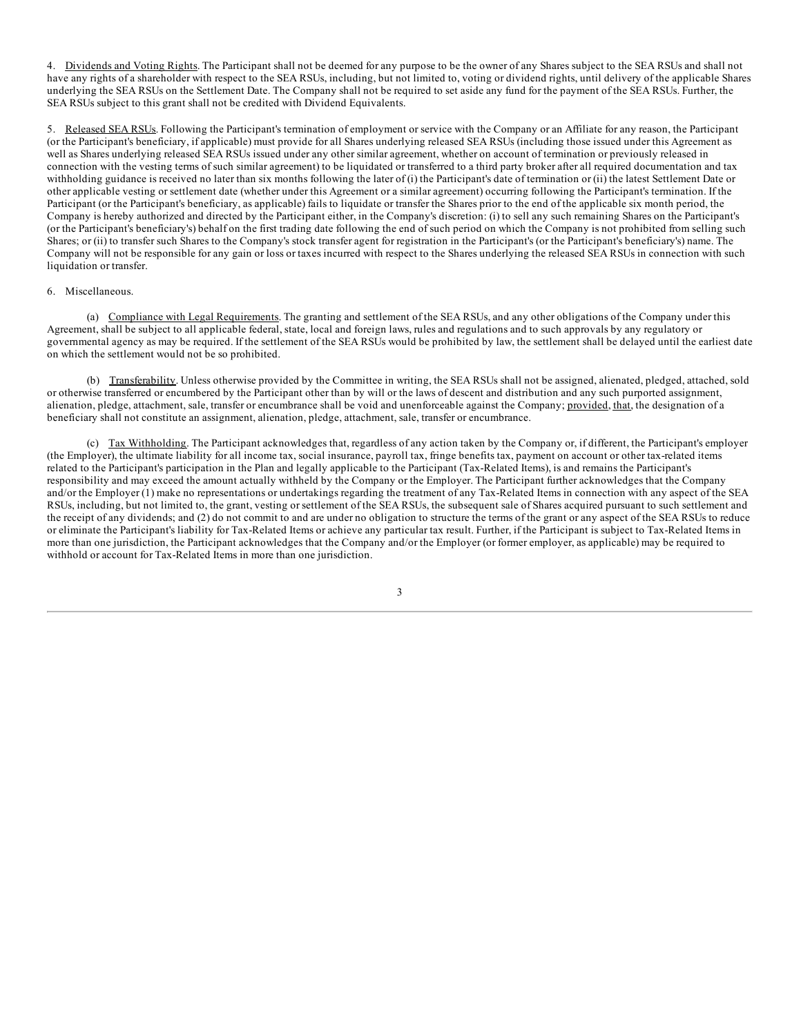4. Dividends and Voting Rights. The Participant shall not be deemed for any purpose to be the owner of any Shares subject to the SEA RSUs and shall not have any rights of a shareholder with respect to the SEA RSUs, including, but not limited to, voting or dividend rights, until delivery of the applicable Shares underlying the SEA RSUs on the Settlement Date. The Company shall not be required to set aside any fund for the payment of the SEA RSUs. Further, the SEA RSUs subject to this grant shall not be credited with Dividend Equivalents.

5. Released SEA RSUs. Following the Participant's termination of employment or service with the Company or an Affiliate for any reason, the Participant (or the Participant's beneficiary, if applicable) must provide for all Shares underlying released SEA RSUs (including those issued under this Agreement as well as Shares underlying released SEA RSUs issued under any other similar agreement, whether on account of termination or previously released in connection with the vesting terms of such similar agreement) to be liquidated or transferred to a third party broker after all required documentation and tax withholding guidance is received no later than six months following the later of (i) the Participant's date of termination or (ii) the latest Settlement Date or other applicable vesting or settlement date (whether under this Agreement or a similar agreement) occurring following the Participant's termination. If the Participant (or the Participant's beneficiary, as applicable) fails to liquidate or transfer the Shares prior to the end of the applicable six month period, the Company is hereby authorized and directed by the Participant either, in the Company's discretion: (i) to sell any such remaining Shares on the Participant's (or the Participant's beneficiary's) behalf on the first trading date following the end of such period on which the Company is not prohibited from selling such Shares; or (ii) to transfer such Shares to the Company's stock transfer agent for registration in the Participant's (or the Participant's beneficiary's) name. The Company will not be responsible for any gain or loss or taxes incurred with respect to the Shares underlying the released SEA RSUs in connection with such liquidation or transfer.

6. Miscellaneous.

(a) Compliance with Legal Requirements. The granting and settlement of the SEA RSUs, and any other obligations of the Company under this Agreement, shall be subject to all applicable federal, state, local and foreign laws, rules and regulations and to such approvals by any regulatory or governmental agency as may be required. If the settlement of the SEA RSUs would be prohibited by law, the settlement shall be delayed until the earliest date on which the settlement would not be so prohibited.

(b) Transferability. Unless otherwise provided by the Committee in writing, the SEA RSUs shall not be assigned, alienated, pledged, attached, sold or otherwise transferred or encumbered by the Participant other than by will or the laws of descent and distribution and any such purported assignment, alienation, pledge, attachment, sale, transfer or encumbrance shall be void and unenforceable against the Company; provided, that, the designation of a beneficiary shall not constitute an assignment, alienation, pledge, attachment, sale, transfer or encumbrance.

(c) Tax Withholding. The Participant acknowledges that, regardless of any action taken by the Company or, if different, the Participant's employer (the Employer), the ultimate liability for all income tax, social insurance, payroll tax, fringe benefits tax, payment on account or other tax-related items related to the Participant's participation in the Plan and legally applicable to the Participant (Tax-Related Items), is and remains the Participant's responsibility and may exceed the amount actually withheld by the Company or the Employer. The Participant further acknowledges that the Company and/or the Employer (1) make no representations or undertakings regarding the treatment of any Tax-Related Items in connection with any aspect of the SEA RSUs, including, but not limited to, the grant, vesting or settlement of the SEA RSUs, the subsequent sale of Shares acquired pursuant to such settlement and the receipt of any dividends; and (2) do not commit to and are under no obligation to structure the terms of the grant or any aspect of the SEA RSUs to reduce or eliminate the Participant's liability for Tax-Related Items or achieve any particular tax result. Further, if the Participant is subject to Tax-Related Items in more than one jurisdiction, the Participant acknowledges that the Company and/or the Employer (or former employer, as applicable) may be required to withhold or account for Tax-Related Items in more than one jurisdiction.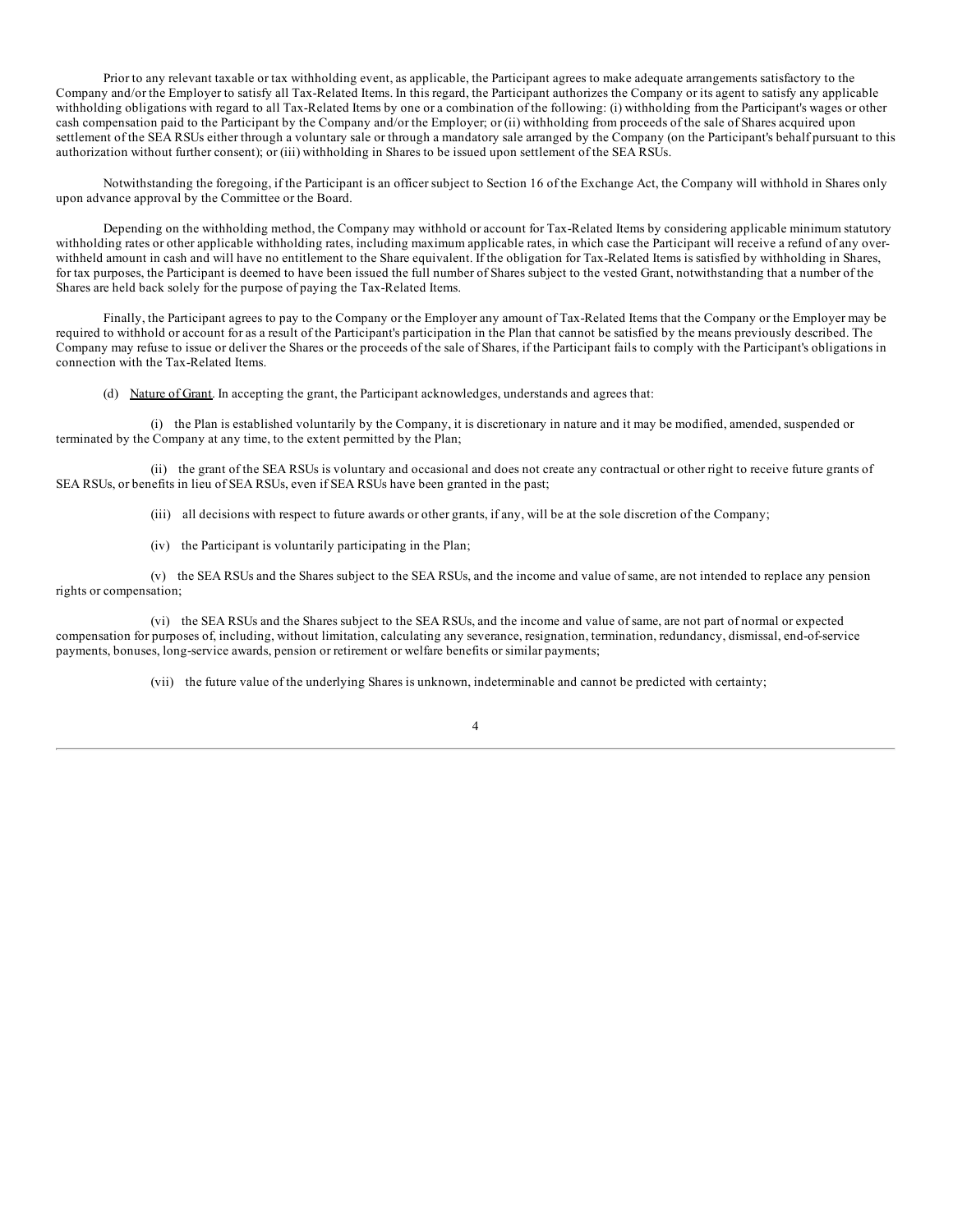Prior to any relevant taxable or tax withholding event, as applicable, the Participant agrees to make adequate arrangements satisfactory to the Company and/or the Employer to satisfy all Tax-Related Items. In this regard, the Participant authorizes the Company or its agent to satisfy any applicable withholding obligations with regard to all Tax-Related Items by one or a combination of the following: (i) withholding from the Participant's wages or other cash compensation paid to the Participant by the Company and/or the Employer; or (ii) withholding from proceeds of the sale of Shares acquired upon settlement of the SEA RSUs either through a voluntary sale or through a mandatory sale arranged by the Company (on the Participant's behalf pursuant to this authorization without further consent); or (iii) withholding in Shares to be issued upon settlement of the SEA RSUs.

Notwithstanding the foregoing, if the Participant is an officer subject to Section 16 of the Exchange Act, the Company will withhold in Shares only upon advance approval by the Committee or the Board.

Depending on the withholding method, the Company may withhold or account for Tax-Related Items by considering applicable minimum statutory withholding rates or other applicable withholding rates, including maximum applicable rates, in which case the Participant will receive a refund of any over-withheld amount in cash and will have no entitlement to the Share equivalent. If the obligation for Tax-Related Items is satisfied by withholding in Shares, for tax purposes, the Participant is deemed to have been issued the full number of Shares subject to the vested Grant, notwithstanding that a number of the Shares are held back solely for the purpose of paying the Tax-Related Items.

Finally, the Participant agrees to pay to the Company or the Employer any amount of Tax-Related Items that the Company or the Employer may be required to withhold or account for as a result of the Participant's participation in the Plan that cannot be satisfied by the means previously described. The Company may refuse to issue or deliver the Shares or the proceeds of the sale of Shares, if the Participant fails to comply with the Participant's obligations in connection with the Tax-Related Items.

(d) Nature of Grant. In accepting the grant, the Participant acknowledges, understands and agrees that:

(i) the Plan is established voluntarily by the Company, it is discretionary in nature and it may be modified, amended, suspended or terminated by the Company at any time, to the extent permitted by the Plan;

(ii) the grant of the SEA RSUs is voluntary and occasional and does not create any contractual or other right to receive future grants of SEA RSUs, or benefits in lieu of SEA RSUs, even if SEA RSUs have been granted in the past;

(iii) all decisions with respect to future awards or other grants, if any, will be at the sole discretion of the Company;

(iv) the Participant is voluntarily participating in the Plan;

(v) the SEA RSUs and the Shares subject to the SEA RSUs, and the income and value of same, are not intended to replace any pension rights or compensation;

(vi) the SEA RSUs and the Shares subject to the SEA RSUs, and the income and value of same, are not part of normal or expected compensation for purposes of, including, without limitation, calculating any severance, resignation, termination, redundancy, dismissal, end-of-service payments, bonuses, long-service awards, pension or retirement or welfare benefits or similar payments;

(vii) the future value of the underlying Shares is unknown, indeterminable and cannot be predicted with certainty;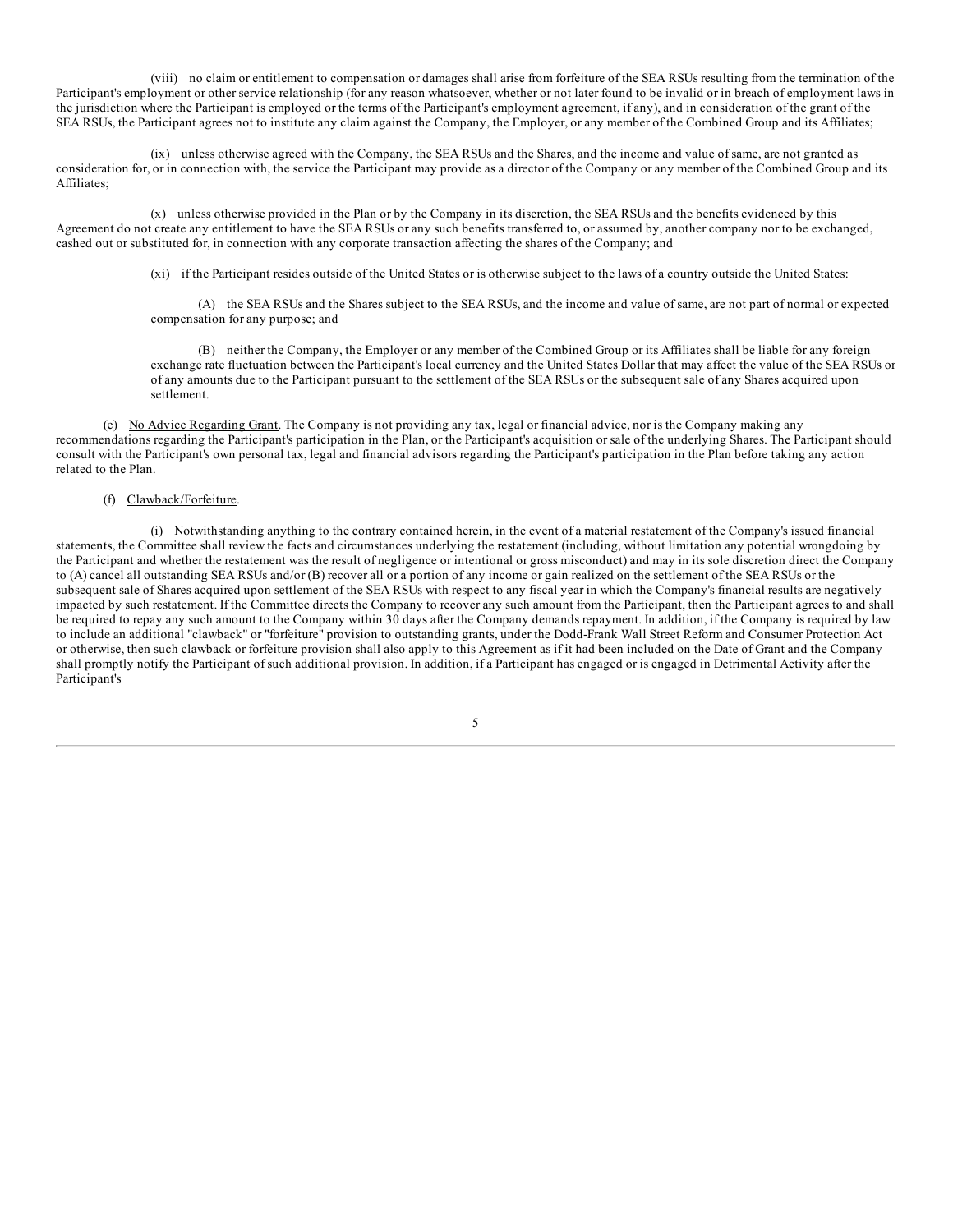(viii) no claim or entitlement to compensation or damages shall arise from forfeiture of the SEA RSUs resulting from the termination of the Participant's employment or other service relationship (for any reason whatsoever, whether or not later found to be invalid or in breach of employment laws in the jurisdiction where the Participant is employed or the terms of the Participant's employment agreement, if any), and in consideration of the grant of the SEA RSUs, the Participant agrees not to institute any claim against the Company, the Employer, or any member of the Combined Group and its Affiliates;

(ix) unless otherwise agreed with the Company, the SEA RSUs and the Shares, and the income and value of same, are not granted as consideration for, or in connection with, the service the Participant may provide as a director of the Company or any member of the Combined Group and its Affiliates;

(x) unless otherwise provided in the Plan or by the Company in its discretion, the SEA RSUs and the benefits evidenced by this Agreement do not create any entitlement to have the SEA RSUs or any such benefits transferred to, or assumed by, another company nor to be exchanged, cashed out or substituted for, in connection with any corporate transaction affecting the shares of the Company; and

(xi) if the Participant resides outside of the United States or is otherwise subject to the laws of a country outside the United States:

(A) the SEA RSUs and the Shares subject to the SEA RSUs, and the income and value of same, are not part of normal or expected compensation for any purpose; and

(B) neither the Company, the Employer or any member of the Combined Group or its Affiliates shall be liable for any foreign exchange rate fluctuation between the Participant's local currency and the United States Dollar that may affect the value of the SEA RSUs or of any amounts due to the Participant pursuant to the settlement of the SEA RSUs or the subsequent sale of any Shares acquired upon settlement.

(e) No Advice Regarding Grant. The Company is not providing any tax, legal or financial advice, nor is the Company making any recommendations regarding the Participant's participation in the Plan, or the Participant's acquisition or sale of the underlying Shares. The Participant should consult with the Participant's own personal tax, legal and financial advisors regarding the Participant's participation in the Plan before taking any action related to the Plan.

(f) Clawback/Forfeiture.

(i) Notwithstanding anything to the contrary contained herein, in the event of a material restatement of the Company's issued financial statements, the Committee shall review the facts and circumstances underlying the restatement (including, without limitation any potential wrongdoing by the Participant and whether the restatement was the result of negligence or intentional or gross misconduct) and may in its sole discretion direct the Company to (A) cancel all outstanding SEA RSUs and/or (B) recover all or a portion of any income or gain realized on the settlement of the SEA RSUs or the subsequent sale of Shares acquired upon settlement of the SEA RSUs with respect to any fiscal year in which the Company's financial results are negatively impacted by such restatement. If the Committee directs the Company to recover any such amount from the Participant, then the Participant agrees to and shall be required to repay any such amount to the Company within 30 days after the Company demands repayment. In addition, if the Company is required by law to include an additional "clawback" or "forfeiture" provision to outstanding grants, under the Dodd-Frank Wall Street Reform and Consumer Protection Act or otherwise, then such clawback or forfeiture provision shall also apply to this Agreement as if it had been included on the Date of Grant and the Company shall promptly notify the Participant of such additional provision. In addition, if a Participant has engaged or is engaged in Detrimental Activity after the Participant's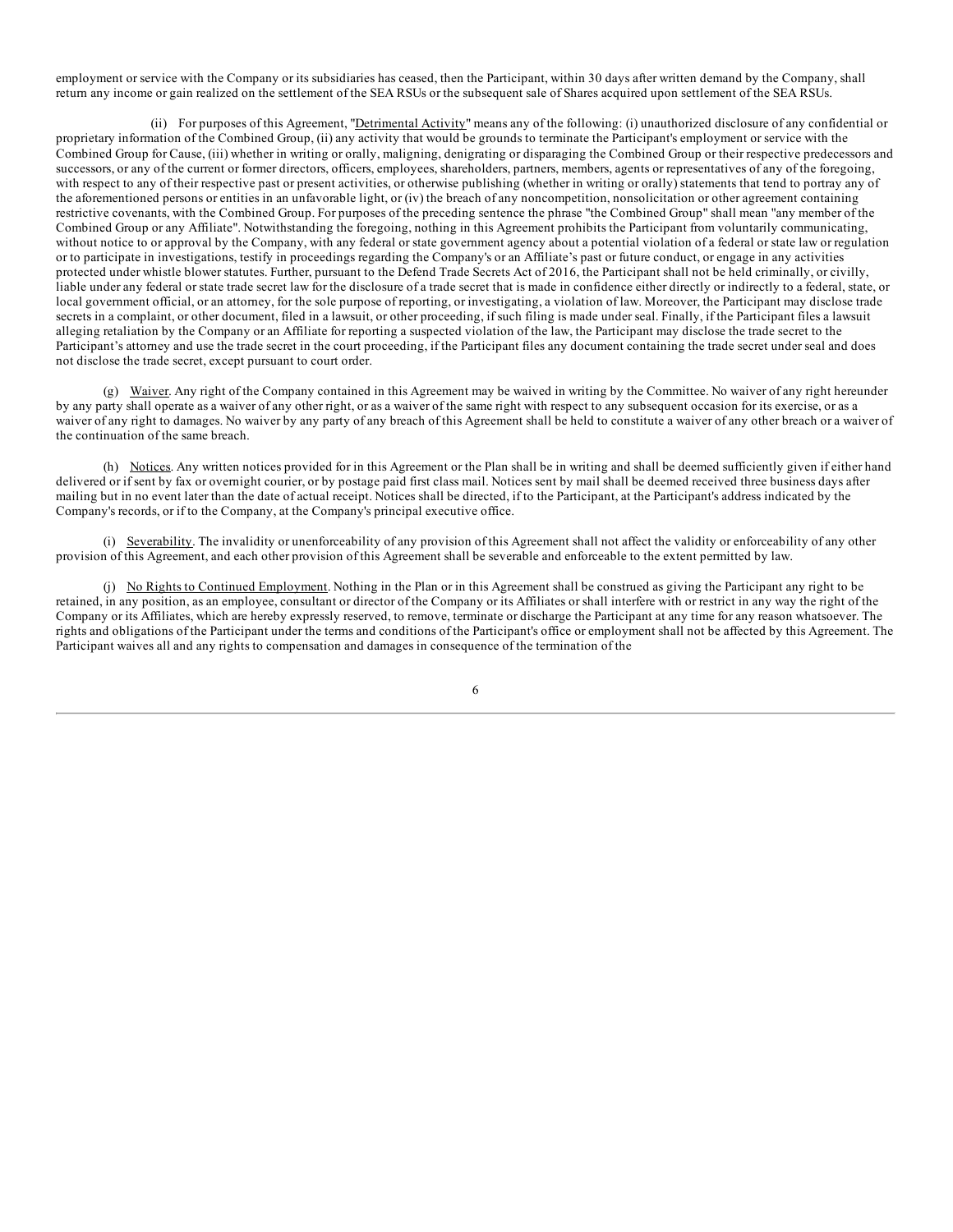employment or service with the Company or its subsidiaries has ceased, then the Participant, within 30 days after written demand by the Company, shall return any income or gain realized on the settlement of the SEA RSUs or the subsequent sale of Shares acquired upon settlement of the SEA RSUs.

(ii) For purposes of this Agreement, "Detrimental Activity" means any of the following: (i) unauthorized disclosure of any confidential or proprietary information of the Combined Group, (ii) any activity that would be grounds to terminate the Participant's employment or service with the Combined Group for Cause, (iii) whether in writing or orally, maligning, denigrating or disparaging the Combined Group or their respective predecessors and successors, or any of the current or former directors, officers, employees, shareholders, partners, members, agents or representatives of any of the foregoing, with respect to any of their respective past or present activities, or otherwise publishing (whether in writing or orally) statements that tend to portray any of the aforementioned persons or entities in an unfavorable light, or (iv) the breach of any noncompetition, nonsolicitation or other agreement containing restrictive covenants, with the Combined Group. For purposes of the preceding sentence the phrase "the Combined Group" shall mean "any member of the Combined Group or any Affiliate". Notwithstanding the foregoing, nothing in this Agreement prohibits the Participant from voluntarily communicating, without notice to or approval by the Company, with any federal or state government agency about a potential violation of a federal or state law or regulation or to participate in investigations, testify in proceedings regarding the Company's or an Affiliate's past or future conduct, or engage in any activities protected under whistle blower statutes. Further, pursuant to the Defend Trade Secrets Act of 2016, the Participant shall not be held criminally, or civilly, liable under any federal or state trade secret law for the disclosure of a trade secret that is made in confidence either directly or indirectly to a federal, state, or local government official, or an attorney, for the sole purpose of reporting, or investigating, a violation of law. Moreover, the Participant may disclose trade secrets in a complaint, or other document, filed in a lawsuit, or other proceeding, if such filing is made under seal. Finally, if the Participant files a lawsuit alleging retaliation by the Company or an Affiliate for reporting a suspected violation of the law, the Participant may disclose the trade secret to the Participant's attorney and use the trade secret in the court proceeding, if the Participant files any document containing the trade secret under seal and does not disclose the trade secret, except pursuant to court order.

(g) Waiver. Any right of the Company contained in this Agreement may be waived in writing by the Committee. No waiver of any right hereunder by any party shall operate as a waiver of any other right, or as a waiver of the same right with respect to any subsequent occasion for its exercise, or as a waiver of any right to damages. No waiver by any party of any breach of this Agreement shall be held to constitute a waiver of any other breach or a waiver of the continuation of the same breach.

(h) Notices. Any written notices provided for in this Agreement or the Plan shall be in writing and shall be deemed sufficiently given if either hand delivered or if sent by fax or overnight courier, or by postage paid first class mail. Notices sent by mail shall be deemed received three business days after mailing but in no event later than the date of actual receipt. Notices shall be directed, if to the Participant, at the Participant's address indicated by the Company's records, or if to the Company, at the Company's principal executive office.

(i) Severability. The invalidity or unenforceability of any provision of this Agreement shall not affect the validity or enforceability of any other provision of this Agreement, and each other provision of this Agreement shall be severable and enforceable to the extent permitted by law.

(j) No Rights to Continued Employment. Nothing in the Plan or in this Agreement shall be construed as giving the Participant any right to be retained, in any position, as an employee, consultant or director of the Company or its Affiliates or shall interfere with or restrict in any way the right of the Company or its Affiliates, which are hereby expressly reserved, to remove, terminate or discharge the Participant at any time for any reason whatsoever. The rights and obligations of the Participant under the terms and conditions of the Participant's office or employment shall not be affected by this Agreement. The Participant waives all and any rights to compensation and damages in consequence of the termination of the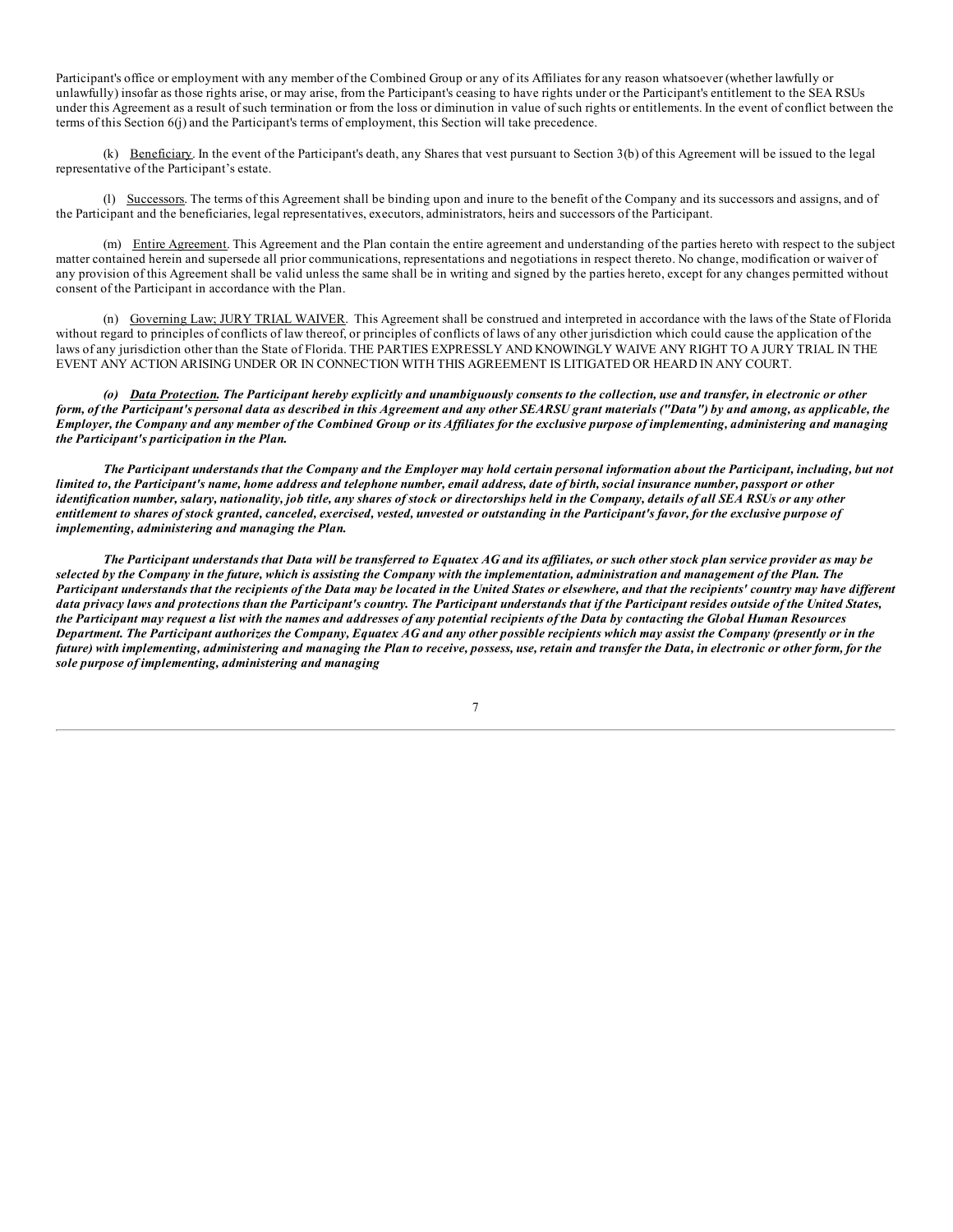Participant's office or employment with any member of the Combined Group or any of its Affiliates for any reason whatsoever (whether lawfully or unlawfully) insofar as those rights arise, or may arise, from the Participant's ceasing to have rights under or the Participant's entitlement to the SEA RSUs under this Agreement as a result of such termination or from the loss or diminution in value of such rights or entitlements. In the event of conflict between the terms of this Section 6(j) and the Participant's terms of employment, this Section will take precedence.

(k) Beneficiary. In the event of the Participant's death, any Shares that vest pursuant to Section 3(b) of this Agreement will be issued to the legal representative of the Participant's estate.

(l) Successors. The terms of this Agreement shall be binding upon and inure to the benefit of the Company and its successors and assigns, and of the Participant and the beneficiaries, legal representatives, executors, administrators, heirs and successors of the Participant.

(m) Entire Agreement. This Agreement and the Plan contain the entire agreement and understanding of the parties hereto with respect to the subject matter contained herein and supersede all prior communications, representations and negotiations in respect thereto. No change, modification or waiver of any provision of this Agreement shall be valid unless the same shall be in writing and signed by the parties hereto, except for any changes permitted without consent of the Participant in accordance with the Plan.

(n) Governing Law; JURY TRIAL WAIVER. This Agreement shall be construed and interpreted in accordance with the laws of the State of Florida without regard to principles of conflicts of law thereof, or principles of conflicts of laws of any other jurisdiction which could cause the application of the laws of any jurisdiction other than the State of Florida. THE PARTIES EXPRESSLY AND KNOWINGLY WAIVE ANY RIGHT TO A JURY TRIAL IN THE EVENT ANY ACTION ARISING UNDER OR IN CONNECTION WITH THIS AGREEMENT IS LITIGATED OR HEARD IN ANY COURT.

***(o) Data Protection. The Participant hereby explicitly and unambiguously consents to the collection, use and transfer, in electronic or other form, of the Participant's personal data as described in this Agreement and any other SEARSU grant materials ("Data") by and among, as applicable, the Employer, the Company and any member of the Combined Group or its Affiliates for the exclusive purpose of implementing, administering and managing the Participant's participation in the Plan.***

***The Participant understands that the Company and the Employer may hold certain personal information about the Participant, including, but not limited to, the Participant's name, home address and telephone number, email address, date of birth, social insurance number, passport or other identification number, salary, nationality, job title, any shares of stock or directorships held in the Company, details of all SEA RSUs or any other entitlement to shares of stock granted, canceled, exercised, vested, unvested or outstanding in the Participant's favor, for the exclusive purpose of implementing, administering and managing the Plan.***

***The Participant understands that Data will be transferred to Equatex AG and its affiliates, or such other stock plan service provider as may be selected by the Company in the future, which is assisting the Company with the implementation, administration and management of the Plan. The Participant understands that the recipients of the Data may be located in the United States or elsewhere, and that the recipients' country may have different data privacy laws and protections than the Participant's country. The Participant understands that if the Participant resides outside of the United States, the Participant may request a list with the names and addresses of any potential recipients of the Data by contacting the Global Human Resources Department. The Participant authorizes the Company, Equatex AG and any other possible recipients which may assist the Company (presently or in the future) with implementing, administering and managing the Plan to receive, possess, use, retain and transfer the Data, in electronic or other form, for the sole purpose of implementing, administering and managing***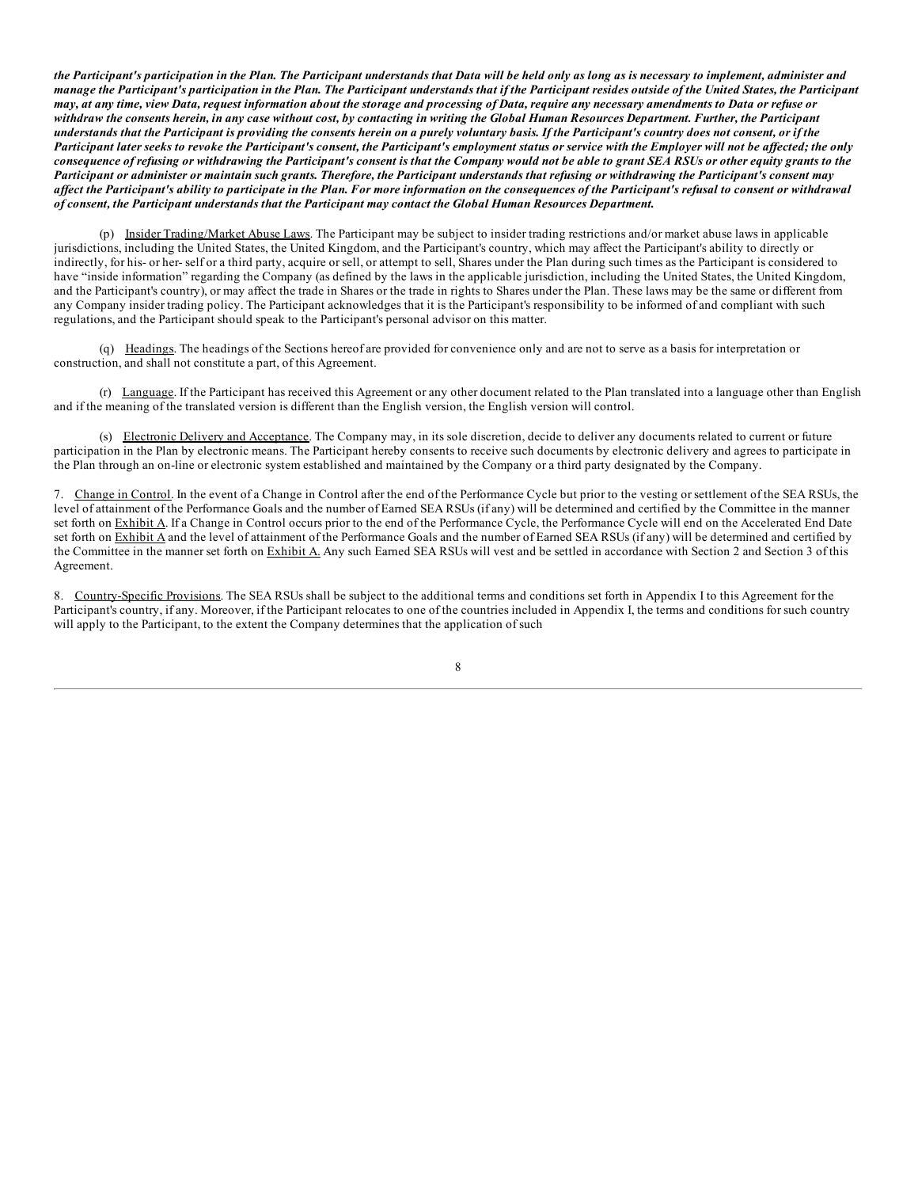***the Participant's participation in the Plan. The Participant understands that Data will be held only as long as is necessary to implement, administer and manage the Participant's participation in the Plan. The Participant understands that if the Participant resides outside of the United States, the Participant may, at any time, view Data, request information about the storage and processing of Data, require any necessary amendments to Data or refuse or withdraw the consents herein, in any case without cost, by contacting in writing the Global Human Resources Department. Further, the Participant understands that the Participant is providing the consents herein on a purely voluntary basis. If the Participant's country does not consent, or if the Participant later seeks to revoke the Participant's consent, the Participant's employment status or service with the Employer will not be affected; the only consequence of refusing or withdrawing the Participant's consent is that the Company would not be able to grant SEA RSUs or other equity grants to the Participant or administer or maintain such grants. Therefore, the Participant understands that refusing or withdrawing the Participant's consent may affect the Participant's ability to participate in the Plan. For more information on the consequences of the Participant's refusal to consent or withdrawal of consent, the Participant understands that the Participant may contact the Global Human Resources Department.***

(p) Insider Trading/Market Abuse Laws. The Participant may be subject to insider trading restrictions and/or market abuse laws in applicable jurisdictions, including the United States, the United Kingdom, and the Participant's country, which may affect the Participant's ability to directly or indirectly, for his- or her- self or a third party, acquire or sell, or attempt to sell, Shares under the Plan during such times as the Participant is considered to have "inside information" regarding the Company (as defined by the laws in the applicable jurisdiction, including the United States, the United Kingdom, and the Participant's country), or may affect the trade in Shares or the trade in rights to Shares under the Plan. These laws may be the same or different from any Company insider trading policy. The Participant acknowledges that it is the Participant's responsibility to be informed of and compliant with such regulations, and the Participant should speak to the Participant's personal advisor on this matter.

(q) Headings. The headings of the Sections hereof are provided for convenience only and are not to serve as a basis for interpretation or construction, and shall not constitute a part, of this Agreement.

(r) Language. If the Participant has received this Agreement or any other document related to the Plan translated into a language other than English and if the meaning of the translated version is different than the English version, the English version will control.

(s) Electronic Delivery and Acceptance. The Company may, in its sole discretion, decide to deliver any documents related to current or future participation in the Plan by electronic means. The Participant hereby consents to receive such documents by electronic delivery and agrees to participate in the Plan through an on-line or electronic system established and maintained by the Company or a third party designated by the Company.

7. Change in Control. In the event of a Change in Control after the end of the Performance Cycle but prior to the vesting or settlement of the SEA RSUs, the level of attainment of the Performance Goals and the number of Earned SEA RSUs (if any) will be determined and certified by the Committee in the manner set forth on Exhibit A. If a Change in Control occurs prior to the end of the Performance Cycle, the Performance Cycle will end on the Accelerated End Date set forth on Exhibit A and the level of attainment of the Performance Goals and the number of Earned SEA RSUs (if any) will be determined and certified by the Committee in the manner set forth on Exhibit A. Any such Earned SEA RSUs will vest and be settled in accordance with Section 2 and Section 3 of this Agreement.

8. Country-Specific Provisions. The SEA RSUs shall be subject to the additional terms and conditions set forth in Appendix I to this Agreement for the Participant's country, if any. Moreover, if the Participant relocates to one of the countries included in Appendix I, the terms and conditions for such country will apply to the Participant, to the extent the Company determines that the application of such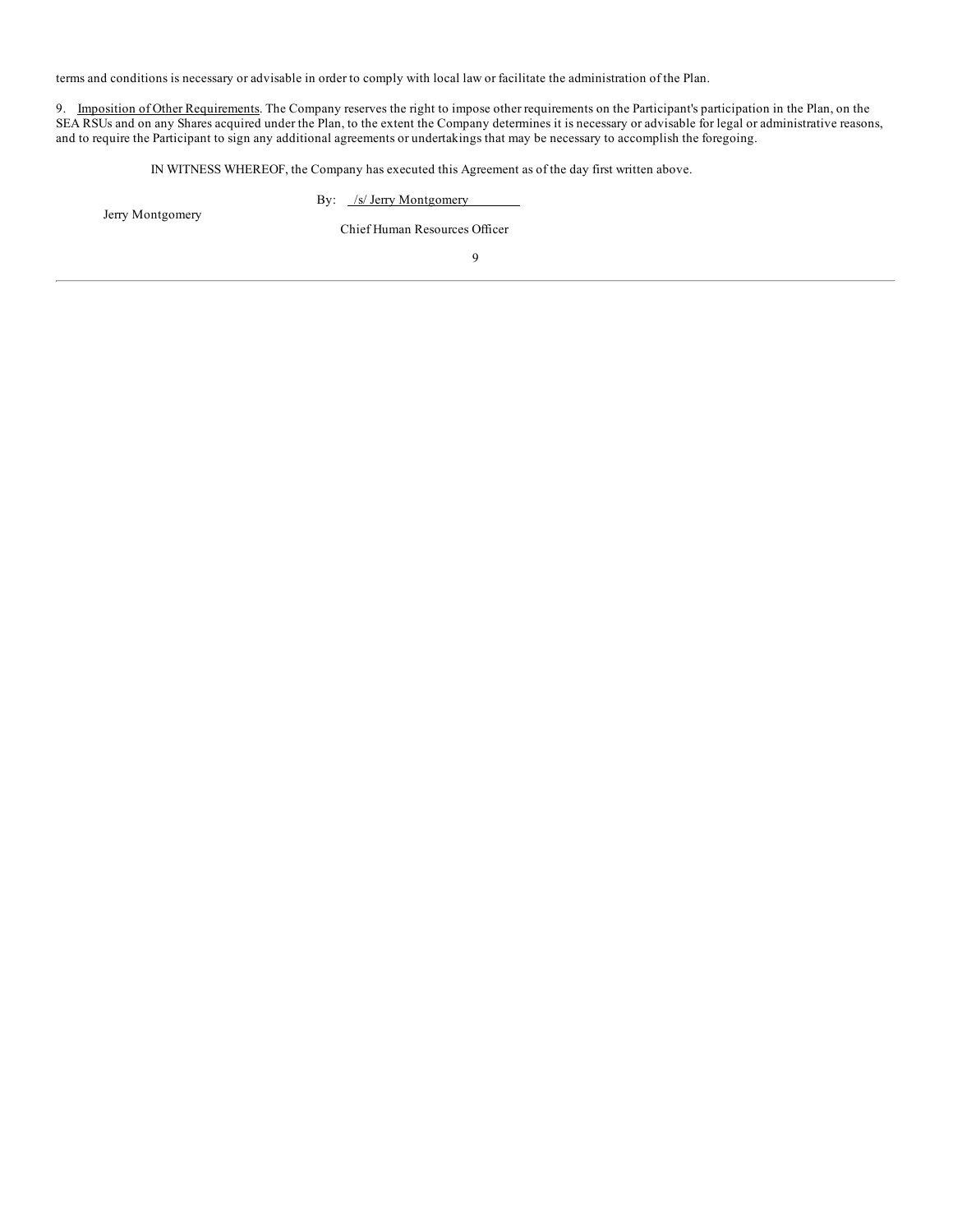terms and conditions is necessary or advisable in order to comply with local law or facilitate the administration of the Plan.

9. Imposition of Other Requirements. The Company reserves the right to impose other requirements on the Participant's participation in the Plan, on the SEA RSUs and on any Shares acquired under the Plan, to the extent the Company determines it is necessary or advisable for legal or administrative reasons, and to require the Participant to sign any additional agreements or undertakings that may be necessary to accomplish the foregoing.

IN WITNESS WHEREOF, the Company has executed this Agreement as of the day first written above.

Jerry Montgomery

By: /s/ Jerry Montgomery

Chief Human Resources Officer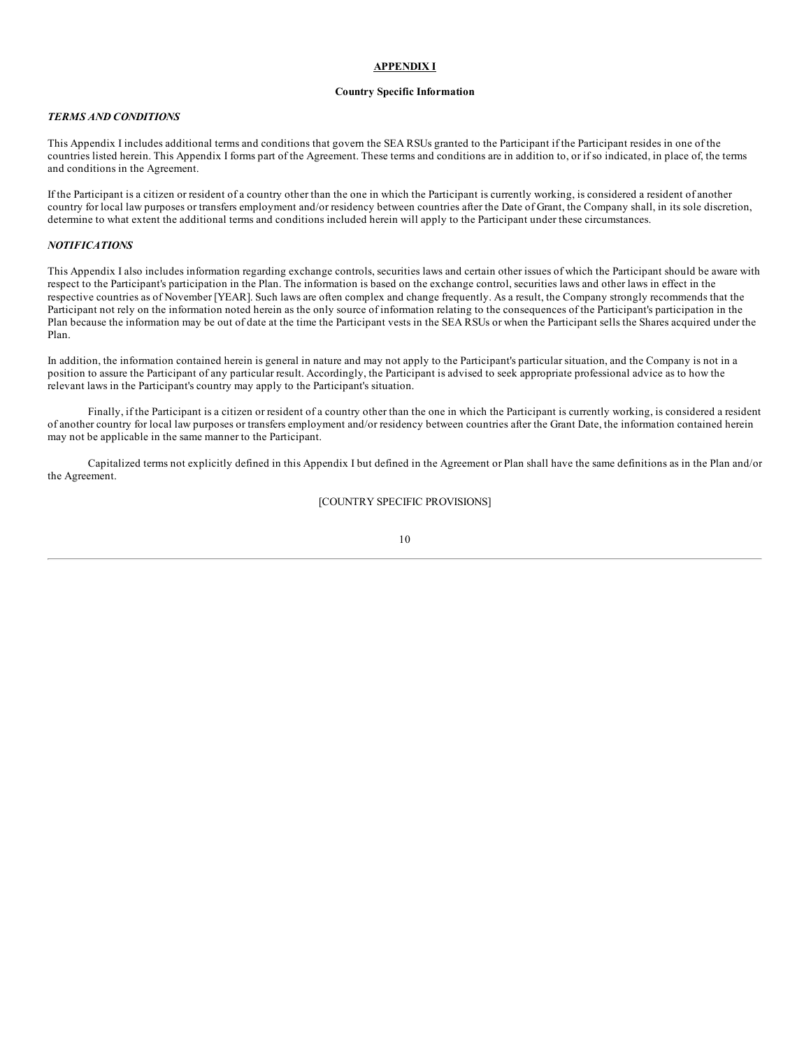## APPENDIX I

**Country Specific Information**

***TERMS AND CONDITIONS***

This Appendix I includes additional terms and conditions that govern the SEA RSUs granted to the Participant if the Participant resides in one of the countries listed herein. This Appendix I forms part of the Agreement. These terms and conditions are in addition to, or if so indicated, in place of, the terms and conditions in the Agreement.

If the Participant is a citizen or resident of a country other than the one in which the Participant is currently working, is considered a resident of another country for local law purposes or transfers employment and/or residency between countries after the Date of Grant, the Company shall, in its sole discretion, determine to what extent the additional terms and conditions included herein will apply to the Participant under these circumstances.

***NOTIFICATIONS***

This Appendix I also includes information regarding exchange controls, securities laws and certain other issues of which the Participant should be aware with respect to the Participant's participation in the Plan. The information is based on the exchange control, securities laws and other laws in effect in the respective countries as of November [YEAR]. Such laws are often complex and change frequently. As a result, the Company strongly recommends that the Participant not rely on the information noted herein as the only source of information relating to the consequences of the Participant's participation in the Plan because the information may be out of date at the time the Participant vests in the SEA RSUs or when the Participant sells the Shares acquired under the Plan.

In addition, the information contained herein is general in nature and may not apply to the Participant's particular situation, and the Company is not in a position to assure the Participant of any particular result. Accordingly, the Participant is advised to seek appropriate professional advice as to how the relevant laws in the Participant's country may apply to the Participant's situation.

Finally, if the Participant is a citizen or resident of a country other than the one in which the Participant is currently working, is considered a resident of another country for local law purposes or transfers employment and/or residency between countries after the Grant Date, the information contained herein may not be applicable in the same manner to the Participant.

Capitalized terms not explicitly defined in this Appendix I but defined in the Agreement or Plan shall have the same definitions as in the Plan and/or the Agreement.

[COUNTRY SPECIFIC PROVISIONS]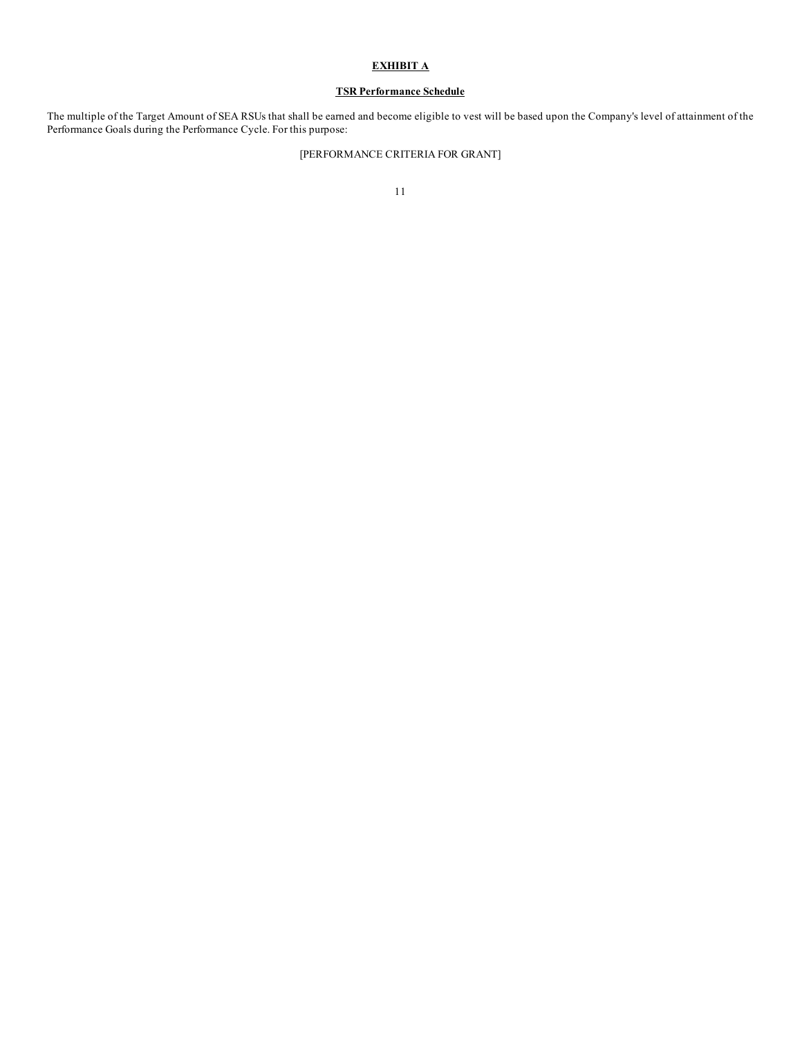## EXHIBIT A

### TSR Performance Schedule

The multiple of the Target Amount of SEA RSUs that shall be earned and become eligible to vest will be based upon the Company's level of attainment of the Performance Goals during the Performance Cycle. For this purpose:

[PERFORMANCE CRITERIA FOR GRANT]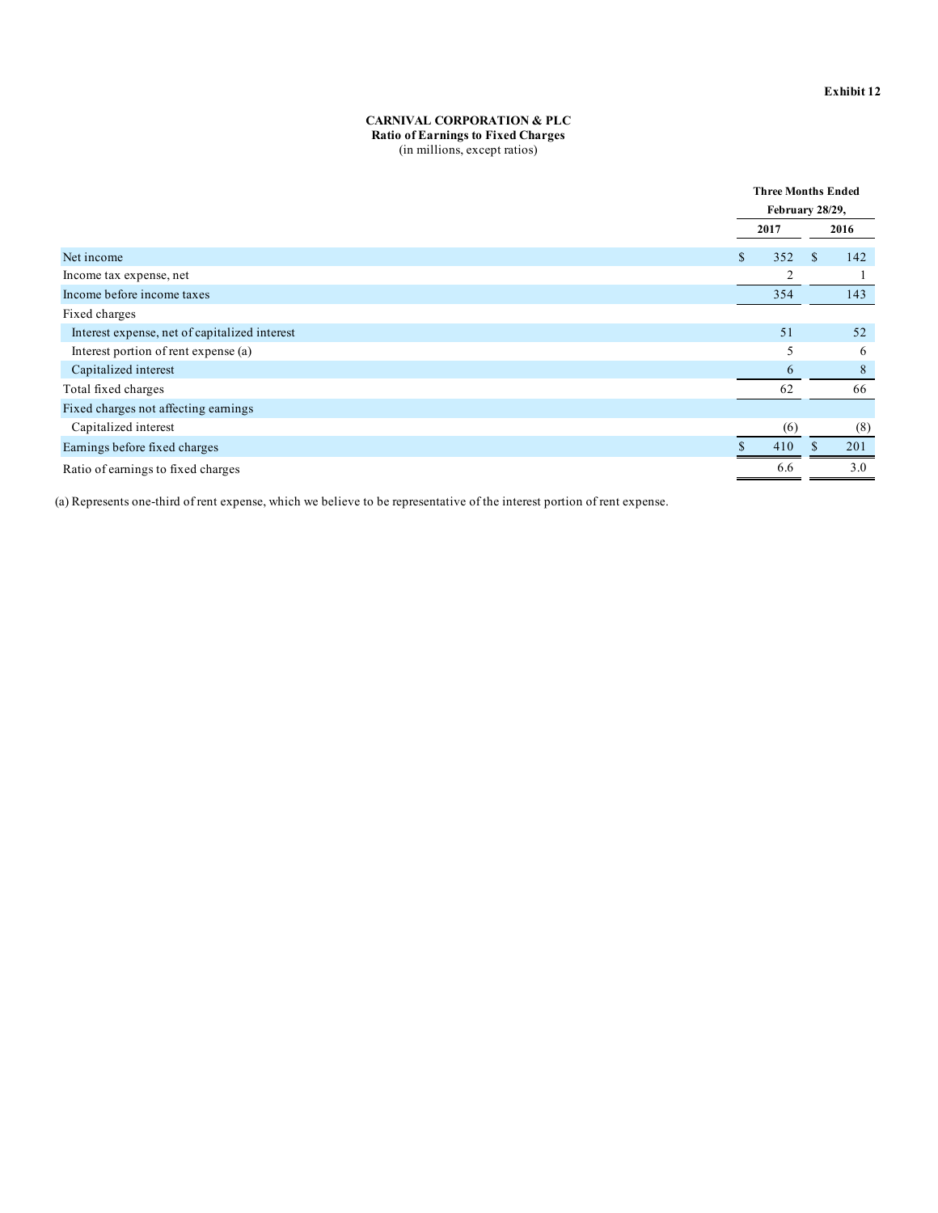**Exhibit 12**

**CARNIVAL CORPORATION & PLC**
**Ratio of Earnings to Fixed Charges**
(in millions, except ratios)

| | Three Months Ended February 28/29, | |
|---|---|---|
| | **2017** | **2016** |
| Net income | $ 352 | $ 142 |
| Income tax expense, net | 2 | 1 |
| Income before income taxes | 354 | 143 |
| Fixed charges | | |
| Interest expense, net of capitalized interest | 51 | 52 |
| Interest portion of rent expense (a) | 5 | 6 |
| Capitalized interest | 6 | 8 |
| Total fixed charges | 62 | 66 |
| Fixed charges not affecting earnings | | |
| Capitalized interest | (6) | (8) |
| Earnings before fixed charges | $ 410 | $ 201 |
| Ratio of earnings to fixed charges | 6.6 | 3.0 |

(a) Represents one-third of rent expense, which we believe to be representative of the interest portion of rent expense.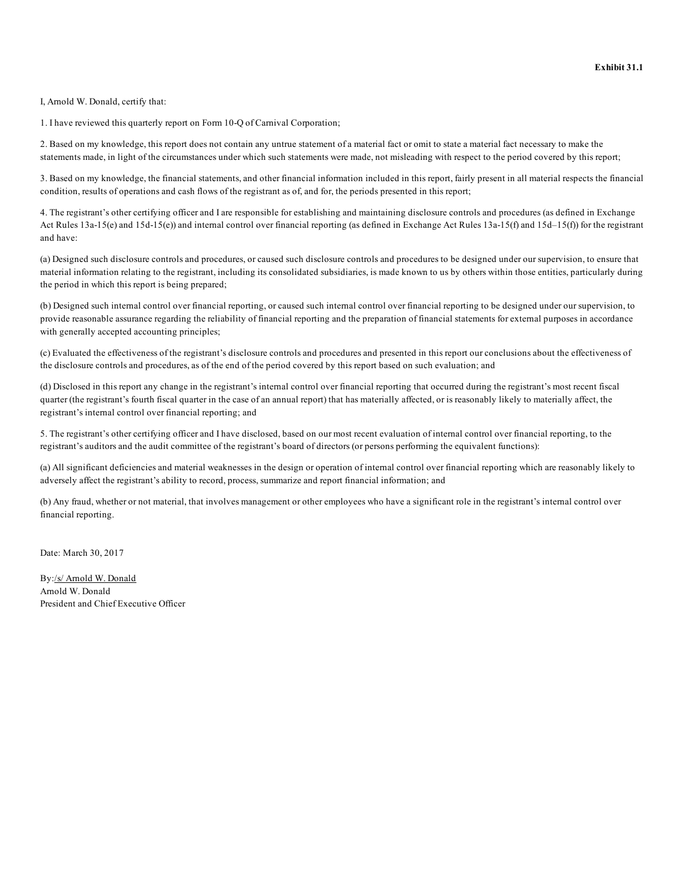**Exhibit 31.1**

I, Arnold W. Donald, certify that:

1. I have reviewed this quarterly report on Form 10-Q of Carnival Corporation;

2. Based on my knowledge, this report does not contain any untrue statement of a material fact or omit to state a material fact necessary to make the statements made, in light of the circumstances under which such statements were made, not misleading with respect to the period covered by this report;

3. Based on my knowledge, the financial statements, and other financial information included in this report, fairly present in all material respects the financial condition, results of operations and cash flows of the registrant as of, and for, the periods presented in this report;

4. The registrant's other certifying officer and I are responsible for establishing and maintaining disclosure controls and procedures (as defined in Exchange Act Rules 13a-15(e) and 15d-15(e)) and internal control over financial reporting (as defined in Exchange Act Rules 13a-15(f) and 15d–15(f)) for the registrant and have:

(a) Designed such disclosure controls and procedures, or caused such disclosure controls and procedures to be designed under our supervision, to ensure that material information relating to the registrant, including its consolidated subsidiaries, is made known to us by others within those entities, particularly during the period in which this report is being prepared;

(b) Designed such internal control over financial reporting, or caused such internal control over financial reporting to be designed under our supervision, to provide reasonable assurance regarding the reliability of financial reporting and the preparation of financial statements for external purposes in accordance with generally accepted accounting principles;

(c) Evaluated the effectiveness of the registrant's disclosure controls and procedures and presented in this report our conclusions about the effectiveness of the disclosure controls and procedures, as of the end of the period covered by this report based on such evaluation; and

(d) Disclosed in this report any change in the registrant's internal control over financial reporting that occurred during the registrant's most recent fiscal quarter (the registrant's fourth fiscal quarter in the case of an annual report) that has materially affected, or is reasonably likely to materially affect, the registrant's internal control over financial reporting; and

5. The registrant's other certifying officer and I have disclosed, based on our most recent evaluation of internal control over financial reporting, to the registrant's auditors and the audit committee of the registrant's board of directors (or persons performing the equivalent functions):

(a) All significant deficiencies and material weaknesses in the design or operation of internal control over financial reporting which are reasonably likely to adversely affect the registrant's ability to record, process, summarize and report financial information; and

(b) Any fraud, whether or not material, that involves management or other employees who have a significant role in the registrant's internal control over financial reporting.

Date: March 30, 2017

By:/s/ Arnold W. Donald
Arnold W. Donald
President and Chief Executive Officer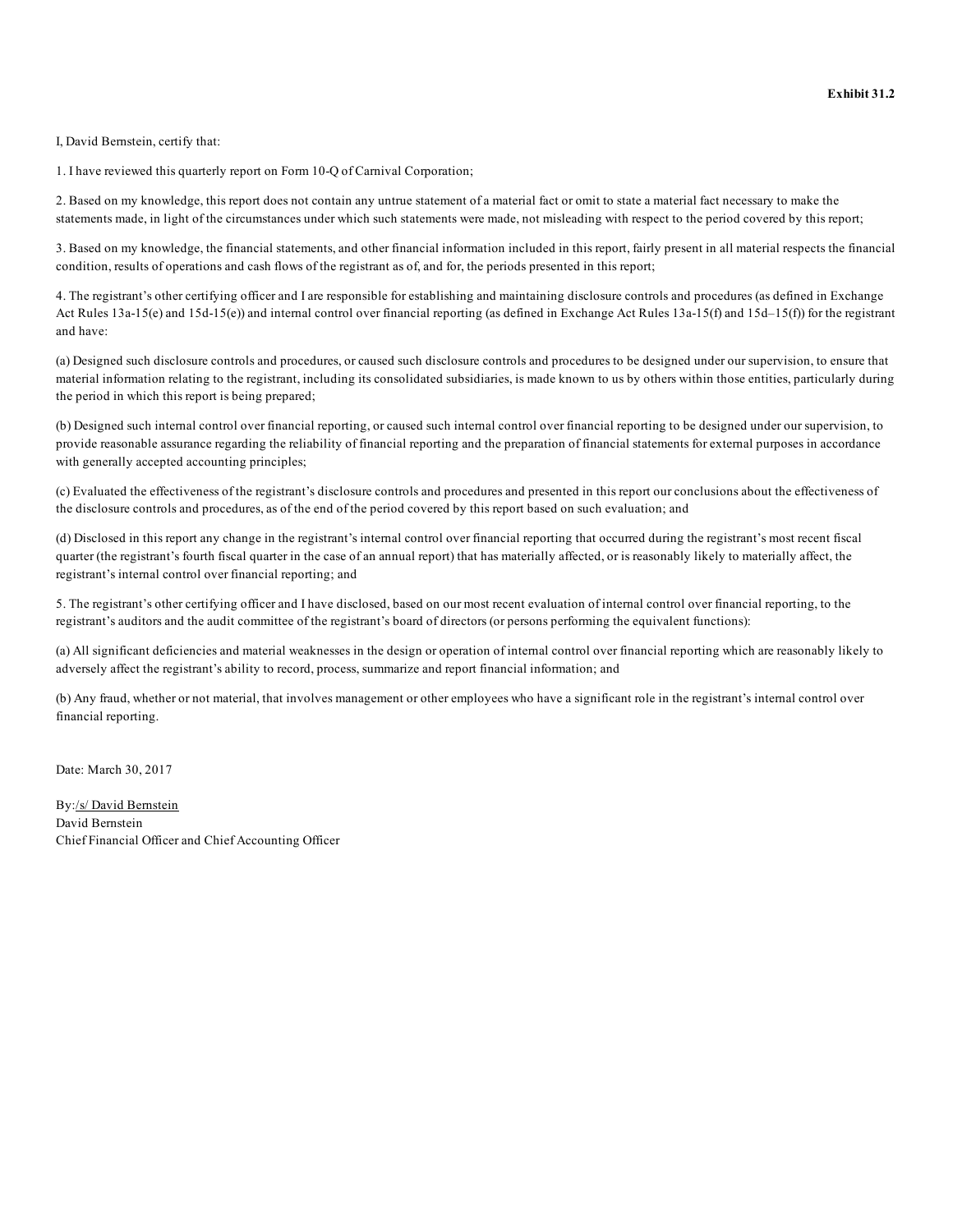**Exhibit 31.2**

I, David Bernstein, certify that:

1. I have reviewed this quarterly report on Form 10-Q of Carnival Corporation;

2. Based on my knowledge, this report does not contain any untrue statement of a material fact or omit to state a material fact necessary to make the statements made, in light of the circumstances under which such statements were made, not misleading with respect to the period covered by this report;

3. Based on my knowledge, the financial statements, and other financial information included in this report, fairly present in all material respects the financial condition, results of operations and cash flows of the registrant as of, and for, the periods presented in this report;

4. The registrant's other certifying officer and I are responsible for establishing and maintaining disclosure controls and procedures (as defined in Exchange Act Rules 13a-15(e) and 15d-15(e)) and internal control over financial reporting (as defined in Exchange Act Rules 13a-15(f) and 15d–15(f)) for the registrant and have:

(a) Designed such disclosure controls and procedures, or caused such disclosure controls and procedures to be designed under our supervision, to ensure that material information relating to the registrant, including its consolidated subsidiaries, is made known to us by others within those entities, particularly during the period in which this report is being prepared;

(b) Designed such internal control over financial reporting, or caused such internal control over financial reporting to be designed under our supervision, to provide reasonable assurance regarding the reliability of financial reporting and the preparation of financial statements for external purposes in accordance with generally accepted accounting principles;

(c) Evaluated the effectiveness of the registrant's disclosure controls and procedures and presented in this report our conclusions about the effectiveness of the disclosure controls and procedures, as of the end of the period covered by this report based on such evaluation; and

(d) Disclosed in this report any change in the registrant's internal control over financial reporting that occurred during the registrant's most recent fiscal quarter (the registrant's fourth fiscal quarter in the case of an annual report) that has materially affected, or is reasonably likely to materially affect, the registrant's internal control over financial reporting; and

5. The registrant's other certifying officer and I have disclosed, based on our most recent evaluation of internal control over financial reporting, to the registrant's auditors and the audit committee of the registrant's board of directors (or persons performing the equivalent functions):

(a) All significant deficiencies and material weaknesses in the design or operation of internal control over financial reporting which are reasonably likely to adversely affect the registrant's ability to record, process, summarize and report financial information; and

(b) Any fraud, whether or not material, that involves management or other employees who have a significant role in the registrant's internal control over financial reporting.

Date: March 30, 2017

By:/s/ David Bernstein
David Bernstein
Chief Financial Officer and Chief Accounting Officer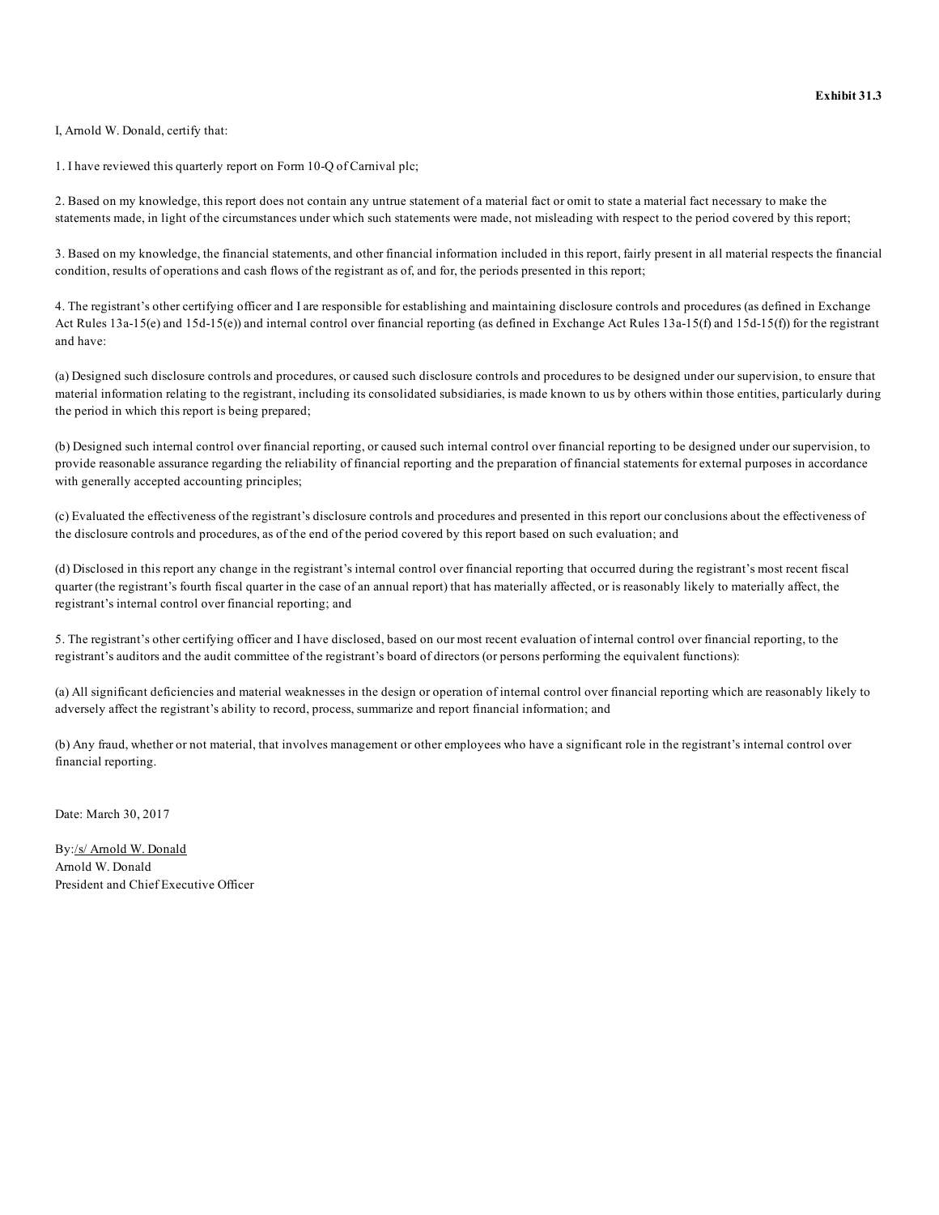**Exhibit 31.3**

I, Arnold W. Donald, certify that:

1. I have reviewed this quarterly report on Form 10-Q of Carnival plc;

2. Based on my knowledge, this report does not contain any untrue statement of a material fact or omit to state a material fact necessary to make the statements made, in light of the circumstances under which such statements were made, not misleading with respect to the period covered by this report;

3. Based on my knowledge, the financial statements, and other financial information included in this report, fairly present in all material respects the financial condition, results of operations and cash flows of the registrant as of, and for, the periods presented in this report;

4. The registrant's other certifying officer and I are responsible for establishing and maintaining disclosure controls and procedures (as defined in Exchange Act Rules 13a-15(e) and 15d-15(e)) and internal control over financial reporting (as defined in Exchange Act Rules 13a-15(f) and 15d-15(f)) for the registrant and have:

(a) Designed such disclosure controls and procedures, or caused such disclosure controls and procedures to be designed under our supervision, to ensure that material information relating to the registrant, including its consolidated subsidiaries, is made known to us by others within those entities, particularly during the period in which this report is being prepared;

(b) Designed such internal control over financial reporting, or caused such internal control over financial reporting to be designed under our supervision, to provide reasonable assurance regarding the reliability of financial reporting and the preparation of financial statements for external purposes in accordance with generally accepted accounting principles;

(c) Evaluated the effectiveness of the registrant's disclosure controls and procedures and presented in this report our conclusions about the effectiveness of the disclosure controls and procedures, as of the end of the period covered by this report based on such evaluation; and

(d) Disclosed in this report any change in the registrant's internal control over financial reporting that occurred during the registrant's most recent fiscal quarter (the registrant's fourth fiscal quarter in the case of an annual report) that has materially affected, or is reasonably likely to materially affect, the registrant's internal control over financial reporting; and

5. The registrant's other certifying officer and I have disclosed, based on our most recent evaluation of internal control over financial reporting, to the registrant's auditors and the audit committee of the registrant's board of directors (or persons performing the equivalent functions):

(a) All significant deficiencies and material weaknesses in the design or operation of internal control over financial reporting which are reasonably likely to adversely affect the registrant's ability to record, process, summarize and report financial information; and

(b) Any fraud, whether or not material, that involves management or other employees who have a significant role in the registrant's internal control over financial reporting.

Date: March 30, 2017

By:/s/ Arnold W. Donald
Arnold W. Donald
President and Chief Executive Officer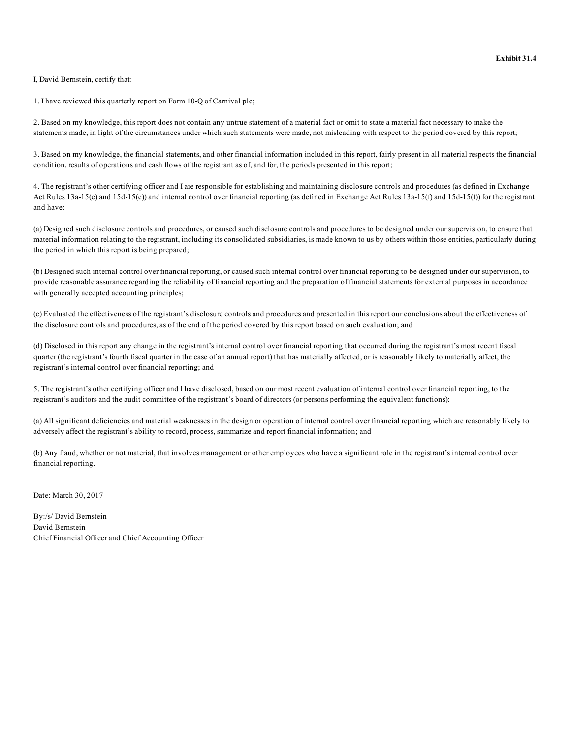**Exhibit 31.4**

I, David Bernstein, certify that:

1. I have reviewed this quarterly report on Form 10-Q of Carnival plc;

2. Based on my knowledge, this report does not contain any untrue statement of a material fact or omit to state a material fact necessary to make the statements made, in light of the circumstances under which such statements were made, not misleading with respect to the period covered by this report;

3. Based on my knowledge, the financial statements, and other financial information included in this report, fairly present in all material respects the financial condition, results of operations and cash flows of the registrant as of, and for, the periods presented in this report;

4. The registrant's other certifying officer and I are responsible for establishing and maintaining disclosure controls and procedures (as defined in Exchange Act Rules 13a-15(e) and 15d-15(e)) and internal control over financial reporting (as defined in Exchange Act Rules 13a-15(f) and 15d-15(f)) for the registrant and have:

(a) Designed such disclosure controls and procedures, or caused such disclosure controls and procedures to be designed under our supervision, to ensure that material information relating to the registrant, including its consolidated subsidiaries, is made known to us by others within those entities, particularly during the period in which this report is being prepared;

(b) Designed such internal control over financial reporting, or caused such internal control over financial reporting to be designed under our supervision, to provide reasonable assurance regarding the reliability of financial reporting and the preparation of financial statements for external purposes in accordance with generally accepted accounting principles;

(c) Evaluated the effectiveness of the registrant's disclosure controls and procedures and presented in this report our conclusions about the effectiveness of the disclosure controls and procedures, as of the end of the period covered by this report based on such evaluation; and

(d) Disclosed in this report any change in the registrant's internal control over financial reporting that occurred during the registrant's most recent fiscal quarter (the registrant's fourth fiscal quarter in the case of an annual report) that has materially affected, or is reasonably likely to materially affect, the registrant's internal control over financial reporting; and

5. The registrant's other certifying officer and I have disclosed, based on our most recent evaluation of internal control over financial reporting, to the registrant's auditors and the audit committee of the registrant's board of directors (or persons performing the equivalent functions):

(a) All significant deficiencies and material weaknesses in the design or operation of internal control over financial reporting which are reasonably likely to adversely affect the registrant's ability to record, process, summarize and report financial information; and

(b) Any fraud, whether or not material, that involves management or other employees who have a significant role in the registrant's internal control over financial reporting.

Date: March 30, 2017

By:/s/ David Bernstein
David Bernstein
Chief Financial Officer and Chief Accounting Officer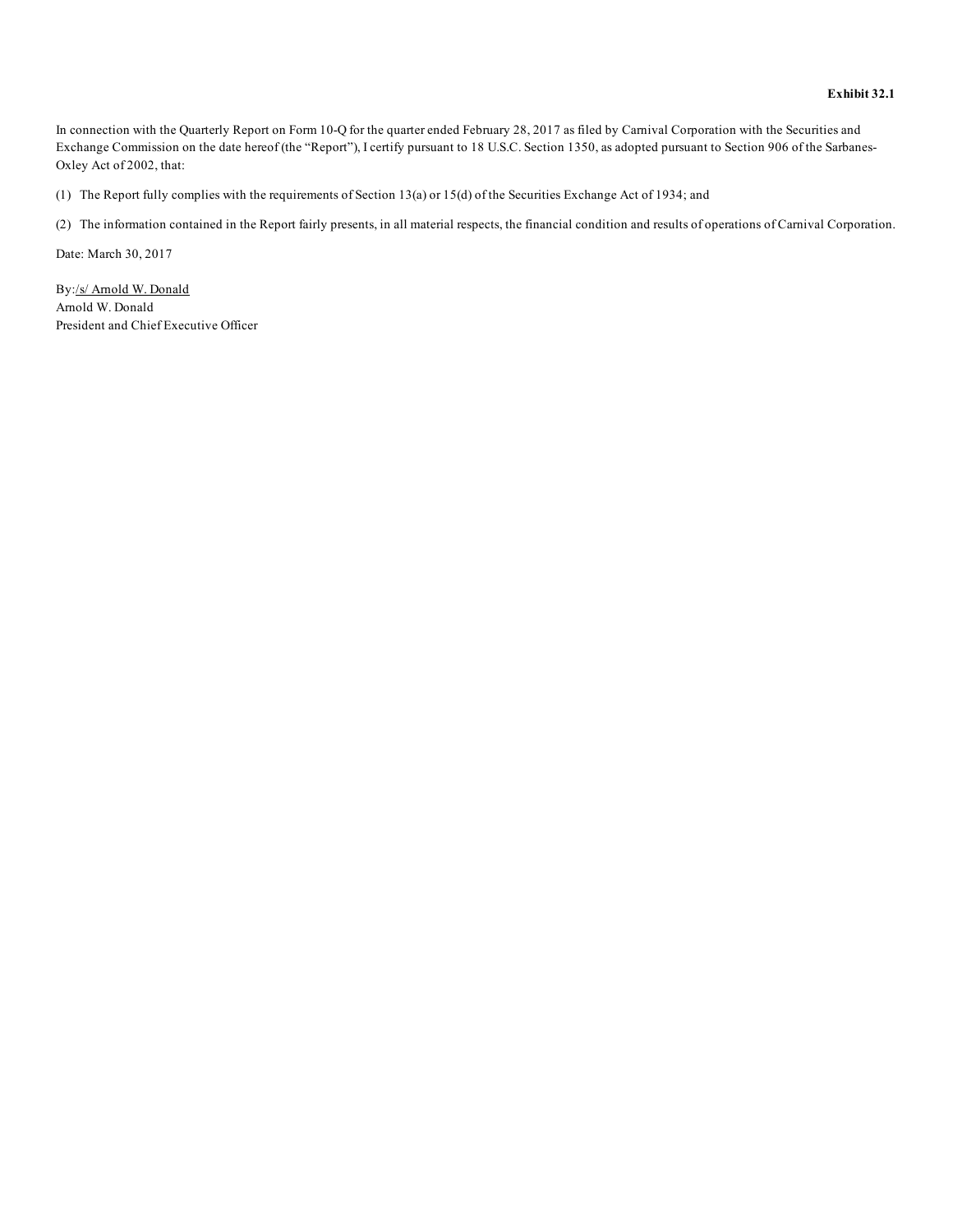**Exhibit 32.1**

In connection with the Quarterly Report on Form 10-Q for the quarter ended February 28, 2017 as filed by Carnival Corporation with the Securities and Exchange Commission on the date hereof (the "Report"), I certify pursuant to 18 U.S.C. Section 1350, as adopted pursuant to Section 906 of the Sarbanes-Oxley Act of 2002, that:

(1) The Report fully complies with the requirements of Section 13(a) or 15(d) of the Securities Exchange Act of 1934; and

(2) The information contained in the Report fairly presents, in all material respects, the financial condition and results of operations of Carnival Corporation.

Date: March 30, 2017

By:/s/ Arnold W. Donald  
Arnold W. Donald  
President and Chief Executive Officer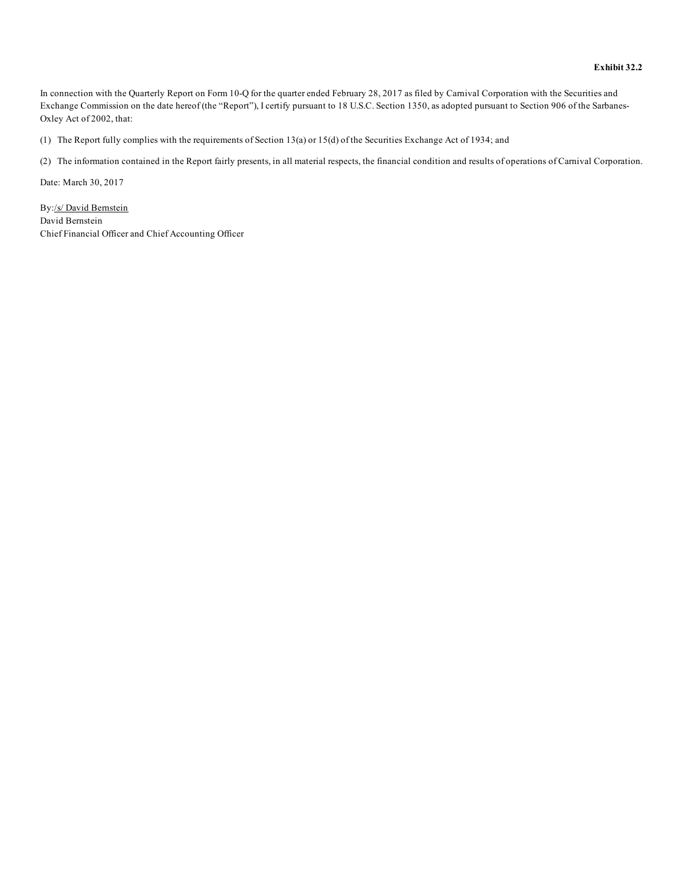**Exhibit 32.2**

In connection with the Quarterly Report on Form 10-Q for the quarter ended February 28, 2017 as filed by Carnival Corporation with the Securities and Exchange Commission on the date hereof (the "Report"), I certify pursuant to 18 U.S.C. Section 1350, as adopted pursuant to Section 906 of the Sarbanes-Oxley Act of 2002, that:

(1) The Report fully complies with the requirements of Section 13(a) or 15(d) of the Securities Exchange Act of 1934; and

(2) The information contained in the Report fairly presents, in all material respects, the financial condition and results of operations of Carnival Corporation.

Date: March 30, 2017

By:/s/ David Bernstein
David Bernstein
Chief Financial Officer and Chief Accounting Officer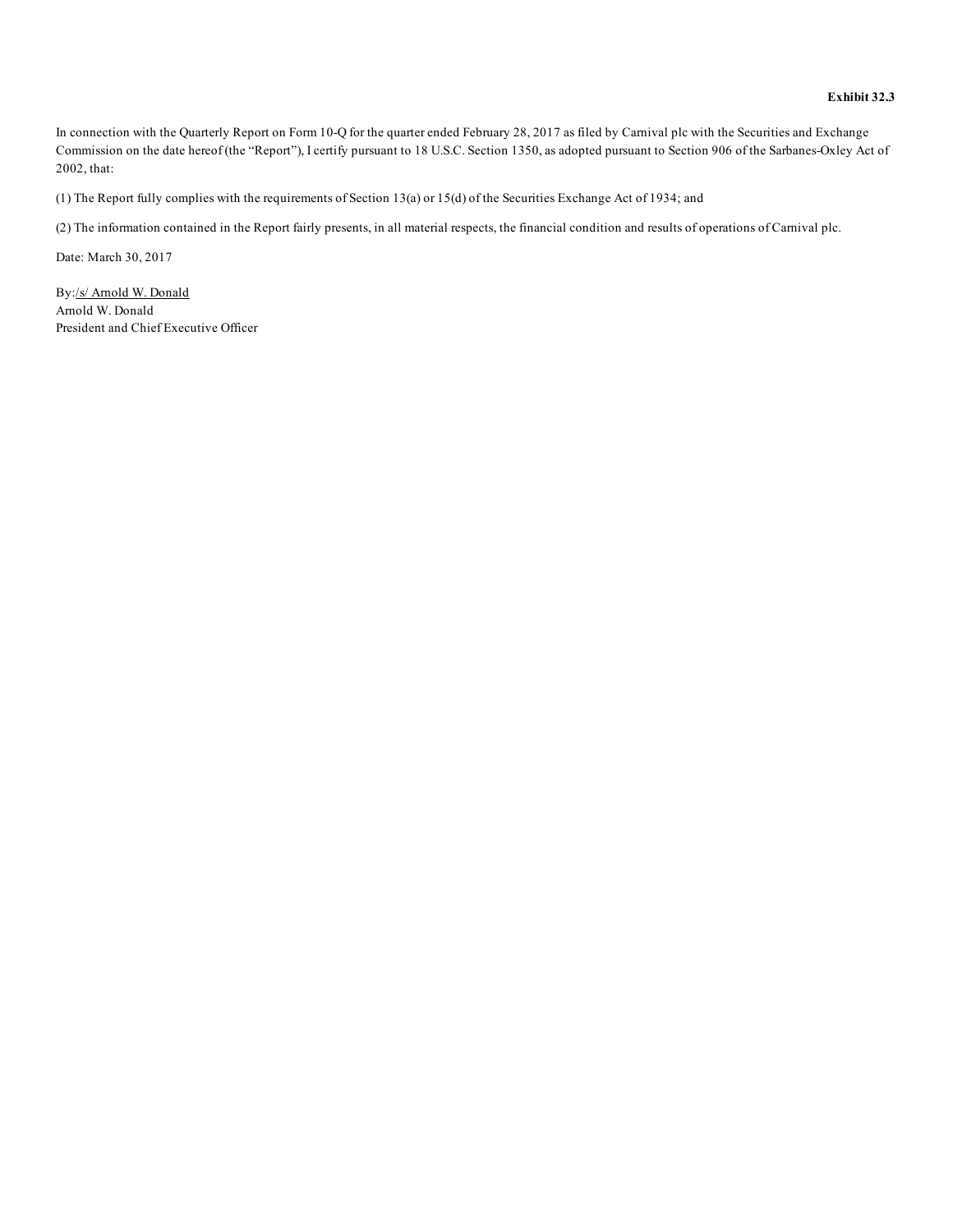**Exhibit 32.3**

In connection with the Quarterly Report on Form 10-Q for the quarter ended February 28, 2017 as filed by Carnival plc with the Securities and Exchange Commission on the date hereof (the "Report"), I certify pursuant to 18 U.S.C. Section 1350, as adopted pursuant to Section 906 of the Sarbanes-Oxley Act of 2002, that:

(1) The Report fully complies with the requirements of Section 13(a) or 15(d) of the Securities Exchange Act of 1934; and

(2) The information contained in the Report fairly presents, in all material respects, the financial condition and results of operations of Carnival plc.

Date: March 30, 2017

By:/s/ Arnold W. Donald
Arnold W. Donald
President and Chief Executive Officer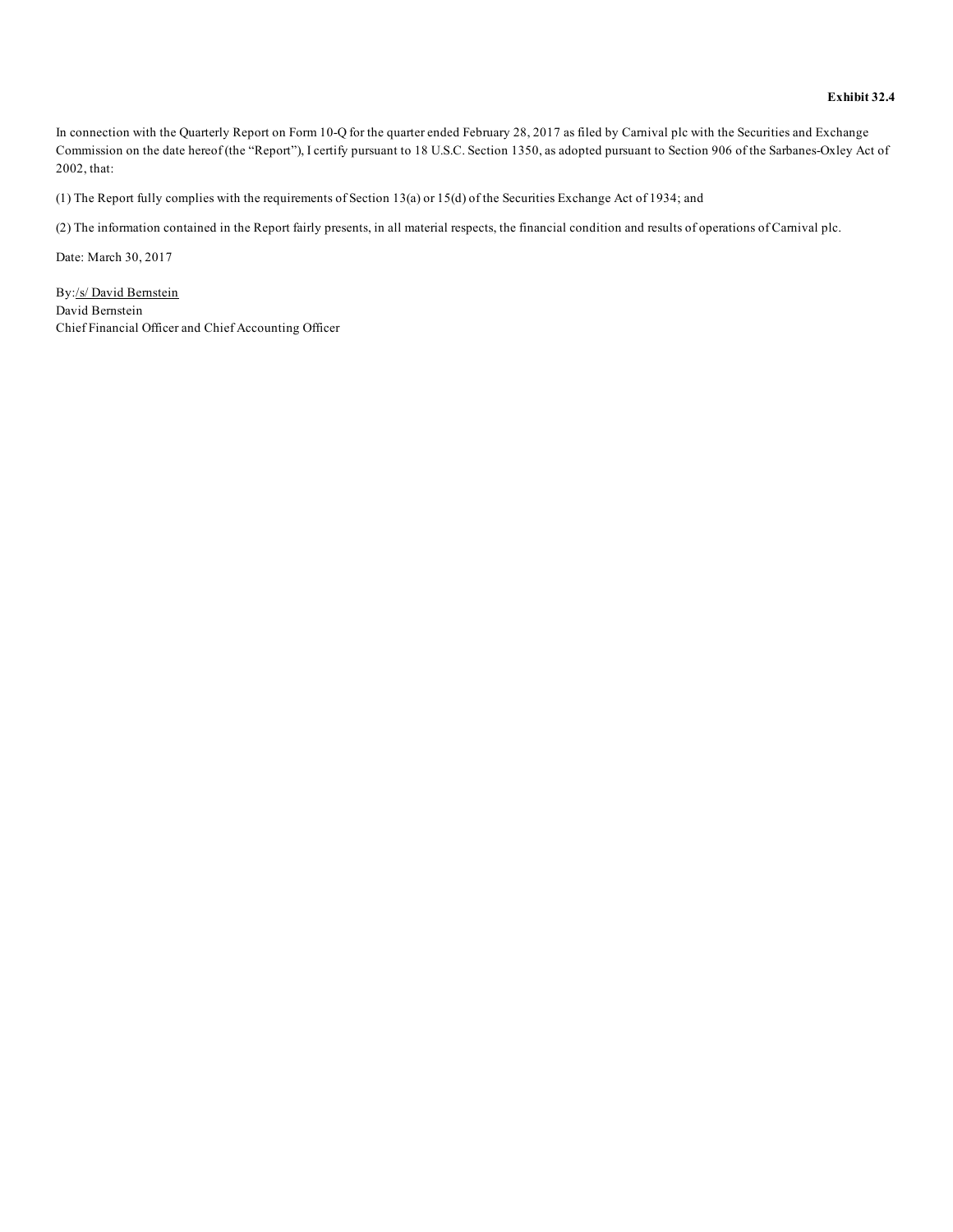**Exhibit 32.4**

In connection with the Quarterly Report on Form 10-Q for the quarter ended February 28, 2017 as filed by Carnival plc with the Securities and Exchange Commission on the date hereof (the "Report"), I certify pursuant to 18 U.S.C. Section 1350, as adopted pursuant to Section 906 of the Sarbanes-Oxley Act of 2002, that:

(1) The Report fully complies with the requirements of Section 13(a) or 15(d) of the Securities Exchange Act of 1934; and

(2) The information contained in the Report fairly presents, in all material respects, the financial condition and results of operations of Carnival plc.

Date: March 30, 2017

By:/s/ David Bernstein
David Bernstein
Chief Financial Officer and Chief Accounting Officer